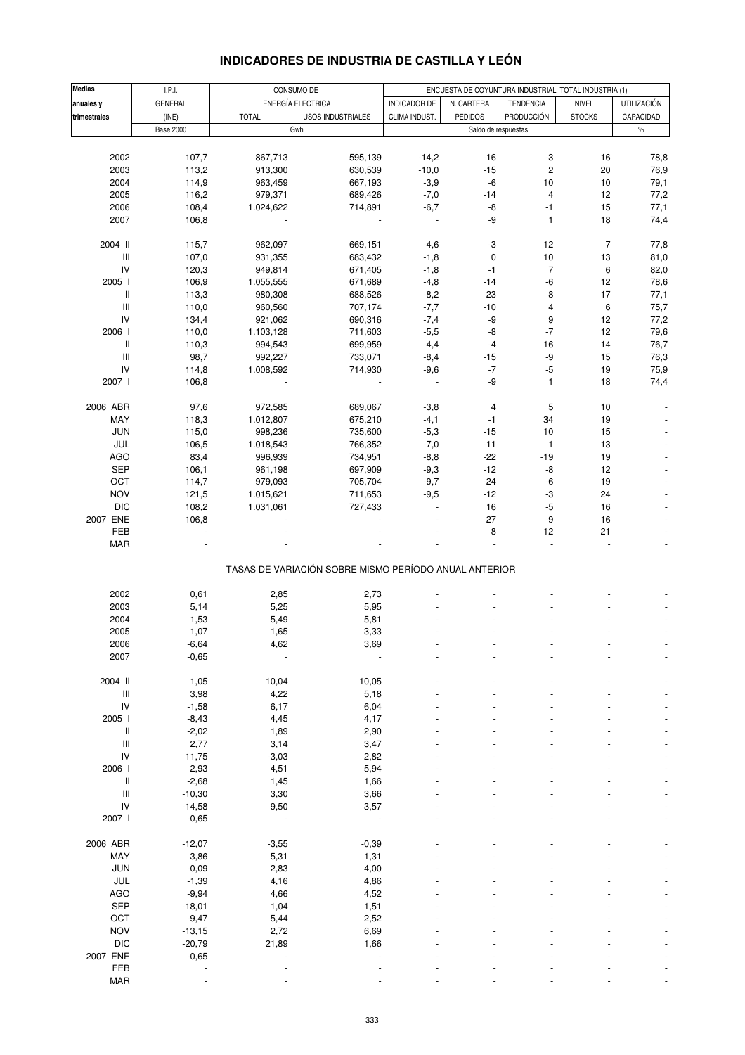# INDICADORES DE INDUSTRIA DE CASTILLA Y LEÓN

| Medias anuales y trimestrales | I.P.I. GENERAL (INE) | CONSUMO DE ENERGÍA ELECTRICA | | ENCUESTA DE COYUNTURA INDUSTRIAL: TOTAL INDUSTRIA (1) | | | | |
|---|---|---|---|---|---|---|---|---|
| | | TOTAL | USOS INDUSTRIALES | INDICADOR DE CLIMA INDUST. | N. CARTERA PEDIDOS | TENDENCIA PRODUCCIÓN | NIVEL STOCKS | UTILIZACIÓN CAPACIDAD |
| | Base 2000 | Gwh | | Saldo de respuestas | | | | % |
| 2002 | 107,7 | 867,713 | 595,139 | -14,2 | -16 | -3 | 16 | 78,8 |
| 2003 | 113,2 | 913,300 | 630,539 | -10,0 | -15 | 2 | 20 | 76,9 |
| 2004 | 114,9 | 963,459 | 667,193 | -3,9 | -6 | 10 | 10 | 79,1 |
| 2005 | 116,2 | 979,371 | 689,426 | -7,0 | -14 | 4 | 12 | 77,2 |
| 2006 | 108,4 | 1.024,622 | 714,891 | -6,7 | -8 | -1 | 15 | 77,1 |
| 2007 | 106,8 | - | - | - | -9 | 1 | 18 | 74,4 |
| 2004 II | 115,7 | 962,097 | 669,151 | -4,6 | -3 | 12 | 7 | 77,8 |
| III | 107,0 | 931,355 | 683,432 | -1,8 | 0 | 10 | 13 | 81,0 |
| IV | 120,3 | 949,814 | 671,405 | -1,8 | -1 | 7 | 6 | 82,0 |
| 2005 I | 106,9 | 1.055,555 | 671,689 | -4,8 | -14 | -6 | 12 | 78,6 |
| II | 113,3 | 980,308 | 688,526 | -8,2 | -23 | 8 | 17 | 77,1 |
| III | 110,0 | 960,560 | 707,174 | -7,7 | -10 | 4 | 6 | 75,7 |
| IV | 134,4 | 921,062 | 690,316 | -7,4 | -9 | 9 | 12 | 77,2 |
| 2006 I | 110,0 | 1.103,128 | 711,603 | -5,5 | -8 | -7 | 12 | 79,6 |
| II | 110,3 | 994,543 | 699,959 | -4,4 | -4 | 16 | 14 | 76,7 |
| III | 98,7 | 992,227 | 733,071 | -8,4 | -15 | -9 | 15 | 76,3 |
| IV | 114,8 | 1.008,592 | 714,930 | -9,6 | -7 | -5 | 19 | 75,9 |
| 2007 I | 106,8 | - | - | - | -9 | 1 | 18 | 74,4 |
| 2006 ABR | 97,6 | 972,585 | 689,067 | -3,8 | 4 | 5 | 10 | - |
| MAY | 118,3 | 1.012,807 | 675,210 | -4,1 | -1 | 34 | 19 | - |
| JUN | 115,0 | 998,236 | 735,600 | -5,3 | -15 | 10 | 15 | - |
| JUL | 106,5 | 1.018,543 | 766,352 | -7,0 | -11 | 1 | 13 | - |
| AGO | 83,4 | 996,939 | 734,951 | -8,8 | -22 | -19 | 19 | - |
| SEP | 106,1 | 961,198 | 697,909 | -9,3 | -12 | -8 | 12 | - |
| OCT | 114,7 | 979,093 | 705,704 | -9,7 | -24 | -6 | 19 | - |
| NOV | 121,5 | 1.015,621 | 711,653 | -9,5 | -12 | -3 | 24 | - |
| DIC | 108,2 | 1.031,061 | 727,433 | - | 16 | -5 | 16 | - |
| 2007 ENE | 106,8 | - | - | - | -27 | -9 | 16 | - |
| FEB | - | - | - | - | 8 | 12 | 21 | - |
| MAR | - | - | - | - | - | - | - | - |
| **TASAS DE VARIACIÓN SOBRE MISMO PERÍODO ANUAL ANTERIOR** | | | | | | | | |
| 2002 | 0,61 | 2,85 | 2,73 | - | - | - | - | - |
| 2003 | 5,14 | 5,25 | 5,95 | - | - | - | - | - |
| 2004 | 1,53 | 5,49 | 5,81 | - | - | - | - | - |
| 2005 | 1,07 | 1,65 | 3,33 | - | - | - | - | - |
| 2006 | -6,64 | 4,62 | 3,69 | - | - | - | - | - |
| 2007 | -0,65 | - | - | - | - | - | - | - |
| 2004 II | 1,05 | 10,04 | 10,05 | - | - | - | - | - |
| III | 3,98 | 4,22 | 5,18 | - | - | - | - | - |
| IV | -1,58 | 6,17 | 6,04 | - | - | - | - | - |
| 2005 I | -8,43 | 4,45 | 4,17 | - | - | - | - | - |
| II | -2,02 | 1,89 | 2,90 | - | - | - | - | - |
| III | 2,77 | 3,14 | 3,47 | - | - | - | - | - |
| IV | 11,75 | -3,03 | 2,82 | - | - | - | - | - |
| 2006 I | 2,93 | 4,51 | 5,94 | - | - | - | - | - |
| II | -2,68 | 1,45 | 1,66 | - | - | - | - | - |
| III | -10,30 | 3,30 | 3,66 | - | - | - | - | - |
| IV | -14,58 | 9,50 | 3,57 | - | - | - | - | - |
| 2007 I | -0,65 | - | - | - | - | - | - | - |
| 2006 ABR | -12,07 | -3,55 | -0,39 | - | - | - | - | - |
| MAY | 3,86 | 5,31 | 1,31 | - | - | - | - | - |
| JUN | -0,09 | 2,83 | 4,00 | - | - | - | - | - |
| JUL | -1,39 | 4,16 | 4,86 | - | - | - | - | - |
| AGO | -9,94 | 4,66 | 4,52 | - | - | - | - | - |
| SEP | -18,01 | 1,04 | 1,51 | - | - | - | - | - |
| OCT | -9,47 | 5,44 | 2,52 | - | - | - | - | - |
| NOV | -13,15 | 2,72 | 6,69 | - | - | - | - | - |
| DIC | -20,79 | 21,89 | 1,66 | - | - | - | - | - |
| 2007 ENE | -0,65 | - | - | - | - | - | - | - |
| FEB | - | - | - | - | - | - | - | - |
| MAR | - | - | - | - | - | - | - | - |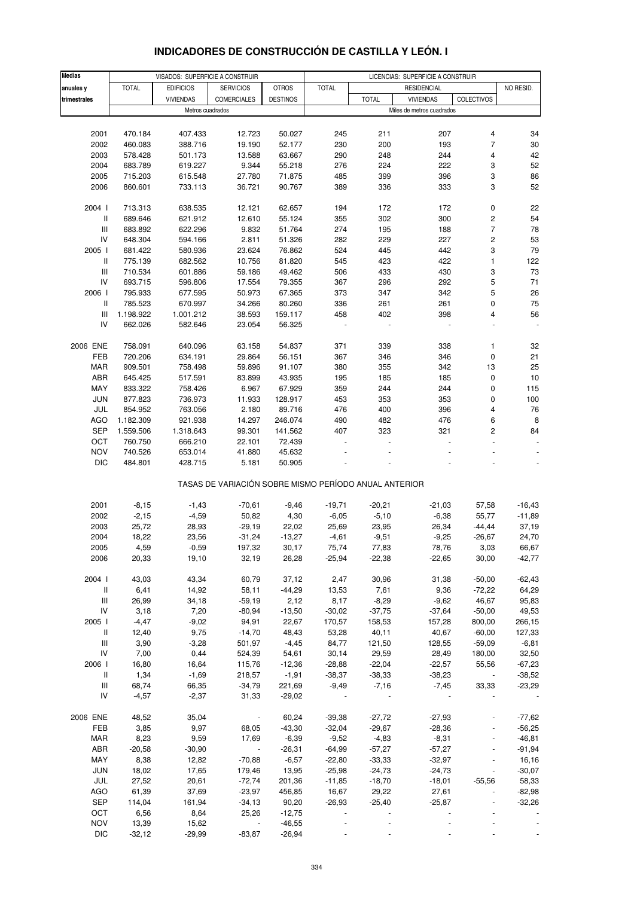# INDICADORES DE CONSTRUCCIÓN DE CASTILLA Y LEÓN. I

| Medias anuales y trimestrales | VISADOS: SUPERFICIE A CONSTRUIR | | | | LICENCIAS: SUPERFICIE A CONSTRUIR | | | | |
|---|---|---|---|---|---|---|---|---|---|
| | TOTAL | EDIFICIOS VIVIENDAS | SERVICIOS COMERCIALES | OTROS DESTINOS | TOTAL | RESIDENCIAL | | | NO RESID. |
| | | | | | | TOTAL | VIVIENDAS | COLECTIVOS | |
| | Metros cuadrados | | | | Miles de metros cuadrados | | | | |
| 2001 | 470.184 | 407.433 | 12.723 | 50.027 | 245 | 211 | 207 | 4 | 34 |
| 2002 | 460.083 | 388.716 | 19.190 | 52.177 | 230 | 200 | 193 | 7 | 30 |
| 2003 | 578.428 | 501.173 | 13.588 | 63.667 | 290 | 248 | 244 | 4 | 42 |
| 2004 | 683.789 | 619.227 | 9.344 | 55.218 | 276 | 224 | 222 | 3 | 52 |
| 2005 | 715.203 | 615.548 | 27.780 | 71.875 | 485 | 399 | 396 | 3 | 86 |
| 2006 | 860.601 | 733.113 | 36.721 | 90.767 | 389 | 336 | 333 | 3 | 52 |
| 2004 I | 713.313 | 638.535 | 12.121 | 62.657 | 194 | 172 | 172 | 0 | 22 |
| II | 689.646 | 621.912 | 12.610 | 55.124 | 355 | 302 | 300 | 2 | 54 |
| III | 683.892 | 622.296 | 9.832 | 51.764 | 274 | 195 | 188 | 7 | 78 |
| IV | 648.304 | 594.166 | 2.811 | 51.326 | 282 | 229 | 227 | 2 | 53 |
| 2005 I | 681.422 | 580.936 | 23.624 | 76.862 | 524 | 445 | 442 | 3 | 79 |
| II | 775.139 | 682.562 | 10.756 | 81.820 | 545 | 423 | 422 | 1 | 122 |
| III | 710.534 | 601.886 | 59.186 | 49.462 | 506 | 433 | 430 | 3 | 73 |
| IV | 693.715 | 596.806 | 17.554 | 79.355 | 367 | 296 | 292 | 5 | 71 |
| 2006 I | 795.933 | 677.595 | 50.973 | 67.365 | 373 | 347 | 342 | 5 | 26 |
| II | 785.523 | 670.997 | 34.266 | 80.260 | 336 | 261 | 261 | 0 | 75 |
| III | 1.198.922 | 1.001.212 | 38.593 | 159.117 | 458 | 402 | 398 | 4 | 56 |
| IV | 662.026 | 582.646 | 23.054 | 56.325 | - | - | - | - | - |
| 2006 ENE | 758.091 | 640.096 | 63.158 | 54.837 | 371 | 339 | 338 | 1 | 32 |
| FEB | 720.206 | 634.191 | 29.864 | 56.151 | 367 | 346 | 346 | 0 | 21 |
| MAR | 909.501 | 758.498 | 59.896 | 91.107 | 380 | 355 | 342 | 13 | 25 |
| ABR | 645.425 | 517.591 | 83.899 | 43.935 | 195 | 185 | 185 | 0 | 10 |
| MAY | 833.322 | 758.426 | 6.967 | 67.929 | 359 | 244 | 244 | 0 | 115 |
| JUN | 877.823 | 736.973 | 11.933 | 128.917 | 453 | 353 | 353 | 0 | 100 |
| JUL | 854.952 | 763.056 | 2.180 | 89.716 | 476 | 400 | 396 | 4 | 76 |
| AGO | 1.182.309 | 921.938 | 14.297 | 246.074 | 490 | 482 | 476 | 6 | 8 |
| SEP | 1.559.506 | 1.318.643 | 99.301 | 141.562 | 407 | 323 | 321 | 2 | 84 |
| OCT | 760.750 | 666.210 | 22.101 | 72.439 | - | - | - | - | - |
| NOV | 740.526 | 653.014 | 41.880 | 45.632 | - | - | - | - | - |
| DIC | 484.801 | 428.715 | 5.181 | 50.905 | - | - | - | - | - |
| **TASAS DE VARIACIÓN SOBRE MISMO PERÍODO ANUAL ANTERIOR** | | | | | | | | | |
| 2001 | -8,15 | -1,43 | -70,61 | -9,46 | -19,71 | -20,21 | -21,03 | 57,58 | -16,43 |
| 2002 | -2,15 | -4,59 | 50,82 | 4,30 | -6,05 | -5,10 | -6,38 | 55,77 | -11,89 |
| 2003 | 25,72 | 28,93 | -29,19 | 22,02 | 25,69 | 23,95 | 26,34 | -44,44 | 37,19 |
| 2004 | 18,22 | 23,56 | -31,24 | -13,27 | -4,61 | -9,51 | -9,25 | -26,67 | 24,70 |
| 2005 | 4,59 | -0,59 | 197,32 | 30,17 | 75,74 | 77,83 | 78,76 | 3,03 | 66,67 |
| 2006 | 20,33 | 19,10 | 32,19 | 26,28 | -25,94 | -22,38 | -22,65 | 30,00 | -42,77 |
| 2004 I | 43,03 | 43,34 | 60,79 | 37,12 | 2,47 | 30,96 | 31,38 | -50,00 | -62,43 |
| II | 6,41 | 14,92 | 58,11 | -44,29 | 13,53 | 7,61 | 9,36 | -72,22 | 64,29 |
| III | 26,99 | 34,18 | -59,19 | 2,12 | 8,17 | -8,29 | -9,62 | 46,67 | 95,83 |
| IV | 3,18 | 7,20 | -80,94 | -13,50 | -30,02 | -37,75 | -37,64 | -50,00 | 49,53 |
| 2005 I | -4,47 | -9,02 | 94,91 | 22,67 | 170,57 | 158,53 | 157,28 | 800,00 | 266,15 |
| II | 12,40 | 9,75 | -14,70 | 48,43 | 53,28 | 40,11 | 40,67 | -60,00 | 127,33 |
| III | 3,90 | -3,28 | 501,97 | -4,45 | 84,77 | 121,50 | 128,55 | -59,09 | -6,81 |
| IV | 7,00 | 0,44 | 524,39 | 54,61 | 30,14 | 29,59 | 28,49 | 180,00 | 32,50 |
| 2006 I | 16,80 | 16,64 | 115,76 | -12,36 | -28,88 | -22,04 | -22,57 | 55,56 | -67,23 |
| II | 1,34 | -1,69 | 218,57 | -1,91 | -38,37 | -38,33 | -38,23 | - | -38,52 |
| III | 68,74 | 66,35 | -34,79 | 221,69 | -9,49 | -7,16 | -7,45 | 33,33 | -23,29 |
| IV | -4,57 | -2,37 | 31,33 | -29,02 | - | - | - | - | - |
| 2006 ENE | 48,52 | 35,04 | - | 60,24 | -39,38 | -27,72 | -27,93 | - | -77,62 |
| FEB | 3,85 | 9,97 | 68,05 | -43,30 | -32,04 | -29,67 | -28,36 | - | -56,25 |
| MAR | 8,23 | 9,59 | 17,69 | -6,39 | -9,52 | -4,83 | -8,31 | - | -46,81 |
| ABR | -20,58 | -30,90 | - | -26,31 | -64,99 | -57,27 | -57,27 | - | -91,94 |
| MAY | 8,38 | 12,82 | -70,88 | -6,57 | -22,80 | -33,33 | -32,97 | - | 16,16 |
| JUN | 18,02 | 17,65 | 179,46 | 13,95 | -25,98 | -24,73 | -24,73 | - | -30,07 |
| JUL | 27,52 | 20,61 | -72,74 | 201,36 | -11,85 | -18,70 | -18,01 | -55,56 | 58,33 |
| AGO | 61,39 | 37,69 | -23,97 | 456,85 | 16,67 | 29,22 | 27,61 | - | -82,98 |
| SEP | 114,04 | 161,94 | -34,13 | 90,20 | -26,93 | -25,40 | -25,87 | - | -32,26 |
| OCT | 6,56 | 8,64 | 25,26 | -12,75 | - | - | - | - | - |
| NOV | 13,39 | 15,62 | - | -46,55 | - | - | - | - | - |
| DIC | -32,12 | -29,99 | -83,87 | -26,94 | - | - | - | - | - |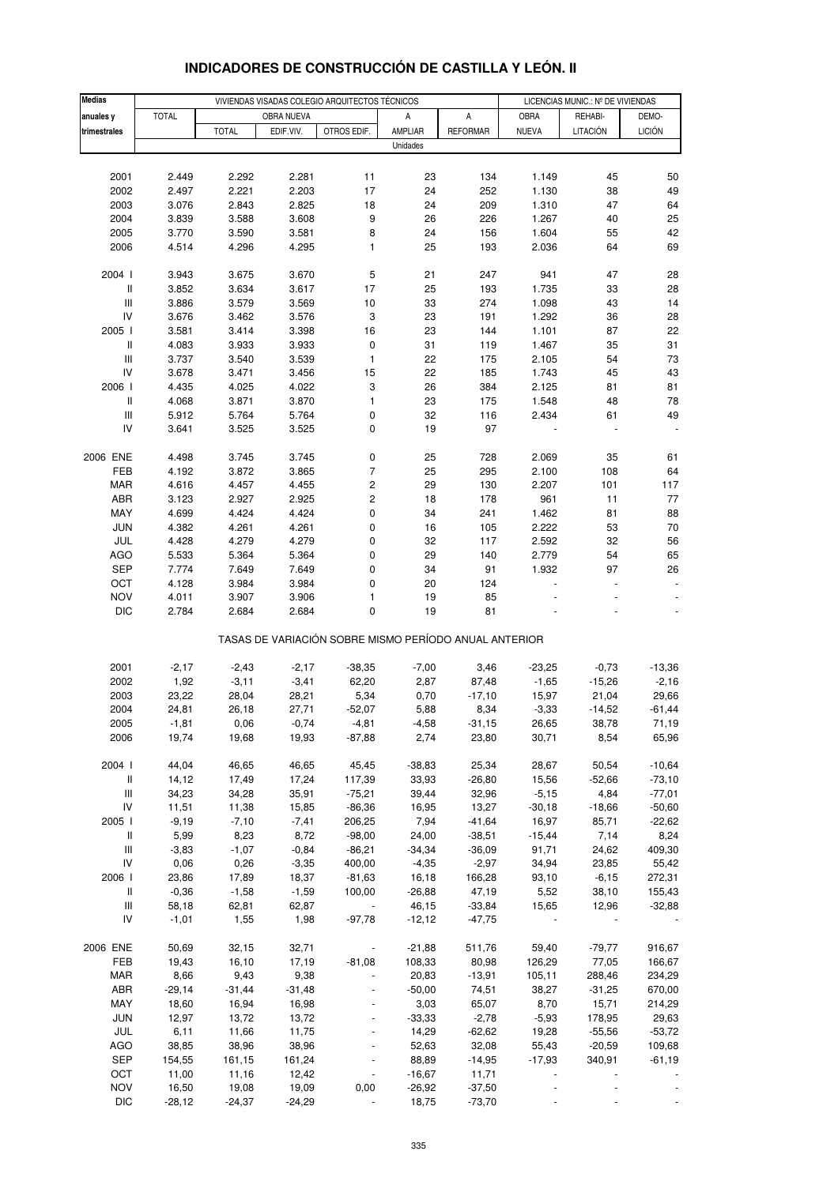# INDICADORES DE CONSTRUCCIÓN DE CASTILLA Y LEÓN. II

| Medias anuales y trimestrales | VIVIENDAS VISADAS COLEGIO ARQUITECTOS TÉCNICOS | | | | | | LICENCIAS MUNIC.: Nº DE VIVIENDAS | | |
|---|---|---|---|---|---|---|---|---|---|
| | TOTAL | OBRA NUEVA | | | A | A | OBRA | REHABI- | DEMO- |
| | | TOTAL | EDIF.VIV. | OTROS EDIF. | AMPLIAR | REFORMAR | NUEVA | LITACIÓN | LICIÓN |
| | Unidades | | | | | | | | |
| 2001 | 2.449 | 2.292 | 2.281 | 11 | 23 | 134 | 1.149 | 45 | 50 |
| 2002 | 2.497 | 2.221 | 2.203 | 17 | 24 | 252 | 1.130 | 38 | 49 |
| 2003 | 3.076 | 2.843 | 2.825 | 18 | 24 | 209 | 1.310 | 47 | 64 |
| 2004 | 3.839 | 3.588 | 3.608 | 9 | 26 | 226 | 1.267 | 40 | 25 |
| 2005 | 3.770 | 3.590 | 3.581 | 8 | 24 | 156 | 1.604 | 55 | 42 |
| 2006 | 4.514 | 4.296 | 4.295 | 1 | 25 | 193 | 2.036 | 64 | 69 |
| 2004 I | 3.943 | 3.675 | 3.670 | 5 | 21 | 247 | 941 | 47 | 28 |
| II | 3.852 | 3.634 | 3.617 | 17 | 25 | 193 | 1.735 | 33 | 28 |
| III | 3.886 | 3.579 | 3.569 | 10 | 33 | 274 | 1.098 | 43 | 14 |
| IV | 3.676 | 3.462 | 3.576 | 3 | 23 | 191 | 1.292 | 36 | 28 |
| 2005 I | 3.581 | 3.414 | 3.398 | 16 | 23 | 144 | 1.101 | 87 | 22 |
| II | 4.083 | 3.933 | 3.933 | 0 | 31 | 119 | 1.467 | 35 | 31 |
| III | 3.737 | 3.540 | 3.539 | 1 | 22 | 175 | 2.105 | 54 | 73 |
| IV | 3.678 | 3.471 | 3.456 | 15 | 22 | 185 | 1.743 | 45 | 43 |
| 2006 I | 4.435 | 4.025 | 4.022 | 3 | 26 | 384 | 2.125 | 81 | 81 |
| II | 4.068 | 3.871 | 3.870 | 1 | 23 | 175 | 1.548 | 48 | 78 |
| III | 5.912 | 5.764 | 5.764 | 0 | 32 | 116 | 2.434 | 61 | 49 |
| IV | 3.641 | 3.525 | 3.525 | 0 | 19 | 97 | - | - | - |
| 2006 ENE | 4.498 | 3.745 | 3.745 | 0 | 25 | 728 | 2.069 | 35 | 61 |
| FEB | 4.192 | 3.872 | 3.865 | 7 | 25 | 295 | 2.100 | 108 | 64 |
| MAR | 4.616 | 4.457 | 4.455 | 2 | 29 | 130 | 2.207 | 101 | 117 |
| ABR | 3.123 | 2.927 | 2.925 | 2 | 18 | 178 | 961 | 11 | 77 |
| MAY | 4.699 | 4.424 | 4.424 | 0 | 34 | 241 | 1.462 | 81 | 88 |
| JUN | 4.382 | 4.261 | 4.261 | 0 | 16 | 105 | 2.222 | 53 | 70 |
| JUL | 4.428 | 4.279 | 4.279 | 0 | 32 | 117 | 2.592 | 32 | 56 |
| AGO | 5.533 | 5.364 | 5.364 | 0 | 29 | 140 | 2.779 | 54 | 65 |
| SEP | 7.774 | 7.649 | 7.649 | 0 | 34 | 91 | 1.932 | 97 | 26 |
| OCT | 4.128 | 3.984 | 3.984 | 0 | 20 | 124 | - | - | - |
| NOV | 4.011 | 3.907 | 3.906 | 1 | 19 | 85 | - | - | - |
| DIC | 2.784 | 2.684 | 2.684 | 0 | 19 | 81 | - | - | - |
| | TASAS DE VARIACIÓN SOBRE MISMO PERÍODO ANUAL ANTERIOR | | | | | | | | |
| 2001 | -2,17 | -2,43 | -2,17 | -38,35 | -7,00 | 3,46 | -23,25 | -0,73 | -13,36 |
| 2002 | 1,92 | -3,11 | -3,41 | 62,20 | 2,87 | 87,48 | -1,65 | -15,26 | -2,16 |
| 2003 | 23,22 | 28,04 | 28,21 | 5,34 | 0,70 | -17,10 | 15,97 | 21,04 | 29,66 |
| 2004 | 24,81 | 26,18 | 27,71 | -52,07 | 5,88 | 8,34 | -3,33 | -14,52 | -61,44 |
| 2005 | -1,81 | 0,06 | -0,74 | -4,81 | -4,58 | -31,15 | 26,65 | 38,78 | 71,19 |
| 2006 | 19,74 | 19,68 | 19,93 | -87,88 | 2,74 | 23,80 | 30,71 | 8,54 | 65,96 |
| 2004 I | 44,04 | 46,65 | 46,65 | 45,45 | -38,83 | 25,34 | 28,67 | 50,54 | -10,64 |
| II | 14,12 | 17,49 | 17,24 | 117,39 | 33,93 | -26,80 | 15,56 | -52,66 | -73,10 |
| III | 34,23 | 34,28 | 35,91 | -75,21 | 39,44 | 32,96 | -5,15 | 4,84 | -77,01 |
| IV | 11,51 | 11,38 | 15,85 | -86,36 | 16,95 | 13,27 | -30,18 | -18,66 | -50,60 |
| 2005 I | -9,19 | -7,10 | -7,41 | 206,25 | 7,94 | -41,64 | 16,97 | 85,71 | -22,62 |
| II | 5,99 | 8,23 | 8,72 | -98,00 | 24,00 | -38,51 | -15,44 | 7,14 | 8,24 |
| III | -3,83 | -1,07 | -0,84 | -86,21 | -34,34 | -36,09 | 91,71 | 24,62 | 409,30 |
| IV | 0,06 | 0,26 | -3,35 | 400,00 | -4,35 | -2,97 | 34,94 | 23,85 | 55,42 |
| 2006 I | 23,86 | 17,89 | 18,37 | -81,63 | 16,18 | 166,28 | 93,10 | -6,15 | 272,31 |
| II | -0,36 | -1,58 | -1,59 | 100,00 | -26,88 | 47,19 | 5,52 | 38,10 | 155,43 |
| III | 58,18 | 62,81 | 62,87 | - | 46,15 | -33,84 | 15,65 | 12,96 | -32,88 |
| IV | -1,01 | 1,55 | 1,98 | -97,78 | -12,12 | -47,75 | - | - | - |
| 2006 ENE | 50,69 | 32,15 | 32,71 | - | -21,88 | 511,76 | 59,40 | -79,77 | 916,67 |
| FEB | 19,43 | 16,10 | 17,19 | -81,08 | 108,33 | 80,98 | 126,29 | 77,05 | 166,67 |
| MAR | 8,66 | 9,43 | 9,38 | - | 20,83 | -13,91 | 105,11 | 288,46 | 234,29 |
| ABR | -29,14 | -31,44 | -31,48 | - | -50,00 | 74,51 | 38,27 | -31,25 | 670,00 |
| MAY | 18,60 | 16,94 | 16,98 | - | 3,03 | 65,07 | 8,70 | 15,71 | 214,29 |
| JUN | 12,97 | 13,72 | 13,72 | - | -33,33 | -2,78 | -5,93 | 178,95 | 29,63 |
| JUL | 6,11 | 11,66 | 11,75 | - | 14,29 | -62,62 | 19,28 | -55,56 | -53,72 |
| AGO | 38,85 | 38,96 | 38,96 | - | 52,63 | 32,08 | 55,43 | -20,59 | 109,68 |
| SEP | 154,55 | 161,15 | 161,24 | - | 88,89 | -14,95 | -17,93 | 340,91 | -61,19 |
| OCT | 11,00 | 11,16 | 12,42 | - | -16,67 | 11,71 | - | - | - |
| NOV | 16,50 | 19,08 | 19,09 | 0,00 | -26,92 | -37,50 | - | - | - |
| DIC | -28,12 | -24,37 | -24,29 | - | 18,75 | -73,70 | - | - | - |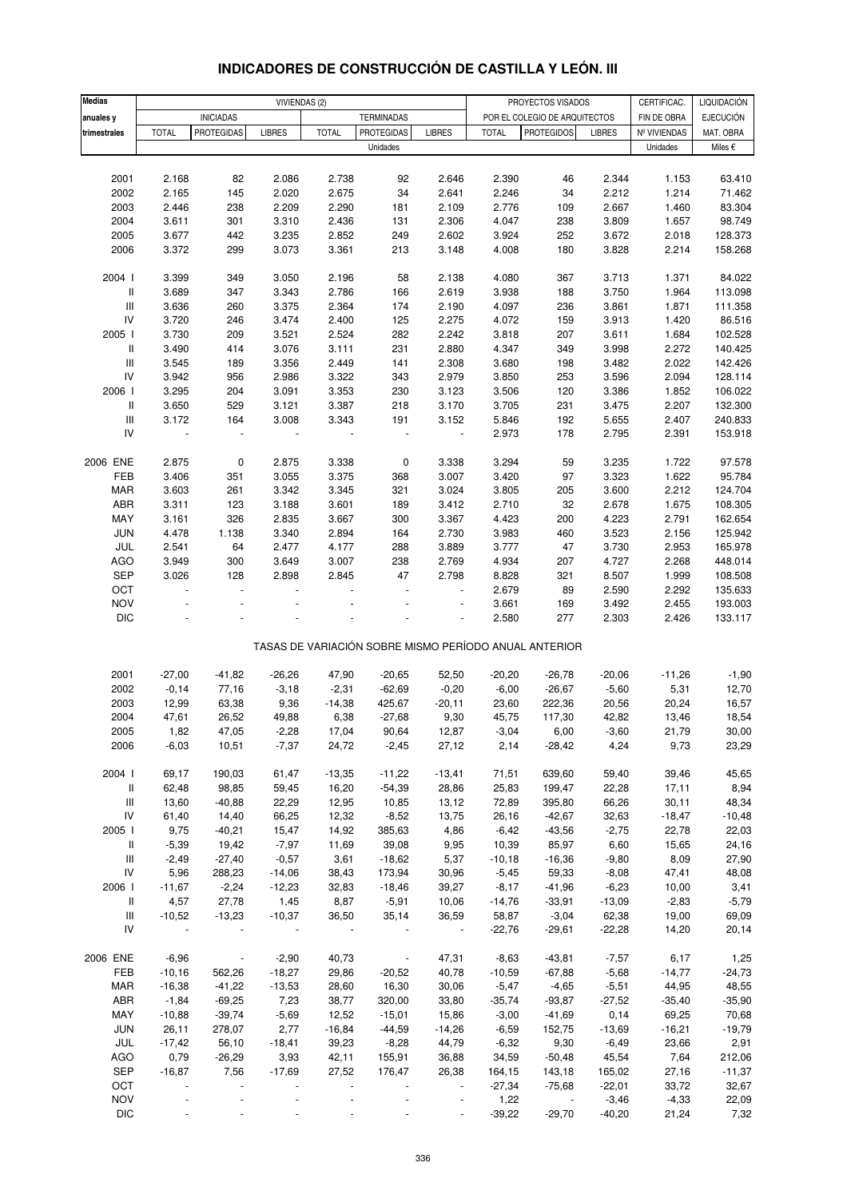# INDICADORES DE CONSTRUCCIÓN DE CASTILLA Y LEÓN. III

| Medias anuales y trimestrales | VIVIENDAS (2) | | | | | | PROYECTOS VISADOS POR EL COLEGIO DE ARQUITECTOS | | | CERTIFICAC. FIN DE OBRA | LIQUIDACIÓN EJECUCIÓN MAT. OBRA |
|---|---|---|---|---|---|---|---|---|---|---|---|
| | INICIADAS | | | TERMINADAS | | | | | | | |
| | TOTAL | PROTEGIDAS | LIBRES | TOTAL | PROTEGIDAS | LIBRES | TOTAL | PROTEGIDOS | LIBRES | Nº VIVIENDAS | |
| | Unidades | | | | | | | | | Unidades | Miles € |
| 2001 | 2.168 | 82 | 2.086 | 2.738 | 92 | 2.646 | 2.390 | 46 | 2.344 | 1.153 | 63.410 |
| 2002 | 2.165 | 145 | 2.020 | 2.675 | 34 | 2.641 | 2.246 | 34 | 2.212 | 1.214 | 71.462 |
| 2003 | 2.446 | 238 | 2.209 | 2.290 | 181 | 2.109 | 2.776 | 109 | 2.667 | 1.460 | 83.304 |
| 2004 | 3.611 | 301 | 3.310 | 2.436 | 131 | 2.306 | 4.047 | 238 | 3.809 | 1.657 | 98.749 |
| 2005 | 3.677 | 442 | 3.235 | 2.852 | 249 | 2.602 | 3.924 | 252 | 3.672 | 2.018 | 128.373 |
| 2006 | 3.372 | 299 | 3.073 | 3.361 | 213 | 3.148 | 4.008 | 180 | 3.828 | 2.214 | 158.268 |
| 2004 I | 3.399 | 349 | 3.050 | 2.196 | 58 | 2.138 | 4.080 | 367 | 3.713 | 1.371 | 84.022 |
| II | 3.689 | 347 | 3.343 | 2.786 | 166 | 2.619 | 3.938 | 188 | 3.750 | 1.964 | 113.098 |
| III | 3.636 | 260 | 3.375 | 2.364 | 174 | 2.190 | 4.097 | 236 | 3.861 | 1.871 | 111.358 |
| IV | 3.720 | 246 | 3.474 | 2.400 | 125 | 2.275 | 4.072 | 159 | 3.913 | 1.420 | 86.516 |
| 2005 I | 3.730 | 209 | 3.521 | 2.524 | 282 | 2.242 | 3.818 | 207 | 3.611 | 1.684 | 102.528 |
| II | 3.490 | 414 | 3.076 | 3.111 | 231 | 2.880 | 4.347 | 349 | 3.998 | 2.272 | 140.425 |
| III | 3.545 | 189 | 3.356 | 2.449 | 141 | 2.308 | 3.680 | 198 | 3.482 | 2.022 | 142.426 |
| IV | 3.942 | 956 | 2.986 | 3.322 | 343 | 2.979 | 3.850 | 253 | 3.596 | 2.094 | 128.114 |
| 2006 I | 3.295 | 204 | 3.091 | 3.353 | 230 | 3.123 | 3.506 | 120 | 3.386 | 1.852 | 106.022 |
| II | 3.650 | 529 | 3.121 | 3.387 | 218 | 3.170 | 3.705 | 231 | 3.475 | 2.207 | 132.300 |
| III | 3.172 | 164 | 3.008 | 3.343 | 191 | 3.152 | 5.846 | 192 | 5.655 | 2.407 | 240.833 |
| IV | - | - | - | - | - | - | 2.973 | 178 | 2.795 | 2.391 | 153.918 |
| 2006 ENE | 2.875 | 0 | 2.875 | 3.338 | 0 | 3.338 | 3.294 | 59 | 3.235 | 1.722 | 97.578 |
| FEB | 3.406 | 351 | 3.055 | 3.375 | 368 | 3.007 | 3.420 | 97 | 3.323 | 1.622 | 95.784 |
| MAR | 3.603 | 261 | 3.342 | 3.345 | 321 | 3.024 | 3.805 | 205 | 3.600 | 2.212 | 124.704 |
| ABR | 3.311 | 123 | 3.188 | 3.601 | 189 | 3.412 | 2.710 | 32 | 2.678 | 1.675 | 108.305 |
| MAY | 3.161 | 326 | 2.835 | 3.667 | 300 | 3.367 | 4.423 | 200 | 4.223 | 2.791 | 162.654 |
| JUN | 4.478 | 1.138 | 3.340 | 2.894 | 164 | 2.730 | 3.983 | 460 | 3.523 | 2.156 | 125.942 |
| JUL | 2.541 | 64 | 2.477 | 4.177 | 288 | 3.889 | 3.777 | 47 | 3.730 | 2.953 | 165.978 |
| AGO | 3.949 | 300 | 3.649 | 3.007 | 238 | 2.769 | 4.934 | 207 | 4.727 | 2.268 | 448.014 |
| SEP | 3.026 | 128 | 2.898 | 2.845 | 47 | 2.798 | 8.828 | 321 | 8.507 | 1.999 | 108.508 |
| OCT | - | - | - | - | - | - | 2.679 | 89 | 2.590 | 2.292 | 135.633 |
| NOV | - | - | - | - | - | - | 3.661 | 169 | 3.492 | 2.455 | 193.003 |
| DIC | - | - | - | - | - | - | 2.580 | 277 | 2.303 | 2.426 | 133.117 |
| | TASAS DE VARIACIÓN SOBRE MISMO PERÍODO ANUAL ANTERIOR | | | | | | | | | | |
| 2001 | -27,00 | -41,82 | -26,26 | 47,90 | -20,65 | 52,50 | -20,20 | -26,78 | -20,06 | -11,26 | -1,90 |
| 2002 | -0,14 | 77,16 | -3,18 | -2,31 | -62,69 | -0,20 | -6,00 | -26,67 | -5,60 | 5,31 | 12,70 |
| 2003 | 12,99 | 63,38 | 9,36 | -14,38 | 425,67 | -20,11 | 23,60 | 222,36 | 20,56 | 20,24 | 16,57 |
| 2004 | 47,61 | 26,52 | 49,88 | 6,38 | -27,68 | 9,30 | 45,75 | 117,30 | 42,82 | 13,46 | 18,54 |
| 2005 | 1,82 | 47,05 | -2,28 | 17,04 | 90,64 | 12,87 | -3,04 | 6,00 | -3,60 | 21,79 | 30,00 |
| 2006 | -6,03 | 10,51 | -7,37 | 24,72 | -2,45 | 27,12 | 2,14 | -28,42 | 4,24 | 9,73 | 23,29 |
| 2004 I | 69,17 | 190,03 | 61,47 | -13,35 | -11,22 | -13,41 | 71,51 | 639,60 | 59,40 | 39,46 | 45,65 |
| II | 62,48 | 98,85 | 59,45 | 16,20 | -54,39 | 28,86 | 25,83 | 199,47 | 22,28 | 17,11 | 8,94 |
| III | 13,60 | -40,88 | 22,29 | 12,95 | 10,85 | 13,12 | 72,89 | 395,80 | 66,26 | 30,11 | 48,34 |
| IV | 61,40 | 14,40 | 66,25 | 12,32 | -8,52 | 13,75 | 26,16 | -42,67 | 32,63 | -18,47 | -10,48 |
| 2005 I | 9,75 | -40,21 | 15,47 | 14,92 | 385,63 | 4,86 | -6,42 | -43,56 | -2,75 | 22,78 | 22,03 |
| II | -5,39 | 19,42 | -7,97 | 11,69 | 39,08 | 9,95 | 10,39 | 85,97 | 6,60 | 15,65 | 24,16 |
| III | -2,49 | -27,40 | -0,57 | 3,61 | -18,62 | 5,37 | -10,18 | -16,36 | -9,80 | 8,09 | 27,90 |
| IV | 5,96 | 288,23 | -14,06 | 38,43 | 173,94 | 30,96 | -5,45 | 59,33 | -8,08 | 47,41 | 48,08 |
| 2006 I | -11,67 | -2,24 | -12,23 | 32,83 | -18,46 | 39,27 | -8,17 | -41,96 | -6,23 | 10,00 | 3,41 |
| II | 4,57 | 27,78 | 1,45 | 8,87 | -5,91 | 10,06 | -14,76 | -33,91 | -13,09 | -2,83 | -5,79 |
| III | -10,52 | -13,23 | -10,37 | 36,50 | 35,14 | 36,59 | 58,87 | -3,04 | 62,38 | 19,00 | 69,09 |
| IV | - | - | - | - | - | - | -22,76 | -29,61 | -22,28 | 14,20 | 20,14 |
| 2006 ENE | -6,96 | - | -2,90 | 40,73 | - | 47,31 | -8,63 | -43,81 | -7,57 | 6,17 | 1,25 |
| FEB | -10,16 | 562,26 | -18,27 | 29,86 | -20,52 | 40,78 | -10,59 | -67,88 | -5,68 | -14,77 | -24,73 |
| MAR | -16,38 | -41,22 | -13,53 | 28,60 | 16,30 | 30,06 | -5,47 | -4,65 | -5,51 | 44,95 | 48,55 |
| ABR | -1,84 | -69,25 | 7,23 | 38,77 | 320,00 | 33,80 | -35,74 | -93,87 | -27,52 | -35,40 | -35,90 |
| MAY | -10,88 | -39,74 | -5,69 | 12,52 | -15,01 | 15,86 | -3,00 | -41,69 | 0,14 | 69,25 | 70,68 |
| JUN | 26,11 | 278,07 | 2,77 | -16,84 | -44,59 | -14,26 | -6,59 | 152,75 | -13,69 | -16,21 | -19,79 |
| JUL | -17,42 | 56,10 | -18,41 | 39,23 | -8,28 | 44,79 | -6,32 | 9,30 | -6,49 | 23,66 | 2,91 |
| AGO | 0,79 | -26,29 | 3,93 | 42,11 | 155,91 | 36,88 | 34,59 | -50,48 | 45,54 | 7,64 | 212,06 |
| SEP | -16,87 | 7,56 | -17,69 | 27,52 | 176,47 | 26,38 | 164,15 | 143,18 | 165,02 | 27,16 | -11,37 |
| OCT | - | - | - | - | - | - | -27,34 | -75,68 | -22,01 | 33,72 | 32,67 |
| NOV | - | - | - | - | - | - | 1,22 | - | -3,46 | -4,33 | 22,09 |
| DIC | - | - | - | - | - | - | -39,22 | -29,70 | -40,20 | 21,24 | 7,32 |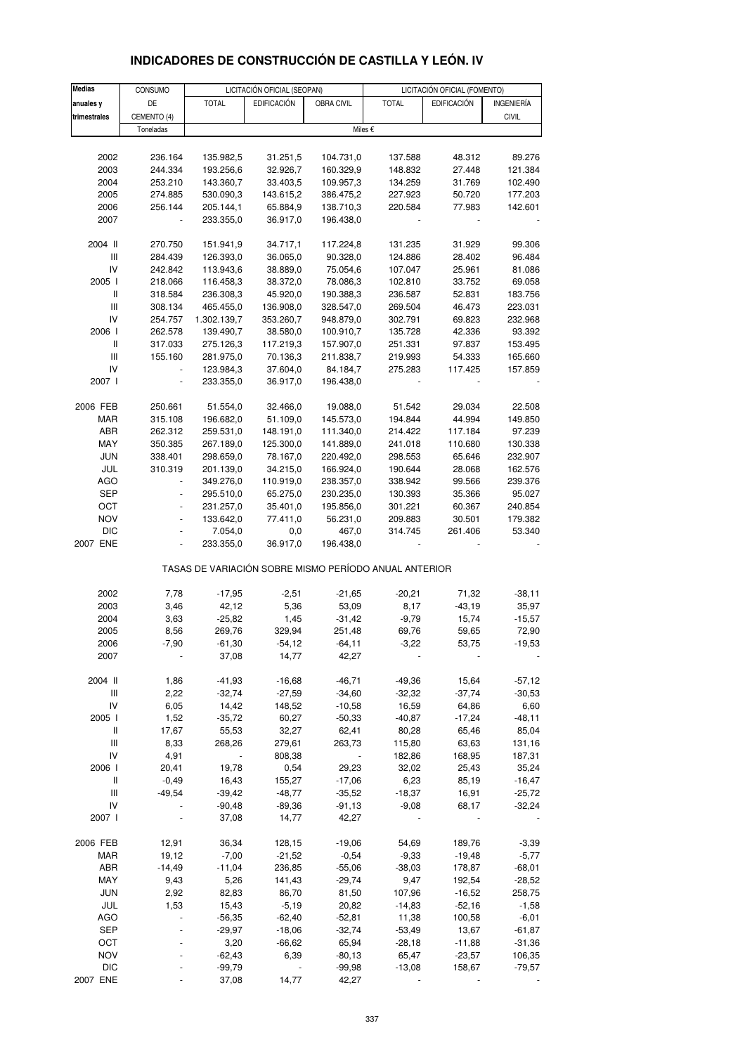# INDICADORES DE CONSTRUCCIÓN DE CASTILLA Y LEÓN. IV

| Medias anuales y trimestrales | CONSUMO DE CEMENTO (4) | LICITACIÓN OFICIAL (SEOPAN) | | | LICITACIÓN OFICIAL (FOMENTO) | | |
|---|---|---|---|---|---|---|---|
| | | TOTAL | EDIFICACIÓN | OBRA CIVIL | TOTAL | EDIFICACIÓN | INGENIERÍA CIVIL |
| | Toneladas | Miles € | | | | | |
| 2002 | 236.164 | 135.982,5 | 31.251,5 | 104.731,0 | 137.588 | 48.312 | 89.276 |
| 2003 | 244.334 | 193.256,6 | 32.926,7 | 160.329,9 | 148.832 | 27.448 | 121.384 |
| 2004 | 253.210 | 143.360,7 | 33.403,5 | 109.957,3 | 134.259 | 31.769 | 102.490 |
| 2005 | 274.885 | 530.090,3 | 143.615,2 | 386.475,2 | 227.923 | 50.720 | 177.203 |
| 2006 | 256.144 | 205.144,1 | 65.884,9 | 138.710,3 | 220.584 | 77.983 | 142.601 |
| 2007 | - | 233.355,0 | 36.917,0 | 196.438,0 | - | - | - |
| 2004 II | 270.750 | 151.941,9 | 34.717,1 | 117.224,8 | 131.235 | 31.929 | 99.306 |
| III | 284.439 | 126.393,0 | 36.065,0 | 90.328,0 | 124.886 | 28.402 | 96.484 |
| IV | 242.842 | 113.943,6 | 38.889,0 | 75.054,6 | 107.047 | 25.961 | 81.086 |
| 2005 I | 218.066 | 116.458,3 | 38.372,0 | 78.086,3 | 102.810 | 33.752 | 69.058 |
| II | 318.584 | 236.308,3 | 45.920,0 | 190.388,3 | 236.587 | 52.831 | 183.756 |
| III | 308.134 | 465.455,0 | 136.908,0 | 328.547,0 | 269.504 | 46.473 | 223.031 |
| IV | 254.757 | 1.302.139,7 | 353.260,7 | 948.879,0 | 302.791 | 69.823 | 232.968 |
| 2006 I | 262.578 | 139.490,7 | 38.580,0 | 100.910,7 | 135.728 | 42.336 | 93.392 |
| II | 317.033 | 275.126,3 | 117.219,3 | 157.907,0 | 251.331 | 97.837 | 153.495 |
| III | 155.160 | 281.975,0 | 70.136,3 | 211.838,7 | 219.993 | 54.333 | 165.660 |
| IV | - | 123.984,3 | 37.604,0 | 84.184,7 | 275.283 | 117.425 | 157.859 |
| 2007 I | - | 233.355,0 | 36.917,0 | 196.438,0 | - | - | - |
| 2006 FEB | 250.661 | 51.554,0 | 32.466,0 | 19.088,0 | 51.542 | 29.034 | 22.508 |
| MAR | 315.108 | 196.682,0 | 51.109,0 | 145.573,0 | 194.844 | 44.994 | 149.850 |
| ABR | 262.312 | 259.531,0 | 148.191,0 | 111.340,0 | 214.422 | 117.184 | 97.239 |
| MAY | 350.385 | 267.189,0 | 125.300,0 | 141.889,0 | 241.018 | 110.680 | 130.338 |
| JUN | 338.401 | 298.659,0 | 78.167,0 | 220.492,0 | 298.553 | 65.646 | 232.907 |
| JUL | 310.319 | 201.139,0 | 34.215,0 | 166.924,0 | 190.644 | 28.068 | 162.576 |
| AGO | - | 349.276,0 | 110.919,0 | 238.357,0 | 338.942 | 99.566 | 239.376 |
| SEP | - | 295.510,0 | 65.275,0 | 230.235,0 | 130.393 | 35.366 | 95.027 |
| OCT | - | 231.257,0 | 35.401,0 | 195.856,0 | 301.221 | 60.367 | 240.854 |
| NOV | - | 133.642,0 | 77.411,0 | 56.231,0 | 209.883 | 30.501 | 179.382 |
| DIC | - | 7.054,0 | 0,0 | 467,0 | 314.745 | 261.406 | 53.340 |
| 2007 ENE | - | 233.355,0 | 36.917,0 | 196.438,0 | - | - | - |
| **TASAS DE VARIACIÓN SOBRE MISMO PERÍODO ANUAL ANTERIOR** | | | | | | | |
| 2002 | 7,78 | -17,95 | -2,51 | -21,65 | -20,21 | 71,32 | -38,11 |
| 2003 | 3,46 | 42,12 | 5,36 | 53,09 | 8,17 | -43,19 | 35,97 |
| 2004 | 3,63 | -25,82 | 1,45 | -31,42 | -9,79 | 15,74 | -15,57 |
| 2005 | 8,56 | 269,76 | 329,94 | 251,48 | 69,76 | 59,65 | 72,90 |
| 2006 | -7,90 | -61,30 | -54,12 | -64,11 | -3,22 | 53,75 | -19,53 |
| 2007 | - | 37,08 | 14,77 | 42,27 | - | - | - |
| 2004 II | 1,86 | -41,93 | -16,68 | -46,71 | -49,36 | 15,64 | -57,12 |
| III | 2,22 | -32,74 | -27,59 | -34,60 | -32,32 | -37,74 | -30,53 |
| IV | 6,05 | 14,42 | 148,52 | -10,58 | 16,59 | 64,86 | 6,60 |
| 2005 I | 1,52 | -35,72 | 60,27 | -50,33 | -40,87 | -17,24 | -48,11 |
| II | 17,67 | 55,53 | 32,27 | 62,41 | 80,28 | 65,46 | 85,04 |
| III | 8,33 | 268,26 | 279,61 | 263,73 | 115,80 | 63,63 | 131,16 |
| IV | 4,91 | - | 808,38 | - | 182,86 | 168,95 | 187,31 |
| 2006 I | 20,41 | 19,78 | 0,54 | 29,23 | 32,02 | 25,43 | 35,24 |
| II | -0,49 | 16,43 | 155,27 | -17,06 | 6,23 | 85,19 | -16,47 |
| III | -49,54 | -39,42 | -48,77 | -35,52 | -18,37 | 16,91 | -25,72 |
| IV | - | -90,48 | -89,36 | -91,13 | -9,08 | 68,17 | -32,24 |
| 2007 I | - | 37,08 | 14,77 | 42,27 | - | - | - |
| 2006 FEB | 12,91 | 36,34 | 128,15 | -19,06 | 54,69 | 189,76 | -3,39 |
| MAR | 19,12 | -7,00 | -21,52 | -0,54 | -9,33 | -19,48 | -5,77 |
| ABR | -14,49 | -11,04 | 236,85 | -55,06 | -38,03 | 178,87 | -68,01 |
| MAY | 9,43 | 5,26 | 141,43 | -29,74 | 9,47 | 192,54 | -28,52 |
| JUN | 2,92 | 82,83 | 86,70 | 81,50 | 107,96 | -16,52 | 258,75 |
| JUL | 1,53 | 15,43 | -5,19 | 20,82 | -14,83 | -52,16 | -1,58 |
| AGO | - | -56,35 | -62,40 | -52,81 | 11,38 | 100,58 | -6,01 |
| SEP | - | -29,97 | -18,06 | -32,74 | -53,49 | 13,67 | -61,87 |
| OCT | - | 3,20 | -66,62 | 65,94 | -28,18 | -11,88 | -31,36 |
| NOV | - | -62,43 | 6,39 | -80,13 | 65,47 | -23,57 | 106,35 |
| DIC | - | -99,79 | - | -99,98 | -13,08 | 158,67 | -79,57 |
| 2007 ENE | - | 37,08 | 14,77 | 42,27 | - | - | - |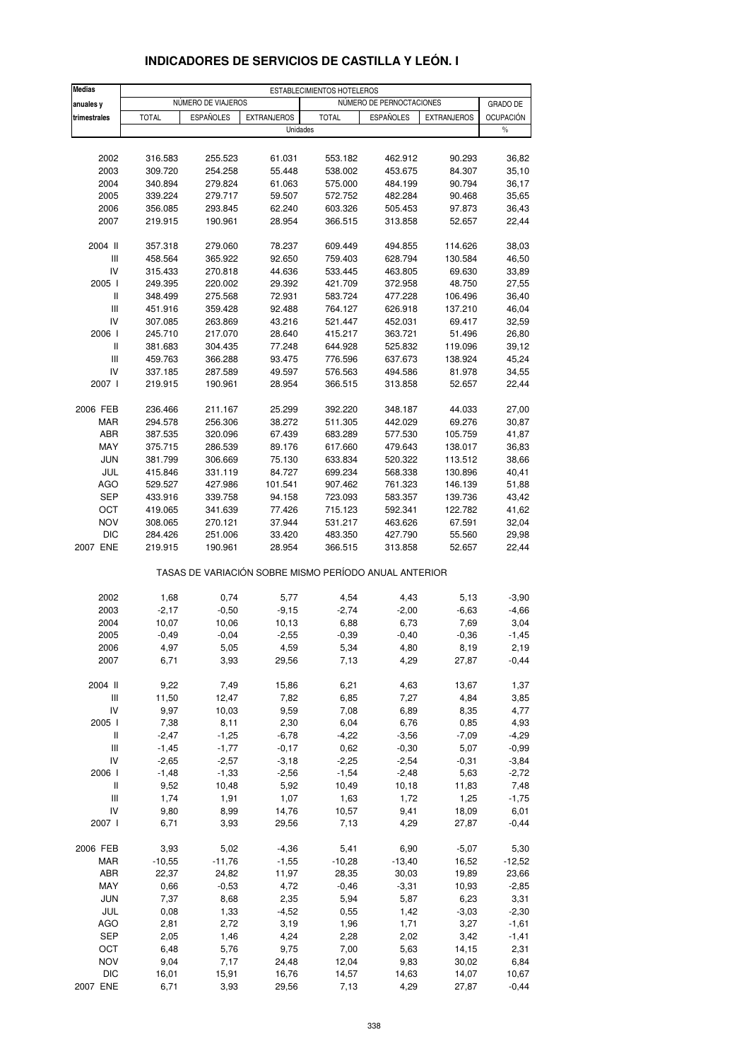# INDICADORES DE SERVICIOS DE CASTILLA Y LEÓN. I

| Medias anuales y trimestrales | ESTABLECIMIENTOS HOTELEROS | | | | | | |
|---|---|---|---|---|---|---|---|
| | NÚMERO DE VIAJEROS | | | NÚMERO DE PERNOCTACIONES | | | GRADO DE OCUPACIÓN |
| | TOTAL | ESPAÑOLES | EXTRANJEROS | TOTAL | ESPAÑOLES | EXTRANJEROS | |
| | Unidades | | | | | | % |
| 2002 | 316.583 | 255.523 | 61.031 | 553.182 | 462.912 | 90.293 | 36,82 |
| 2003 | 309.720 | 254.258 | 55.448 | 538.002 | 453.675 | 84.307 | 35,10 |
| 2004 | 340.894 | 279.824 | 61.063 | 575.000 | 484.199 | 90.794 | 36,17 |
| 2005 | 339.224 | 279.717 | 59.507 | 572.752 | 482.284 | 90.468 | 35,65 |
| 2006 | 356.085 | 293.845 | 62.240 | 603.326 | 505.453 | 97.873 | 36,43 |
| 2007 | 219.915 | 190.961 | 28.954 | 366.515 | 313.858 | 52.657 | 22,44 |
| 2004 II | 357.318 | 279.060 | 78.237 | 609.449 | 494.855 | 114.626 | 38,03 |
| III | 458.564 | 365.922 | 92.650 | 759.403 | 628.794 | 130.584 | 46,50 |
| IV | 315.433 | 270.818 | 44.636 | 533.445 | 463.805 | 69.630 | 33,89 |
| 2005 I | 249.395 | 220.002 | 29.392 | 421.709 | 372.958 | 48.750 | 27,55 |
| II | 348.499 | 275.568 | 72.931 | 583.724 | 477.228 | 106.496 | 36,40 |
| III | 451.916 | 359.428 | 92.488 | 764.127 | 626.918 | 137.210 | 46,04 |
| IV | 307.085 | 263.869 | 43.216 | 521.447 | 452.031 | 69.417 | 32,59 |
| 2006 I | 245.710 | 217.070 | 28.640 | 415.217 | 363.721 | 51.496 | 26,80 |
| II | 381.683 | 304.435 | 77.248 | 644.928 | 525.832 | 119.096 | 39,12 |
| III | 459.763 | 366.288 | 93.475 | 776.596 | 637.673 | 138.924 | 45,24 |
| IV | 337.185 | 287.589 | 49.597 | 576.563 | 494.586 | 81.978 | 34,55 |
| 2007 I | 219.915 | 190.961 | 28.954 | 366.515 | 313.858 | 52.657 | 22,44 |
| 2006 FEB | 236.466 | 211.167 | 25.299 | 392.220 | 348.187 | 44.033 | 27,00 |
| MAR | 294.578 | 256.306 | 38.272 | 511.305 | 442.029 | 69.276 | 30,87 |
| ABR | 387.535 | 320.096 | 67.439 | 683.289 | 577.530 | 105.759 | 41,87 |
| MAY | 375.715 | 286.539 | 89.176 | 617.660 | 479.643 | 138.017 | 36,83 |
| JUN | 381.799 | 306.669 | 75.130 | 633.834 | 520.322 | 113.512 | 38,66 |
| JUL | 415.846 | 331.119 | 84.727 | 699.234 | 568.338 | 130.896 | 40,41 |
| AGO | 529.527 | 427.986 | 101.541 | 907.462 | 761.323 | 146.139 | 51,88 |
| SEP | 433.916 | 339.758 | 94.158 | 723.093 | 583.357 | 139.736 | 43,42 |
| OCT | 419.065 | 341.639 | 77.426 | 715.123 | 592.341 | 122.782 | 41,62 |
| NOV | 308.065 | 270.121 | 37.944 | 531.217 | 463.626 | 67.591 | 32,04 |
| DIC | 284.426 | 251.006 | 33.420 | 483.350 | 427.790 | 55.560 | 29,98 |
| 2007 ENE | 219.915 | 190.961 | 28.954 | 366.515 | 313.858 | 52.657 | 22,44 |
| | TASAS DE VARIACIÓN SOBRE MISMO PERÍODO ANUAL ANTERIOR | | | | | | |
| 2002 | 1,68 | 0,74 | 5,77 | 4,54 | 4,43 | 5,13 | -3,90 |
| 2003 | -2,17 | -0,50 | -9,15 | -2,74 | -2,00 | -6,63 | -4,66 |
| 2004 | 10,07 | 10,06 | 10,13 | 6,88 | 6,73 | 7,69 | 3,04 |
| 2005 | -0,49 | -0,04 | -2,55 | -0,39 | -0,40 | -0,36 | -1,45 |
| 2006 | 4,97 | 5,05 | 4,59 | 5,34 | 4,80 | 8,19 | 2,19 |
| 2007 | 6,71 | 3,93 | 29,56 | 7,13 | 4,29 | 27,87 | -0,44 |
| 2004 II | 9,22 | 7,49 | 15,86 | 6,21 | 4,63 | 13,67 | 1,37 |
| III | 11,50 | 12,47 | 7,82 | 6,85 | 7,27 | 4,84 | 3,85 |
| IV | 9,97 | 10,03 | 9,59 | 7,08 | 6,89 | 8,35 | 4,77 |
| 2005 I | 7,38 | 8,11 | 2,30 | 6,04 | 6,76 | 0,85 | 4,93 |
| II | -2,47 | -1,25 | -6,78 | -4,22 | -3,56 | -7,09 | -4,29 |
| III | -1,45 | -1,77 | -0,17 | 0,62 | -0,30 | 5,07 | -0,99 |
| IV | -2,65 | -2,57 | -3,18 | -2,25 | -2,54 | -0,31 | -3,84 |
| 2006 I | -1,48 | -1,33 | -2,56 | -1,54 | -2,48 | 5,63 | -2,72 |
| II | 9,52 | 10,48 | 5,92 | 10,49 | 10,18 | 11,83 | 7,48 |
| III | 1,74 | 1,91 | 1,07 | 1,63 | 1,72 | 1,25 | -1,75 |
| IV | 9,80 | 8,99 | 14,76 | 10,57 | 9,41 | 18,09 | 6,01 |
| 2007 I | 6,71 | 3,93 | 29,56 | 7,13 | 4,29 | 27,87 | -0,44 |
| 2006 FEB | 3,93 | 5,02 | -4,36 | 5,41 | 6,90 | -5,07 | 5,30 |
| MAR | -10,55 | -11,76 | -1,55 | -10,28 | -13,40 | 16,52 | -12,52 |
| ABR | 22,37 | 24,82 | 11,97 | 28,35 | 30,03 | 19,89 | 23,66 |
| MAY | 0,66 | -0,53 | 4,72 | -0,46 | -3,31 | 10,93 | -2,85 |
| JUN | 7,37 | 8,68 | 2,35 | 5,94 | 5,87 | 6,23 | 3,31 |
| JUL | 0,08 | 1,33 | -4,52 | 0,55 | 1,42 | -3,03 | -2,30 |
| AGO | 2,81 | 2,72 | 3,19 | 1,96 | 1,71 | 3,27 | -1,61 |
| SEP | 2,05 | 1,46 | 4,24 | 2,28 | 2,02 | 3,42 | -1,41 |
| OCT | 6,48 | 5,76 | 9,75 | 7,00 | 5,63 | 14,15 | 2,31 |
| NOV | 9,04 | 7,17 | 24,48 | 12,04 | 9,83 | 30,02 | 6,84 |
| DIC | 16,01 | 15,91 | 16,76 | 14,57 | 14,63 | 14,07 | 10,67 |
| 2007 ENE | 6,71 | 3,93 | 29,56 | 7,13 | 4,29 | 27,87 | -0,44 |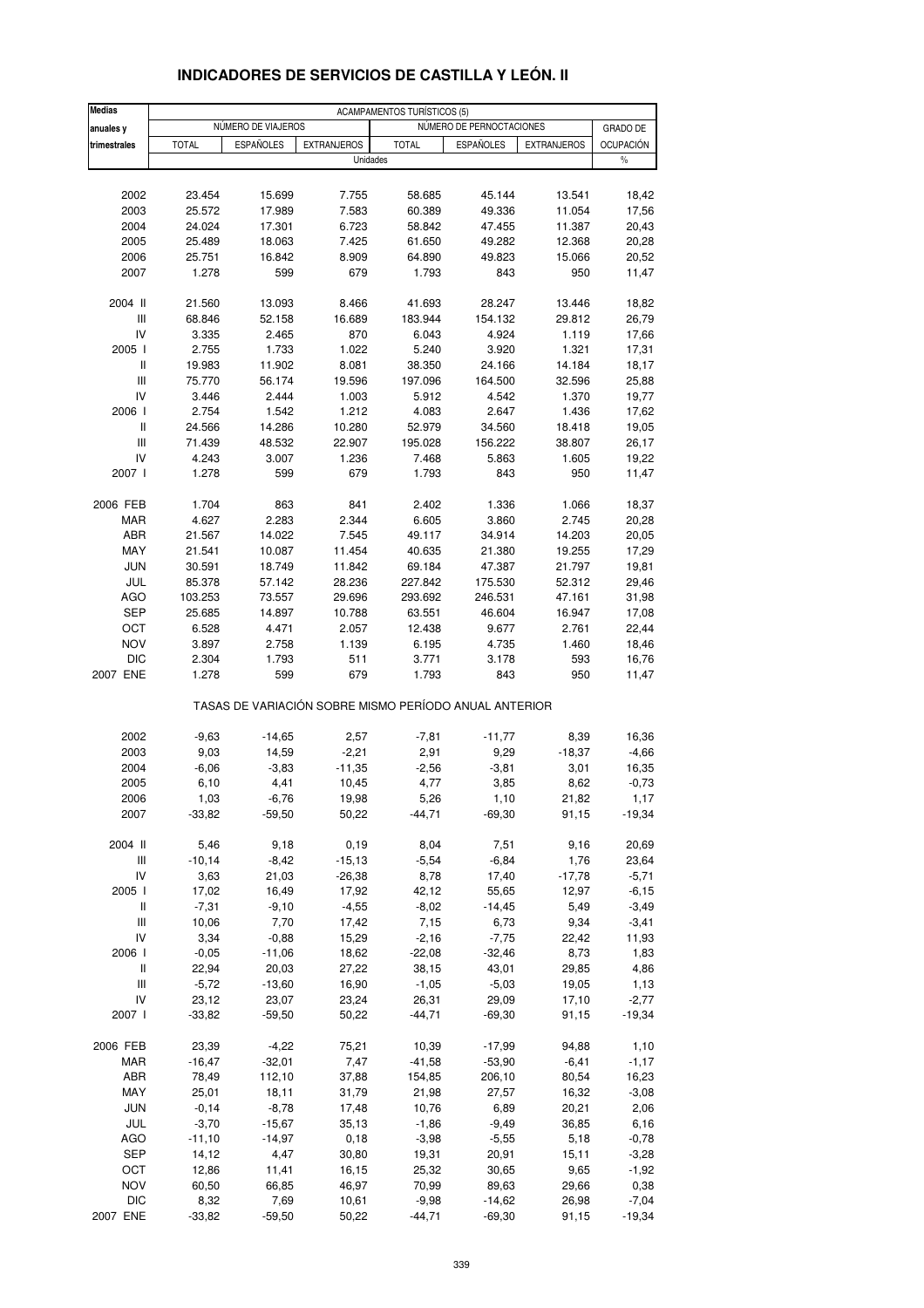# INDICADORES DE SERVICIOS DE CASTILLA Y LEÓN. II

| Medias anuales y trimestrales | ACAMPAMENTOS TURÍSTICOS (5) | | | | | | |
|---|---|---|---|---|---|---|---|
| | NÚMERO DE VIAJEROS | | | NÚMERO DE PERNOCTACIONES | | | GRADO DE OCUPACIÓN |
| | TOTAL | ESPAÑOLES | EXTRANJEROS | TOTAL | ESPAÑOLES | EXTRANJEROS | |
| | Unidades | | | | | | % |
| 2002 | 23.454 | 15.699 | 7.755 | 58.685 | 45.144 | 13.541 | 18,42 |
| 2003 | 25.572 | 17.989 | 7.583 | 60.389 | 49.336 | 11.054 | 17,56 |
| 2004 | 24.024 | 17.301 | 6.723 | 58.842 | 47.455 | 11.387 | 20,43 |
| 2005 | 25.489 | 18.063 | 7.425 | 61.650 | 49.282 | 12.368 | 20,28 |
| 2006 | 25.751 | 16.842 | 8.909 | 64.890 | 49.823 | 15.066 | 20,52 |
| 2007 | 1.278 | 599 | 679 | 1.793 | 843 | 950 | 11,47 |
| 2004 II | 21.560 | 13.093 | 8.466 | 41.693 | 28.247 | 13.446 | 18,82 |
| III | 68.846 | 52.158 | 16.689 | 183.944 | 154.132 | 29.812 | 26,79 |
| IV | 3.335 | 2.465 | 870 | 6.043 | 4.924 | 1.119 | 17,66 |
| 2005 I | 2.755 | 1.733 | 1.022 | 5.240 | 3.920 | 1.321 | 17,31 |
| II | 19.983 | 11.902 | 8.081 | 38.350 | 24.166 | 14.184 | 18,17 |
| III | 75.770 | 56.174 | 19.596 | 197.096 | 164.500 | 32.596 | 25,88 |
| IV | 3.446 | 2.444 | 1.003 | 5.912 | 4.542 | 1.370 | 19,77 |
| 2006 I | 2.754 | 1.542 | 1.212 | 4.083 | 2.647 | 1.436 | 17,62 |
| II | 24.566 | 14.286 | 10.280 | 52.979 | 34.560 | 18.418 | 19,05 |
| III | 71.439 | 48.532 | 22.907 | 195.028 | 156.222 | 38.807 | 26,17 |
| IV | 4.243 | 3.007 | 1.236 | 7.468 | 5.863 | 1.605 | 19,22 |
| 2007 I | 1.278 | 599 | 679 | 1.793 | 843 | 950 | 11,47 |
| 2006 FEB | 1.704 | 863 | 841 | 2.402 | 1.336 | 1.066 | 18,37 |
| MAR | 4.627 | 2.283 | 2.344 | 6.605 | 3.860 | 2.745 | 20,28 |
| ABR | 21.567 | 14.022 | 7.545 | 49.117 | 34.914 | 14.203 | 20,05 |
| MAY | 21.541 | 10.087 | 11.454 | 40.635 | 21.380 | 19.255 | 17,29 |
| JUN | 30.591 | 18.749 | 11.842 | 69.184 | 47.387 | 21.797 | 19,81 |
| JUL | 85.378 | 57.142 | 28.236 | 227.842 | 175.530 | 52.312 | 29,46 |
| AGO | 103.253 | 73.557 | 29.696 | 293.692 | 246.531 | 47.161 | 31,98 |
| SEP | 25.685 | 14.897 | 10.788 | 63.551 | 46.604 | 16.947 | 17,08 |
| OCT | 6.528 | 4.471 | 2.057 | 12.438 | 9.677 | 2.761 | 22,44 |
| NOV | 3.897 | 2.758 | 1.139 | 6.195 | 4.735 | 1.460 | 18,46 |
| DIC | 2.304 | 1.793 | 511 | 3.771 | 3.178 | 593 | 16,76 |
| 2007 ENE | 1.278 | 599 | 679 | 1.793 | 843 | 950 | 11,47 |
| | TASAS DE VARIACIÓN SOBRE MISMO PERÍODO ANUAL ANTERIOR | | | | | | |
| 2002 | -9,63 | -14,65 | 2,57 | -7,81 | -11,77 | 8,39 | 16,36 |
| 2003 | 9,03 | 14,59 | -2,21 | 2,91 | 9,29 | -18,37 | -4,66 |
| 2004 | -6,06 | -3,83 | -11,35 | -2,56 | -3,81 | 3,01 | 16,35 |
| 2005 | 6,10 | 4,41 | 10,45 | 4,77 | 3,85 | 8,62 | -0,73 |
| 2006 | 1,03 | -6,76 | 19,98 | 5,26 | 1,10 | 21,82 | 1,17 |
| 2007 | -33,82 | -59,50 | 50,22 | -44,71 | -69,30 | 91,15 | -19,34 |
| 2004 II | 5,46 | 9,18 | 0,19 | 8,04 | 7,51 | 9,16 | 20,69 |
| III | -10,14 | -8,42 | -15,13 | -5,54 | -6,84 | 1,76 | 23,64 |
| IV | 3,63 | 21,03 | -26,38 | 8,78 | 17,40 | -17,78 | -5,71 |
| 2005 I | 17,02 | 16,49 | 17,92 | 42,12 | 55,65 | 12,97 | -6,15 |
| II | -7,31 | -9,10 | -4,55 | -8,02 | -14,45 | 5,49 | -3,49 |
| III | 10,06 | 7,70 | 17,42 | 7,15 | 6,73 | 9,34 | -3,41 |
| IV | 3,34 | -0,88 | 15,29 | -2,16 | -7,75 | 22,42 | 11,93 |
| 2006 I | -0,05 | -11,06 | 18,62 | -22,08 | -32,46 | 8,73 | 1,83 |
| II | 22,94 | 20,03 | 27,22 | 38,15 | 43,01 | 29,85 | 4,86 |
| III | -5,72 | -13,60 | 16,90 | -1,05 | -5,03 | 19,05 | 1,13 |
| IV | 23,12 | 23,07 | 23,24 | 26,31 | 29,09 | 17,10 | -2,77 |
| 2007 I | -33,82 | -59,50 | 50,22 | -44,71 | -69,30 | 91,15 | -19,34 |
| 2006 FEB | 23,39 | -4,22 | 75,21 | 10,39 | -17,99 | 94,88 | 1,10 |
| MAR | -16,47 | -32,01 | 7,47 | -41,58 | -53,90 | -6,41 | -1,17 |
| ABR | 78,49 | 112,10 | 37,88 | 154,85 | 206,10 | 80,54 | 16,23 |
| MAY | 25,01 | 18,11 | 31,79 | 21,98 | 27,57 | 16,32 | -3,08 |
| JUN | -0,14 | -8,78 | 17,48 | 10,76 | 6,89 | 20,21 | 2,06 |
| JUL | -3,70 | -15,67 | 35,13 | -1,86 | -9,49 | 36,85 | 6,16 |
| AGO | -11,10 | -14,97 | 0,18 | -3,98 | -5,55 | 5,18 | -0,78 |
| SEP | 14,12 | 4,47 | 30,80 | 19,31 | 20,91 | 15,11 | -3,28 |
| OCT | 12,86 | 11,41 | 16,15 | 25,32 | 30,65 | 9,65 | -1,92 |
| NOV | 60,50 | 66,85 | 46,97 | 70,99 | 89,63 | 29,66 | 0,38 |
| DIC | 8,32 | 7,69 | 10,61 | -9,98 | -14,62 | 26,98 | -7,04 |
| 2007 ENE | -33,82 | -59,50 | 50,22 | -44,71 | -69,30 | 91,15 | -19,34 |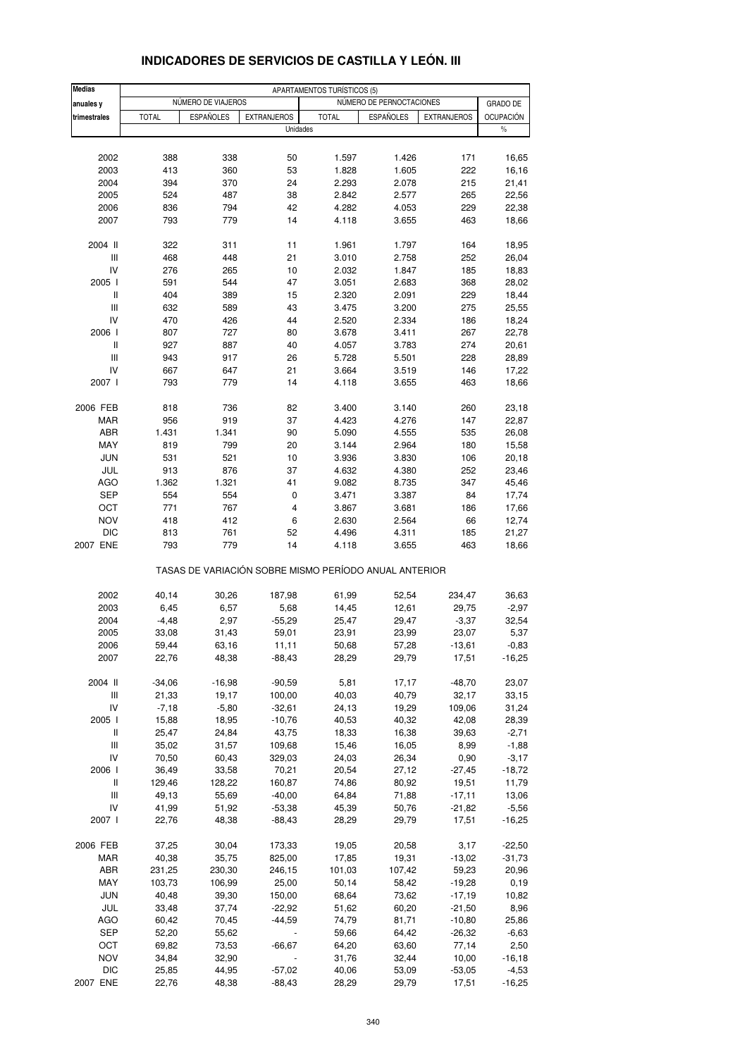# INDICADORES DE SERVICIOS DE CASTILLA Y LEÓN. III

| Medias anuales y trimestrales | APARTAMENTOS TURÍSTICOS (5) | | | | | | |
|---|---|---|---|---|---|---|---|
| | NÚMERO DE VIAJEROS | | | NÚMERO DE PERNOCTACIONES | | | GRADO DE OCUPACIÓN |
| | TOTAL | ESPAÑOLES | EXTRANJEROS | TOTAL | ESPAÑOLES | EXTRANJEROS | |
| | Unidades | | | | | | % |
| 2002 | 388 | 338 | 50 | 1.597 | 1.426 | 171 | 16,65 |
| 2003 | 413 | 360 | 53 | 1.828 | 1.605 | 222 | 16,16 |
| 2004 | 394 | 370 | 24 | 2.293 | 2.078 | 215 | 21,41 |
| 2005 | 524 | 487 | 38 | 2.842 | 2.577 | 265 | 22,56 |
| 2006 | 836 | 794 | 42 | 4.282 | 4.053 | 229 | 22,38 |
| 2007 | 793 | 779 | 14 | 4.118 | 3.655 | 463 | 18,66 |
| 2004 II | 322 | 311 | 11 | 1.961 | 1.797 | 164 | 18,95 |
| III | 468 | 448 | 21 | 3.010 | 2.758 | 252 | 26,04 |
| IV | 276 | 265 | 10 | 2.032 | 1.847 | 185 | 18,83 |
| 2005 I | 591 | 544 | 47 | 3.051 | 2.683 | 368 | 28,02 |
| II | 404 | 389 | 15 | 2.320 | 2.091 | 229 | 18,44 |
| III | 632 | 589 | 43 | 3.475 | 3.200 | 275 | 25,55 |
| IV | 470 | 426 | 44 | 2.520 | 2.334 | 186 | 18,24 |
| 2006 I | 807 | 727 | 80 | 3.678 | 3.411 | 267 | 22,78 |
| II | 927 | 887 | 40 | 4.057 | 3.783 | 274 | 20,61 |
| III | 943 | 917 | 26 | 5.728 | 5.501 | 228 | 28,89 |
| IV | 667 | 647 | 21 | 3.664 | 3.519 | 146 | 17,22 |
| 2007 I | 793 | 779 | 14 | 4.118 | 3.655 | 463 | 18,66 |
| 2006 FEB | 818 | 736 | 82 | 3.400 | 3.140 | 260 | 23,18 |
| MAR | 956 | 919 | 37 | 4.423 | 4.276 | 147 | 22,87 |
| ABR | 1.431 | 1.341 | 90 | 5.090 | 4.555 | 535 | 26,08 |
| MAY | 819 | 799 | 20 | 3.144 | 2.964 | 180 | 15,58 |
| JUN | 531 | 521 | 10 | 3.936 | 3.830 | 106 | 20,18 |
| JUL | 913 | 876 | 37 | 4.632 | 4.380 | 252 | 23,46 |
| AGO | 1.362 | 1.321 | 41 | 9.082 | 8.735 | 347 | 45,46 |
| SEP | 554 | 554 | 0 | 3.471 | 3.387 | 84 | 17,74 |
| OCT | 771 | 767 | 4 | 3.867 | 3.681 | 186 | 17,66 |
| NOV | 418 | 412 | 6 | 2.630 | 2.564 | 66 | 12,74 |
| DIC | 813 | 761 | 52 | 4.496 | 4.311 | 185 | 21,27 |
| 2007 ENE | 793 | 779 | 14 | 4.118 | 3.655 | 463 | 18,66 |
| | TASAS DE VARIACIÓN SOBRE MISMO PERÍODO ANUAL ANTERIOR | | | | | | |
| 2002 | 40,14 | 30,26 | 187,98 | 61,99 | 52,54 | 234,47 | 36,63 |
| 2003 | 6,45 | 6,57 | 5,68 | 14,45 | 12,61 | 29,75 | -2,97 |
| 2004 | -4,48 | 2,97 | -55,29 | 25,47 | 29,47 | -3,37 | 32,54 |
| 2005 | 33,08 | 31,43 | 59,01 | 23,91 | 23,99 | 23,07 | 5,37 |
| 2006 | 59,44 | 63,16 | 11,11 | 50,68 | 57,28 | -13,61 | -0,83 |
| 2007 | 22,76 | 48,38 | -88,43 | 28,29 | 29,79 | 17,51 | -16,25 |
| 2004 II | -34,06 | -16,98 | -90,59 | 5,81 | 17,17 | -48,70 | 23,07 |
| III | 21,33 | 19,17 | 100,00 | 40,03 | 40,79 | 32,17 | 33,15 |
| IV | -7,18 | -5,80 | -32,61 | 24,13 | 19,29 | 109,06 | 31,24 |
| 2005 I | 15,88 | 18,95 | -10,76 | 40,53 | 40,32 | 42,08 | 28,39 |
| II | 25,47 | 24,84 | 43,75 | 18,33 | 16,38 | 39,63 | -2,71 |
| III | 35,02 | 31,57 | 109,68 | 15,46 | 16,05 | 8,99 | -1,88 |
| IV | 70,50 | 60,43 | 329,03 | 24,03 | 26,34 | 0,90 | -3,17 |
| 2006 I | 36,49 | 33,58 | 70,21 | 20,54 | 27,12 | -27,45 | -18,72 |
| II | 129,46 | 128,22 | 160,87 | 74,86 | 80,92 | 19,51 | 11,79 |
| III | 49,13 | 55,69 | -40,00 | 64,84 | 71,88 | -17,11 | 13,06 |
| IV | 41,99 | 51,92 | -53,38 | 45,39 | 50,76 | -21,82 | -5,56 |
| 2007 I | 22,76 | 48,38 | -88,43 | 28,29 | 29,79 | 17,51 | -16,25 |
| 2006 FEB | 37,25 | 30,04 | 173,33 | 19,05 | 20,58 | 3,17 | -22,50 |
| MAR | 40,38 | 35,75 | 825,00 | 17,85 | 19,31 | -13,02 | -31,73 |
| ABR | 231,25 | 230,30 | 246,15 | 101,03 | 107,42 | 59,23 | 20,96 |
| MAY | 103,73 | 106,99 | 25,00 | 50,14 | 58,42 | -19,28 | 0,19 |
| JUN | 40,48 | 39,30 | 150,00 | 68,64 | 73,62 | -17,19 | 10,82 |
| JUL | 33,48 | 37,74 | -22,92 | 51,62 | 60,20 | -21,50 | 8,96 |
| AGO | 60,42 | 70,45 | -44,59 | 74,79 | 81,71 | -10,80 | 25,86 |
| SEP | 52,20 | 55,62 | - | 59,66 | 64,42 | -26,32 | -6,63 |
| OCT | 69,82 | 73,53 | -66,67 | 64,20 | 63,60 | 77,14 | 2,50 |
| NOV | 34,84 | 32,90 | - | 31,76 | 32,44 | 10,00 | -16,18 |
| DIC | 25,85 | 44,95 | -57,02 | 40,06 | 53,09 | -53,05 | -4,53 |
| 2007 ENE | 22,76 | 48,38 | -88,43 | 28,29 | 29,79 | 17,51 | -16,25 |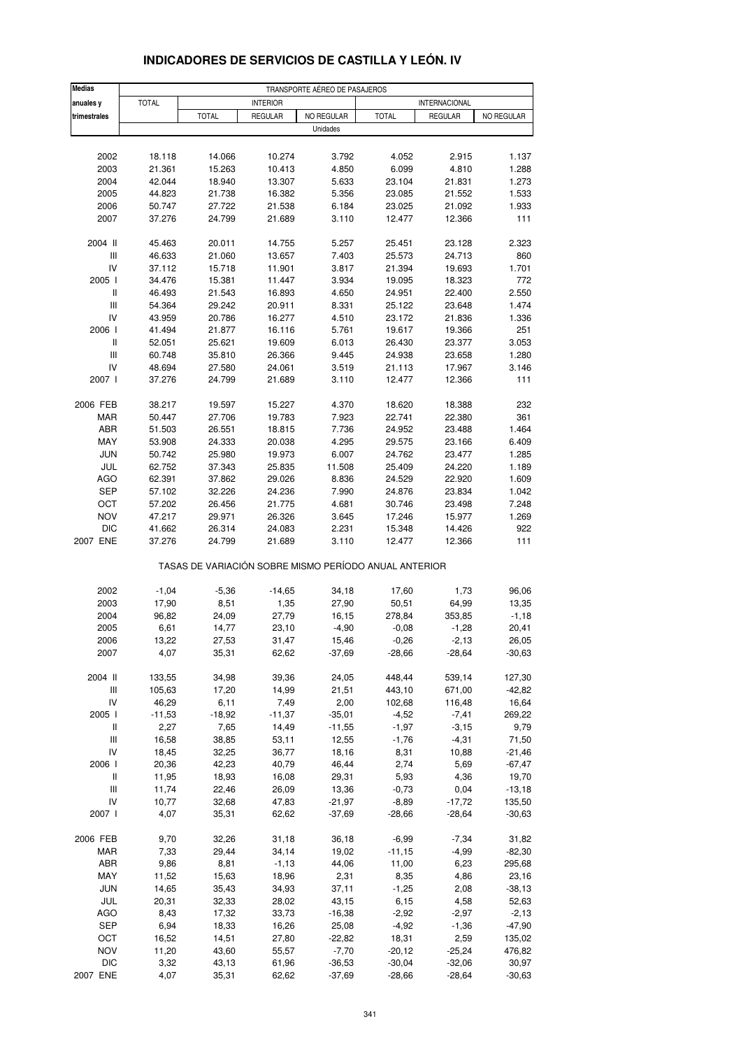# INDICADORES DE SERVICIOS DE CASTILLA Y LEÓN. IV

| Medias anuales y trimestrales | TRANSPORTE AÉREO DE PASAJEROS | | | | | | |
|---|---|---|---|---|---|---|---|
| | TOTAL | INTERIOR | | | INTERNACIONAL | | |
| | | TOTAL | REGULAR | NO REGULAR | TOTAL | REGULAR | NO REGULAR |
| | Unidades | | | | | | |
| 2002 | 18.118 | 14.066 | 10.274 | 3.792 | 4.052 | 2.915 | 1.137 |
| 2003 | 21.361 | 15.263 | 10.413 | 4.850 | 6.099 | 4.810 | 1.288 |
| 2004 | 42.044 | 18.940 | 13.307 | 5.633 | 23.104 | 21.831 | 1.273 |
| 2005 | 44.823 | 21.738 | 16.382 | 5.356 | 23.085 | 21.552 | 1.533 |
| 2006 | 50.747 | 27.722 | 21.538 | 6.184 | 23.025 | 21.092 | 1.933 |
| 2007 | 37.276 | 24.799 | 21.689 | 3.110 | 12.477 | 12.366 | 111 |
| 2004 II | 45.463 | 20.011 | 14.755 | 5.257 | 25.451 | 23.128 | 2.323 |
| III | 46.633 | 21.060 | 13.657 | 7.403 | 25.573 | 24.713 | 860 |
| IV | 37.112 | 15.718 | 11.901 | 3.817 | 21.394 | 19.693 | 1.701 |
| 2005 I | 34.476 | 15.381 | 11.447 | 3.934 | 19.095 | 18.323 | 772 |
| II | 46.493 | 21.543 | 16.893 | 4.650 | 24.951 | 22.400 | 2.550 |
| III | 54.364 | 29.242 | 20.911 | 8.331 | 25.122 | 23.648 | 1.474 |
| IV | 43.959 | 20.786 | 16.277 | 4.510 | 23.172 | 21.836 | 1.336 |
| 2006 I | 41.494 | 21.877 | 16.116 | 5.761 | 19.617 | 19.366 | 251 |
| II | 52.051 | 25.621 | 19.609 | 6.013 | 26.430 | 23.377 | 3.053 |
| III | 60.748 | 35.810 | 26.366 | 9.445 | 24.938 | 23.658 | 1.280 |
| IV | 48.694 | 27.580 | 24.061 | 3.519 | 21.113 | 17.967 | 3.146 |
| 2007 I | 37.276 | 24.799 | 21.689 | 3.110 | 12.477 | 12.366 | 111 |
| 2006 FEB | 38.217 | 19.597 | 15.227 | 4.370 | 18.620 | 18.388 | 232 |
| MAR | 50.447 | 27.706 | 19.783 | 7.923 | 22.741 | 22.380 | 361 |
| ABR | 51.503 | 26.551 | 18.815 | 7.736 | 24.952 | 23.488 | 1.464 |
| MAY | 53.908 | 24.333 | 20.038 | 4.295 | 29.575 | 23.166 | 6.409 |
| JUN | 50.742 | 25.980 | 19.973 | 6.007 | 24.762 | 23.477 | 1.285 |
| JUL | 62.752 | 37.343 | 25.835 | 11.508 | 25.409 | 24.220 | 1.189 |
| AGO | 62.391 | 37.862 | 29.026 | 8.836 | 24.529 | 22.920 | 1.609 |
| SEP | 57.102 | 32.226 | 24.236 | 7.990 | 24.876 | 23.834 | 1.042 |
| OCT | 57.202 | 26.456 | 21.775 | 4.681 | 30.746 | 23.498 | 7.248 |
| NOV | 47.217 | 29.971 | 26.326 | 3.645 | 17.246 | 15.977 | 1.269 |
| DIC | 41.662 | 26.314 | 24.083 | 2.231 | 15.348 | 14.426 | 922 |
| 2007 ENE | 37.276 | 24.799 | 21.689 | 3.110 | 12.477 | 12.366 | 111 |
| | TASAS DE VARIACIÓN SOBRE MISMO PERÍODO ANUAL ANTERIOR | | | | | | |
| 2002 | -1,04 | -5,36 | -14,65 | 34,18 | 17,60 | 1,73 | 96,06 |
| 2003 | 17,90 | 8,51 | 1,35 | 27,90 | 50,51 | 64,99 | 13,35 |
| 2004 | 96,82 | 24,09 | 27,79 | 16,15 | 278,84 | 353,85 | -1,18 |
| 2005 | 6,61 | 14,77 | 23,10 | -4,90 | -0,08 | -1,28 | 20,41 |
| 2006 | 13,22 | 27,53 | 31,47 | 15,46 | -0,26 | -2,13 | 26,05 |
| 2007 | 4,07 | 35,31 | 62,62 | -37,69 | -28,66 | -28,64 | -30,63 |
| 2004 II | 133,55 | 34,98 | 39,36 | 24,05 | 448,44 | 539,14 | 127,30 |
| III | 105,63 | 17,20 | 14,99 | 21,51 | 443,10 | 671,00 | -42,82 |
| IV | 46,29 | 6,11 | 7,49 | 2,00 | 102,68 | 116,48 | 16,64 |
| 2005 I | -11,53 | -18,92 | -11,37 | -35,01 | -4,52 | -7,41 | 269,22 |
| II | 2,27 | 7,65 | 14,49 | -11,55 | -1,97 | -3,15 | 9,79 |
| III | 16,58 | 38,85 | 53,11 | 12,55 | -1,76 | -4,31 | 71,50 |
| IV | 18,45 | 32,25 | 36,77 | 18,16 | 8,31 | 10,88 | -21,46 |
| 2006 I | 20,36 | 42,23 | 40,79 | 46,44 | 2,74 | 5,69 | -67,47 |
| II | 11,95 | 18,93 | 16,08 | 29,31 | 5,93 | 4,36 | 19,70 |
| III | 11,74 | 22,46 | 26,09 | 13,36 | -0,73 | 0,04 | -13,18 |
| IV | 10,77 | 32,68 | 47,83 | -21,97 | -8,89 | -17,72 | 135,50 |
| 2007 I | 4,07 | 35,31 | 62,62 | -37,69 | -28,66 | -28,64 | -30,63 |
| 2006 FEB | 9,70 | 32,26 | 31,18 | 36,18 | -6,99 | -7,34 | 31,82 |
| MAR | 7,33 | 29,44 | 34,14 | 19,02 | -11,15 | -4,99 | -82,30 |
| ABR | 9,86 | 8,81 | -1,13 | 44,06 | 11,00 | 6,23 | 295,68 |
| MAY | 11,52 | 15,63 | 18,96 | 2,31 | 8,35 | 4,86 | 23,16 |
| JUN | 14,65 | 35,43 | 34,93 | 37,11 | -1,25 | 2,08 | -38,13 |
| JUL | 20,31 | 32,33 | 28,02 | 43,15 | 6,15 | 4,58 | 52,63 |
| AGO | 8,43 | 17,32 | 33,73 | -16,38 | -2,92 | -2,97 | -2,13 |
| SEP | 6,94 | 18,33 | 16,26 | 25,08 | -4,92 | -1,36 | -47,90 |
| OCT | 16,52 | 14,51 | 27,80 | -22,82 | 18,31 | 2,59 | 135,02 |
| NOV | 11,20 | 43,60 | 55,57 | -7,70 | -20,12 | -25,24 | 476,82 |
| DIC | 3,32 | 43,13 | 61,96 | -36,53 | -30,04 | -32,06 | 30,97 |
| 2007 ENE | 4,07 | 35,31 | 62,62 | -37,69 | -28,66 | -28,64 | -30,63 |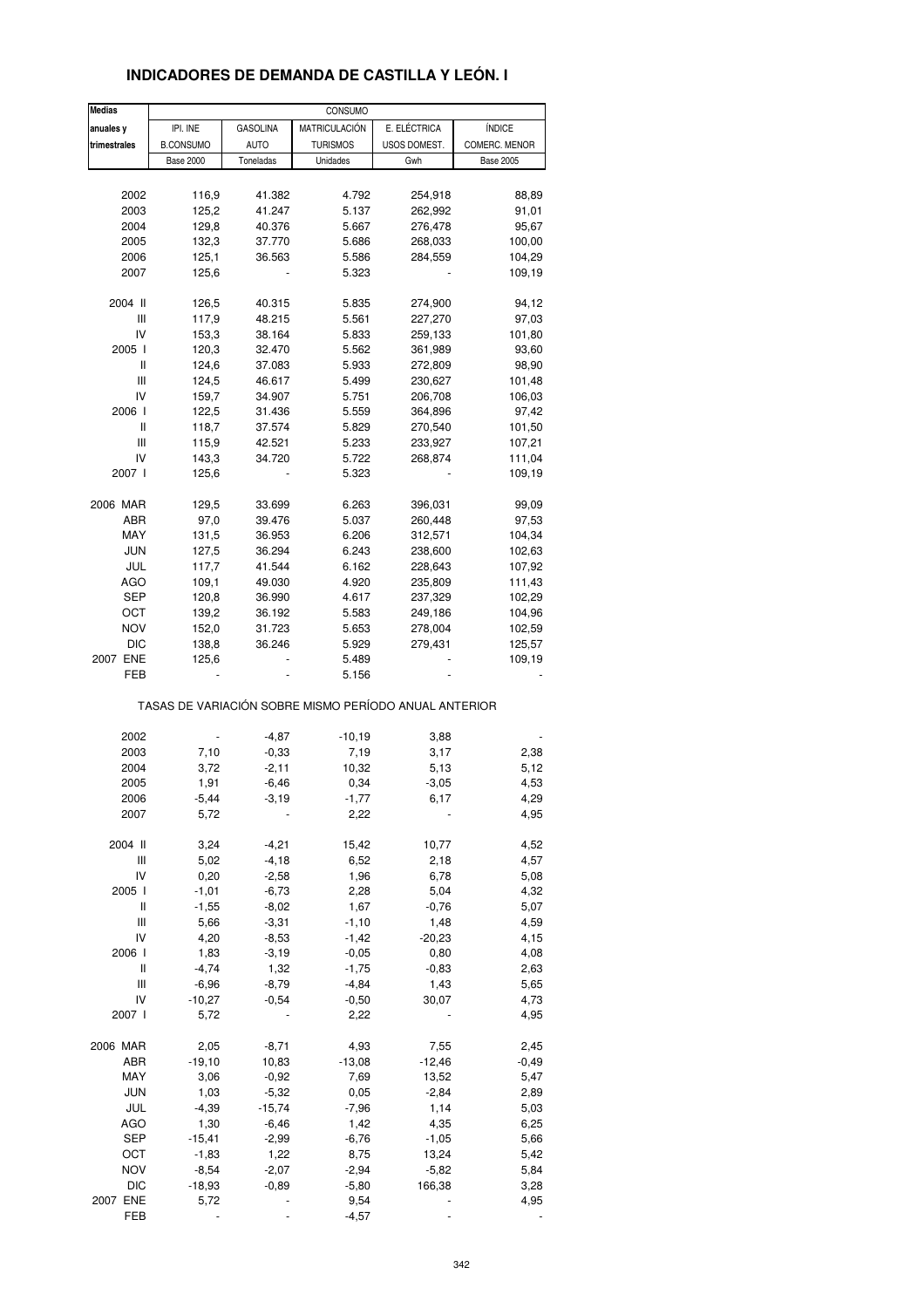# INDICADORES DE DEMANDA DE CASTILLA Y LEÓN. I

| Medias | CONSUMO | | | | |
|---|---|---|---|---|---|
| anuales y | IPI. INE | GASOLINA | MATRICULACIÓN | E. ELÉCTRICA | ÍNDICE |
| trimestrales | B.CONSUMO | AUTO | TURISMOS | USOS DOMEST. | COMERC. MENOR |
| | Base 2000 | Toneladas | Unidades | Gwh | Base 2005 |
| 2002 | 116,9 | 41.382 | 4.792 | 254,918 | 88,89 |
| 2003 | 125,2 | 41.247 | 5.137 | 262,992 | 91,01 |
| 2004 | 129,8 | 40.376 | 5.667 | 276,478 | 95,67 |
| 2005 | 132,3 | 37.770 | 5.686 | 268,033 | 100,00 |
| 2006 | 125,1 | 36.563 | 5.586 | 284,559 | 104,29 |
| 2007 | 125,6 | - | 5.323 | - | 109,19 |
| 2004 II | 126,5 | 40.315 | 5.835 | 274,900 | 94,12 |
| III | 117,9 | 48.215 | 5.561 | 227,270 | 97,03 |
| IV | 153,3 | 38.164 | 5.833 | 259,133 | 101,80 |
| 2005 I | 120,3 | 32.470 | 5.562 | 361,989 | 93,60 |
| II | 124,6 | 37.083 | 5.933 | 272,809 | 98,90 |
| III | 124,5 | 46.617 | 5.499 | 230,627 | 101,48 |
| IV | 159,7 | 34.907 | 5.751 | 206,708 | 106,03 |
| 2006 I | 122,5 | 31.436 | 5.559 | 364,896 | 97,42 |
| II | 118,7 | 37.574 | 5.829 | 270,540 | 101,50 |
| III | 115,9 | 42.521 | 5.233 | 233,927 | 107,21 |
| IV | 143,3 | 34.720 | 5.722 | 268,874 | 111,04 |
| 2007 I | 125,6 | - | 5.323 | - | 109,19 |
| 2006 MAR | 129,5 | 33.699 | 6.263 | 396,031 | 99,09 |
| ABR | 97,0 | 39.476 | 5.037 | 260,448 | 97,53 |
| MAY | 131,5 | 36.953 | 6.206 | 312,571 | 104,34 |
| JUN | 127,5 | 36.294 | 6.243 | 238,600 | 102,63 |
| JUL | 117,7 | 41.544 | 6.162 | 228,643 | 107,92 |
| AGO | 109,1 | 49.030 | 4.920 | 235,809 | 111,43 |
| SEP | 120,8 | 36.990 | 4.617 | 237,329 | 102,29 |
| OCT | 139,2 | 36.192 | 5.583 | 249,186 | 104,96 |
| NOV | 152,0 | 31.723 | 5.653 | 278,004 | 102,59 |
| DIC | 138,8 | 36.246 | 5.929 | 279,431 | 125,57 |
| 2007 ENE | 125,6 | - | 5.489 | - | 109,19 |
| FEB | - | - | 5.156 | - | - |
| | TASAS DE VARIACIÓN SOBRE MISMO PERÍODO ANUAL ANTERIOR | | | | |
| 2002 | - | -4,87 | -10,19 | 3,88 | - |
| 2003 | 7,10 | -0,33 | 7,19 | 3,17 | 2,38 |
| 2004 | 3,72 | -2,11 | 10,32 | 5,13 | 5,12 |
| 2005 | 1,91 | -6,46 | 0,34 | -3,05 | 4,53 |
| 2006 | -5,44 | -3,19 | -1,77 | 6,17 | 4,29 |
| 2007 | 5,72 | - | 2,22 | - | 4,95 |
| 2004 II | 3,24 | -4,21 | 15,42 | 10,77 | 4,52 |
| III | 5,02 | -4,18 | 6,52 | 2,18 | 4,57 |
| IV | 0,20 | -2,58 | 1,96 | 6,78 | 5,08 |
| 2005 I | -1,01 | -6,73 | 2,28 | 5,04 | 4,32 |
| II | -1,55 | -8,02 | 1,67 | -0,76 | 5,07 |
| III | 5,66 | -3,31 | -1,10 | 1,48 | 4,59 |
| IV | 4,20 | -8,53 | -1,42 | -20,23 | 4,15 |
| 2006 I | 1,83 | -3,19 | -0,05 | 0,80 | 4,08 |
| II | -4,74 | 1,32 | -1,75 | -0,83 | 2,63 |
| III | -6,96 | -8,79 | -4,84 | 1,43 | 5,65 |
| IV | -10,27 | -0,54 | -0,50 | 30,07 | 4,73 |
| 2007 I | 5,72 | - | 2,22 | - | 4,95 |
| 2006 MAR | 2,05 | -8,71 | 4,93 | 7,55 | 2,45 |
| ABR | -19,10 | 10,83 | -13,08 | -12,46 | -0,49 |
| MAY | 3,06 | -0,92 | 7,69 | 13,52 | 5,47 |
| JUN | 1,03 | -5,32 | 0,05 | -2,84 | 2,89 |
| JUL | -4,39 | -15,74 | -7,96 | 1,14 | 5,03 |
| AGO | 1,30 | -6,46 | 1,42 | 4,35 | 6,25 |
| SEP | -15,41 | -2,99 | -6,76 | -1,05 | 5,66 |
| OCT | -1,83 | 1,22 | 8,75 | 13,24 | 5,42 |
| NOV | -8,54 | -2,07 | -2,94 | -5,82 | 5,84 |
| DIC | -18,93 | -0,89 | -5,80 | 166,38 | 3,28 |
| 2007 ENE | 5,72 | - | 9,54 | - | 4,95 |
| FEB | - | - | -4,57 | - | - |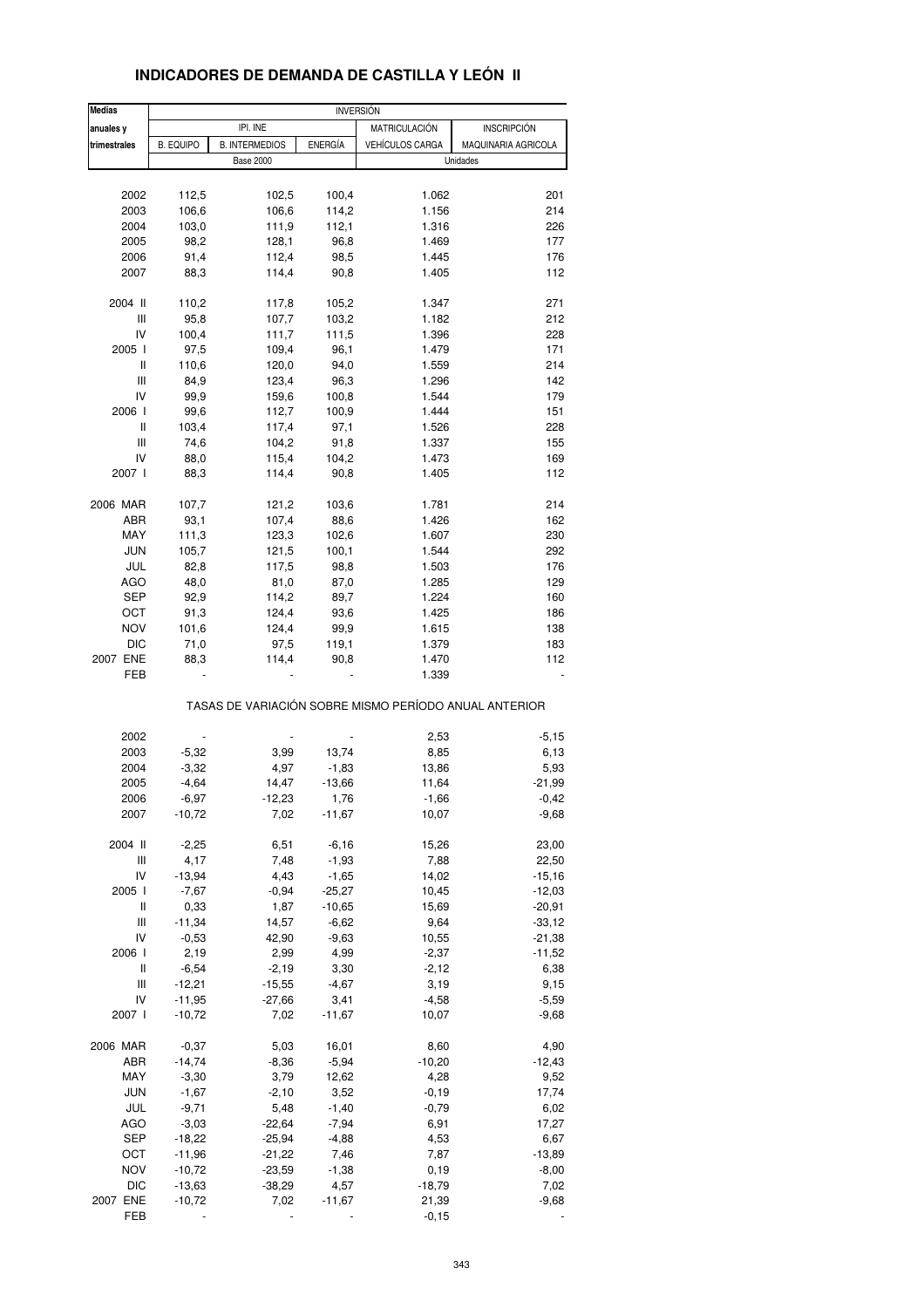# INDICADORES DE DEMANDA DE CASTILLA Y LEÓN II

| Medias anuales y trimestrales | INVERSIÓN | | | | |
|---|---|---|---|---|---|
| | IPI. INE | | | MATRICULACIÓN | INSCRIPCIÓN |
| | B. EQUIPO | B. INTERMEDIOS | ENERGÍA | VEHÍCULOS CARGA | MAQUINARIA AGRICOLA |
| | Base 2000 | | | Unidades | |
| 2002 | 112,5 | 102,5 | 100,4 | 1.062 | 201 |
| 2003 | 106,6 | 106,6 | 114,2 | 1.156 | 214 |
| 2004 | 103,0 | 111,9 | 112,1 | 1.316 | 226 |
| 2005 | 98,2 | 128,1 | 96,8 | 1.469 | 177 |
| 2006 | 91,4 | 112,4 | 98,5 | 1.445 | 176 |
| 2007 | 88,3 | 114,4 | 90,8 | 1.405 | 112 |
| 2004 II | 110,2 | 117,8 | 105,2 | 1.347 | 271 |
| III | 95,8 | 107,7 | 103,2 | 1.182 | 212 |
| IV | 100,4 | 111,7 | 111,5 | 1.396 | 228 |
| 2005 I | 97,5 | 109,4 | 96,1 | 1.479 | 171 |
| II | 110,6 | 120,0 | 94,0 | 1.559 | 214 |
| III | 84,9 | 123,4 | 96,3 | 1.296 | 142 |
| IV | 99,9 | 159,6 | 100,8 | 1.544 | 179 |
| 2006 I | 99,6 | 112,7 | 100,9 | 1.444 | 151 |
| II | 103,4 | 117,4 | 97,1 | 1.526 | 228 |
| III | 74,6 | 104,2 | 91,8 | 1.337 | 155 |
| IV | 88,0 | 115,4 | 104,2 | 1.473 | 169 |
| 2007 I | 88,3 | 114,4 | 90,8 | 1.405 | 112 |
| 2006 MAR | 107,7 | 121,2 | 103,6 | 1.781 | 214 |
| ABR | 93,1 | 107,4 | 88,6 | 1.426 | 162 |
| MAY | 111,3 | 123,3 | 102,6 | 1.607 | 230 |
| JUN | 105,7 | 121,5 | 100,1 | 1.544 | 292 |
| JUL | 82,8 | 117,5 | 98,8 | 1.503 | 176 |
| AGO | 48,0 | 81,0 | 87,0 | 1.285 | 129 |
| SEP | 92,9 | 114,2 | 89,7 | 1.224 | 160 |
| OCT | 91,3 | 124,4 | 93,6 | 1.425 | 186 |
| NOV | 101,6 | 124,4 | 99,9 | 1.615 | 138 |
| DIC | 71,0 | 97,5 | 119,1 | 1.379 | 183 |
| 2007 ENE | 88,3 | 114,4 | 90,8 | 1.470 | 112 |
| FEB | - | - | - | 1.339 | - |
| | TASAS DE VARIACIÓN SOBRE MISMO PERÍODO ANUAL ANTERIOR | | | | |
| 2002 | - | - | - | 2,53 | -5,15 |
| 2003 | -5,32 | 3,99 | 13,74 | 8,85 | 6,13 |
| 2004 | -3,32 | 4,97 | -1,83 | 13,86 | 5,93 |
| 2005 | -4,64 | 14,47 | -13,66 | 11,64 | -21,99 |
| 2006 | -6,97 | -12,23 | 1,76 | -1,66 | -0,42 |
| 2007 | -10,72 | 7,02 | -11,67 | 10,07 | -9,68 |
| 2004 II | -2,25 | 6,51 | -6,16 | 15,26 | 23,00 |
| III | 4,17 | 7,48 | -1,93 | 7,88 | 22,50 |
| IV | -13,94 | 4,43 | -1,65 | 14,02 | -15,16 |
| 2005 I | -7,67 | -0,94 | -25,27 | 10,45 | -12,03 |
| II | 0,33 | 1,87 | -10,65 | 15,69 | -20,91 |
| III | -11,34 | 14,57 | -6,62 | 9,64 | -33,12 |
| IV | -0,53 | 42,90 | -9,63 | 10,55 | -21,38 |
| 2006 I | 2,19 | 2,99 | 4,99 | -2,37 | -11,52 |
| II | -6,54 | -2,19 | 3,30 | -2,12 | 6,38 |
| III | -12,21 | -15,55 | -4,67 | 3,19 | 9,15 |
| IV | -11,95 | -27,66 | 3,41 | -4,58 | -5,59 |
| 2007 I | -10,72 | 7,02 | -11,67 | 10,07 | -9,68 |
| 2006 MAR | -0,37 | 5,03 | 16,01 | 8,60 | 4,90 |
| ABR | -14,74 | -8,36 | -5,94 | -10,20 | -12,43 |
| MAY | -3,30 | 3,79 | 12,62 | 4,28 | 9,52 |
| JUN | -1,67 | -2,10 | 3,52 | -0,19 | 17,74 |
| JUL | -9,71 | 5,48 | -1,40 | -0,79 | 6,02 |
| AGO | -3,03 | -22,64 | -7,94 | 6,91 | 17,27 |
| SEP | -18,22 | -25,94 | -4,88 | 4,53 | 6,67 |
| OCT | -11,96 | -21,22 | 7,46 | 7,87 | -13,89 |
| NOV | -10,72 | -23,59 | -1,38 | 0,19 | -8,00 |
| DIC | -13,63 | -38,29 | 4,57 | -18,79 | 7,02 |
| 2007 ENE | -10,72 | 7,02 | -11,67 | 21,39 | -9,68 |
| FEB | - | - | - | -0,15 | - |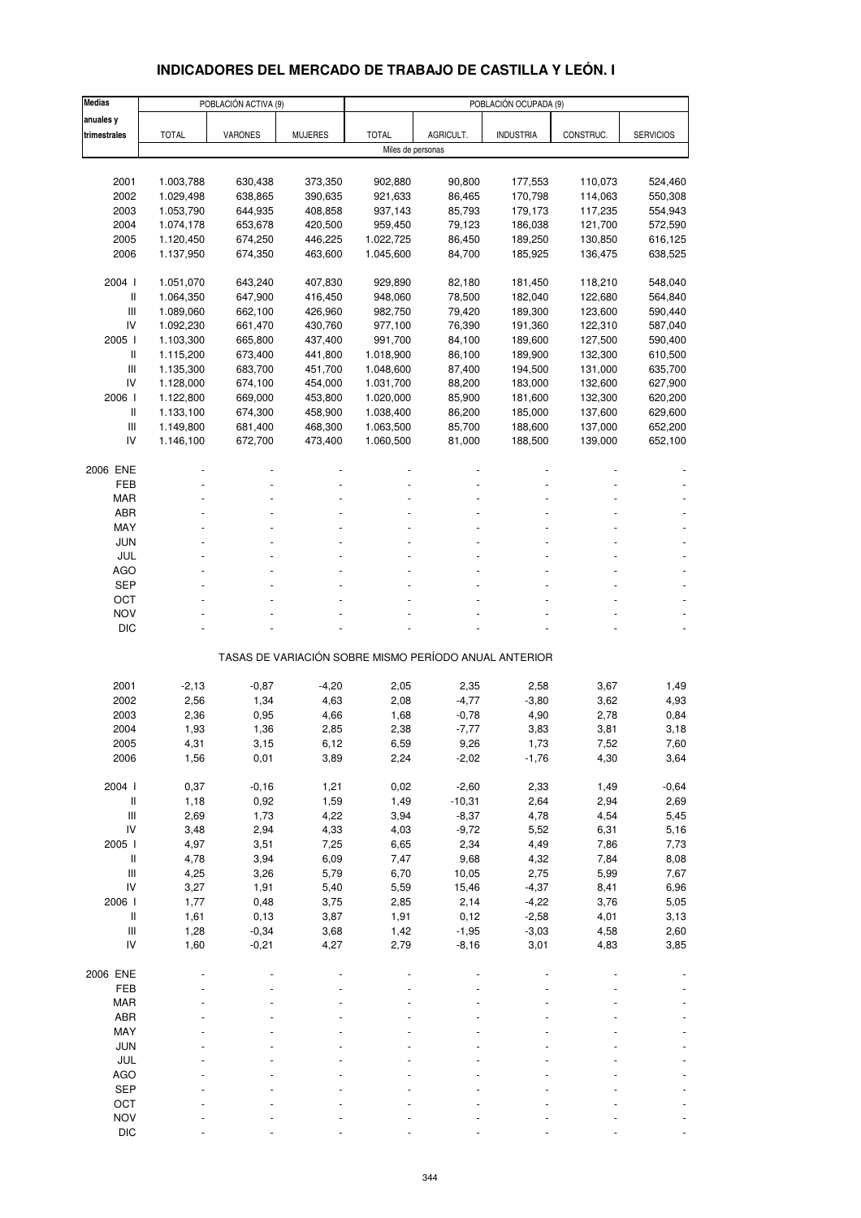# INDICADORES DEL MERCADO DE TRABAJO DE CASTILLA Y LEÓN. I

| Medias anuales y trimestrales | POBLACIÓN ACTIVA (9) | | | POBLACIÓN OCUPADA (9) | | | | |
|---|---|---|---|---|---|---|---|---|
| | TOTAL | VARONES | MUJERES | TOTAL | AGRICULT. | INDUSTRIA | CONSTRUC. | SERVICIOS |
| | Miles de personas | | | | | | | |
| 2001 | 1.003,788 | 630,438 | 373,350 | 902,880 | 90,800 | 177,553 | 110,073 | 524,460 |
| 2002 | 1.029,498 | 638,865 | 390,635 | 921,633 | 86,465 | 170,798 | 114,063 | 550,308 |
| 2003 | 1.053,790 | 644,935 | 408,858 | 937,143 | 85,793 | 179,173 | 117,235 | 554,943 |
| 2004 | 1.074,178 | 653,678 | 420,500 | 959,450 | 79,123 | 186,038 | 121,700 | 572,590 |
| 2005 | 1.120,450 | 674,250 | 446,225 | 1.022,725 | 86,450 | 189,250 | 130,850 | 616,125 |
| 2006 | 1.137,950 | 674,350 | 463,600 | 1.045,600 | 84,700 | 185,925 | 136,475 | 638,525 |
| 2004 I | 1.051,070 | 643,240 | 407,830 | 929,890 | 82,180 | 181,450 | 118,210 | 548,040 |
| II | 1.064,350 | 647,900 | 416,450 | 948,060 | 78,500 | 182,040 | 122,680 | 564,840 |
| III | 1.089,060 | 662,100 | 426,960 | 982,750 | 79,420 | 189,300 | 123,600 | 590,440 |
| IV | 1.092,230 | 661,470 | 430,760 | 977,100 | 76,390 | 191,360 | 122,310 | 587,040 |
| 2005 I | 1.103,300 | 665,800 | 437,400 | 991,700 | 84,100 | 189,600 | 127,500 | 590,400 |
| II | 1.115,200 | 673,400 | 441,800 | 1.018,900 | 86,100 | 189,900 | 132,300 | 610,500 |
| III | 1.135,300 | 683,700 | 451,700 | 1.048,600 | 87,400 | 194,500 | 131,000 | 635,700 |
| IV | 1.128,000 | 674,100 | 454,000 | 1.031,700 | 88,200 | 183,000 | 132,600 | 627,900 |
| 2006 I | 1.122,800 | 669,000 | 453,800 | 1.020,000 | 85,900 | 181,600 | 132,300 | 620,200 |
| II | 1.133,100 | 674,300 | 458,900 | 1.038,400 | 86,200 | 185,000 | 137,600 | 629,600 |
| III | 1.149,800 | 681,400 | 468,300 | 1.063,500 | 85,700 | 188,600 | 137,000 | 652,200 |
| IV | 1.146,100 | 672,700 | 473,400 | 1.060,500 | 81,000 | 188,500 | 139,000 | 652,100 |
| 2006 ENE | - | - | - | - | - | - | - | - |
| FEB | - | - | - | - | - | - | - | - |
| MAR | - | - | - | - | - | - | - | - |
| ABR | - | - | - | - | - | - | - | - |
| MAY | - | - | - | - | - | - | - | - |
| JUN | - | - | - | - | - | - | - | - |
| JUL | - | - | - | - | - | - | - | - |
| AGO | - | - | - | - | - | - | - | - |
| SEP | - | - | - | - | - | - | - | - |
| OCT | - | - | - | - | - | - | - | - |
| NOV | - | - | - | - | - | - | - | - |
| DIC | - | - | - | - | - | - | - | - |
| | TASAS DE VARIACIÓN SOBRE MISMO PERÍODO ANUAL ANTERIOR | | | | | | | |
| 2001 | -2,13 | -0,87 | -4,20 | 2,05 | 2,35 | 2,58 | 3,67 | 1,49 |
| 2002 | 2,56 | 1,34 | 4,63 | 2,08 | -4,77 | -3,80 | 3,62 | 4,93 |
| 2003 | 2,36 | 0,95 | 4,66 | 1,68 | -0,78 | 4,90 | 2,78 | 0,84 |
| 2004 | 1,93 | 1,36 | 2,85 | 2,38 | -7,77 | 3,83 | 3,81 | 3,18 |
| 2005 | 4,31 | 3,15 | 6,12 | 6,59 | 9,26 | 1,73 | 7,52 | 7,60 |
| 2006 | 1,56 | 0,01 | 3,89 | 2,24 | -2,02 | -1,76 | 4,30 | 3,64 |
| 2004 I | 0,37 | -0,16 | 1,21 | 0,02 | -2,60 | 2,33 | 1,49 | -0,64 |
| II | 1,18 | 0,92 | 1,59 | 1,49 | -10,31 | 2,64 | 2,94 | 2,69 |
| III | 2,69 | 1,73 | 4,22 | 3,94 | -8,37 | 4,78 | 4,54 | 5,45 |
| IV | 3,48 | 2,94 | 4,33 | 4,03 | -9,72 | 5,52 | 6,31 | 5,16 |
| 2005 I | 4,97 | 3,51 | 7,25 | 6,65 | 2,34 | 4,49 | 7,86 | 7,73 |
| II | 4,78 | 3,94 | 6,09 | 7,47 | 9,68 | 4,32 | 7,84 | 8,08 |
| III | 4,25 | 3,26 | 5,79 | 6,70 | 10,05 | 2,75 | 5,99 | 7,67 |
| IV | 3,27 | 1,91 | 5,40 | 5,59 | 15,46 | -4,37 | 8,41 | 6,96 |
| 2006 I | 1,77 | 0,48 | 3,75 | 2,85 | 2,14 | -4,22 | 3,76 | 5,05 |
| II | 1,61 | 0,13 | 3,87 | 1,91 | 0,12 | -2,58 | 4,01 | 3,13 |
| III | 1,28 | -0,34 | 3,68 | 1,42 | -1,95 | -3,03 | 4,58 | 2,60 |
| IV | 1,60 | -0,21 | 4,27 | 2,79 | -8,16 | 3,01 | 4,83 | 3,85 |
| 2006 ENE | - | - | - | - | - | - | - | - |
| FEB | - | - | - | - | - | - | - | - |
| MAR | - | - | - | - | - | - | - | - |
| ABR | - | - | - | - | - | - | - | - |
| MAY | - | - | - | - | - | - | - | - |
| JUN | - | - | - | - | - | - | - | - |
| JUL | - | - | - | - | - | - | - | - |
| AGO | - | - | - | - | - | - | - | - |
| SEP | - | - | - | - | - | - | - | - |
| OCT | - | - | - | - | - | - | - | - |
| NOV | - | - | - | - | - | - | - | - |
| DIC | - | - | - | - | - | - | - | - |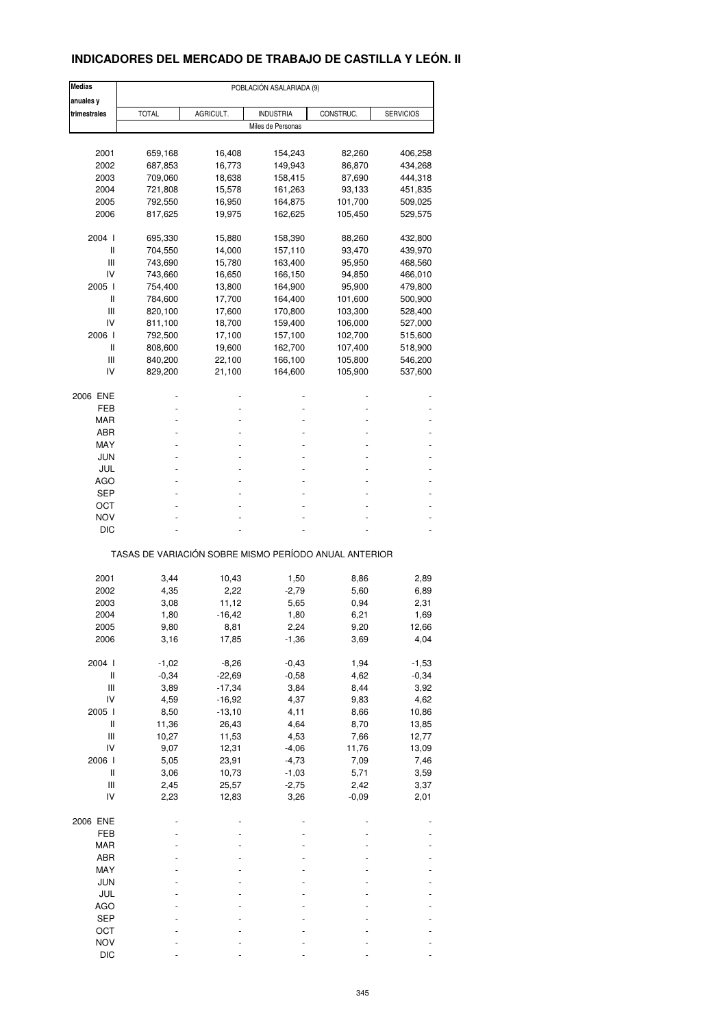## INDICADORES DEL MERCADO DE TRABAJO DE CASTILLA Y LEÓN. II

| Medias anuales y trimestrales | POBLACIÓN ASALARIADA (9) | | | | |
|---|---|---|---|---|---|
| | TOTAL | AGRICULT. | INDUSTRIA | CONSTRUC. | SERVICIOS |
| | Miles de Personas | | | | |
| 2001 | 659,168 | 16,408 | 154,243 | 82,260 | 406,258 |
| 2002 | 687,853 | 16,773 | 149,943 | 86,870 | 434,268 |
| 2003 | 709,060 | 18,638 | 158,415 | 87,690 | 444,318 |
| 2004 | 721,808 | 15,578 | 161,263 | 93,133 | 451,835 |
| 2005 | 792,550 | 16,950 | 164,875 | 101,700 | 509,025 |
| 2006 | 817,625 | 19,975 | 162,625 | 105,450 | 529,575 |
| 2004 I | 695,330 | 15,880 | 158,390 | 88,260 | 432,800 |
| II | 704,550 | 14,000 | 157,110 | 93,470 | 439,970 |
| III | 743,690 | 15,780 | 163,400 | 95,950 | 468,560 |
| IV | 743,660 | 16,650 | 166,150 | 94,850 | 466,010 |
| 2005 I | 754,400 | 13,800 | 164,900 | 95,900 | 479,800 |
| II | 784,600 | 17,700 | 164,400 | 101,600 | 500,900 |
| III | 820,100 | 17,600 | 170,800 | 103,300 | 528,400 |
| IV | 811,100 | 18,700 | 159,400 | 106,000 | 527,000 |
| 2006 I | 792,500 | 17,100 | 157,100 | 102,700 | 515,600 |
| II | 808,600 | 19,600 | 162,700 | 107,400 | 518,900 |
| III | 840,200 | 22,100 | 166,100 | 105,800 | 546,200 |
| IV | 829,200 | 21,100 | 164,600 | 105,900 | 537,600 |
| 2006 ENE | - | - | - | - | - |
| FEB | - | - | - | - | - |
| MAR | - | - | - | - | - |
| ABR | - | - | - | - | - |
| MAY | - | - | - | - | - |
| JUN | - | - | - | - | - |
| JUL | - | - | - | - | - |
| AGO | - | - | - | - | - |
| SEP | - | - | - | - | - |
| OCT | - | - | - | - | - |
| NOV | - | - | - | - | - |
| DIC | - | - | - | - | - |
| | TASAS DE VARIACIÓN SOBRE MISMO PERÍODO ANUAL ANTERIOR | | | | |
| 2001 | 3,44 | 10,43 | 1,50 | 8,86 | 2,89 |
| 2002 | 4,35 | 2,22 | -2,79 | 5,60 | 6,89 |
| 2003 | 3,08 | 11,12 | 5,65 | 0,94 | 2,31 |
| 2004 | 1,80 | -16,42 | 1,80 | 6,21 | 1,69 |
| 2005 | 9,80 | 8,81 | 2,24 | 9,20 | 12,66 |
| 2006 | 3,16 | 17,85 | -1,36 | 3,69 | 4,04 |
| 2004 I | -1,02 | -8,26 | -0,43 | 1,94 | -1,53 |
| II | -0,34 | -22,69 | -0,58 | 4,62 | -0,34 |
| III | 3,89 | -17,34 | 3,84 | 8,44 | 3,92 |
| IV | 4,59 | -16,92 | 4,37 | 9,83 | 4,62 |
| 2005 I | 8,50 | -13,10 | 4,11 | 8,66 | 10,86 |
| II | 11,36 | 26,43 | 4,64 | 8,70 | 13,85 |
| III | 10,27 | 11,53 | 4,53 | 7,66 | 12,77 |
| IV | 9,07 | 12,31 | -4,06 | 11,76 | 13,09 |
| 2006 I | 5,05 | 23,91 | -4,73 | 7,09 | 7,46 |
| II | 3,06 | 10,73 | -1,03 | 5,71 | 3,59 |
| III | 2,45 | 25,57 | -2,75 | 2,42 | 3,37 |
| IV | 2,23 | 12,83 | 3,26 | -0,09 | 2,01 |
| 2006 ENE | - | - | - | - | - |
| FEB | - | - | - | - | - |
| MAR | - | - | - | - | - |
| ABR | - | - | - | - | - |
| MAY | - | - | - | - | - |
| JUN | - | - | - | - | - |
| JUL | - | - | - | - | - |
| AGO | - | - | - | - | - |
| SEP | - | - | - | - | - |
| OCT | - | - | - | - | - |
| NOV | - | - | - | - | - |
| DIC | - | - | - | - | - |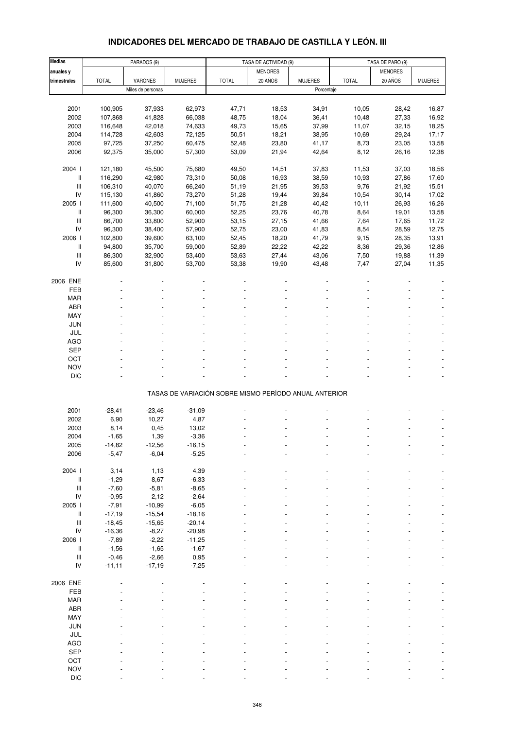# INDICADORES DEL MERCADO DE TRABAJO DE CASTILLA Y LEÓN. III

| Medias anuales y trimestrales | PARADOS (9) | | | TASA DE ACTIVIDAD (9) | | | TASA DE PARO (9) | | |
|---|---|---|---|---|---|---|---|---|---|
| | TOTAL | VARONES | MUJERES | TOTAL | MENORES 20 AÑOS | MUJERES | TOTAL | MENORES 20 AÑOS | MUJERES |
| | Miles de personas | | | Porcentaje | | | | | |
| 2001 | 100,905 | 37,933 | 62,973 | 47,71 | 18,53 | 34,91 | 10,05 | 28,42 | 16,87 |
| 2002 | 107,868 | 41,828 | 66,038 | 48,75 | 18,04 | 36,41 | 10,48 | 27,33 | 16,92 |
| 2003 | 116,648 | 42,018 | 74,633 | 49,73 | 15,65 | 37,99 | 11,07 | 32,15 | 18,25 |
| 2004 | 114,728 | 42,603 | 72,125 | 50,51 | 18,21 | 38,95 | 10,69 | 29,24 | 17,17 |
| 2005 | 97,725 | 37,250 | 60,475 | 52,48 | 23,80 | 41,17 | 8,73 | 23,05 | 13,58 |
| 2006 | 92,375 | 35,000 | 57,300 | 53,09 | 21,94 | 42,64 | 8,12 | 26,16 | 12,38 |
| 2004 I | 121,180 | 45,500 | 75,680 | 49,50 | 14,51 | 37,83 | 11,53 | 37,03 | 18,56 |
| II | 116,290 | 42,980 | 73,310 | 50,08 | 16,93 | 38,59 | 10,93 | 27,86 | 17,60 |
| III | 106,310 | 40,070 | 66,240 | 51,19 | 21,95 | 39,53 | 9,76 | 21,92 | 15,51 |
| IV | 115,130 | 41,860 | 73,270 | 51,28 | 19,44 | 39,84 | 10,54 | 30,14 | 17,02 |
| 2005 I | 111,600 | 40,500 | 71,100 | 51,75 | 21,28 | 40,42 | 10,11 | 26,93 | 16,26 |
| II | 96,300 | 36,300 | 60,000 | 52,25 | 23,76 | 40,78 | 8,64 | 19,01 | 13,58 |
| III | 86,700 | 33,800 | 52,900 | 53,15 | 27,15 | 41,66 | 7,64 | 17,65 | 11,72 |
| IV | 96,300 | 38,400 | 57,900 | 52,75 | 23,00 | 41,83 | 8,54 | 28,59 | 12,75 |
| 2006 I | 102,800 | 39,600 | 63,100 | 52,45 | 18,20 | 41,79 | 9,15 | 28,35 | 13,91 |
| II | 94,800 | 35,700 | 59,000 | 52,89 | 22,22 | 42,22 | 8,36 | 29,36 | 12,86 |
| III | 86,300 | 32,900 | 53,400 | 53,63 | 27,44 | 43,06 | 7,50 | 19,88 | 11,39 |
| IV | 85,600 | 31,800 | 53,700 | 53,38 | 19,90 | 43,48 | 7,47 | 27,04 | 11,35 |
| 2006 ENE | - | - | - | - | - | - | - | - | - |
| FEB | - | - | - | - | - | - | - | - | - |
| MAR | - | - | - | - | - | - | - | - | - |
| ABR | - | - | - | - | - | - | - | - | - |
| MAY | - | - | - | - | - | - | - | - | - |
| JUN | - | - | - | - | - | - | - | - | - |
| JUL | - | - | - | - | - | - | - | - | - |
| AGO | - | - | - | - | - | - | - | - | - |
| SEP | - | - | - | - | - | - | - | - | - |
| OCT | - | - | - | - | - | - | - | - | - |
| NOV | - | - | - | - | - | - | - | - | - |
| DIC | - | - | - | - | - | - | - | - | - |
| | TASAS DE VARIACIÓN SOBRE MISMO PERÍODO ANUAL ANTERIOR | | | | | | | | |
| 2001 | -28,41 | -23,46 | -31,09 | - | - | - | - | - | - |
| 2002 | 6,90 | 10,27 | 4,87 | - | - | - | - | - | - |
| 2003 | 8,14 | 0,45 | 13,02 | - | - | - | - | - | - |
| 2004 | -1,65 | 1,39 | -3,36 | - | - | - | - | - | - |
| 2005 | -14,82 | -12,56 | -16,15 | - | - | - | - | - | - |
| 2006 | -5,47 | -6,04 | -5,25 | - | - | - | - | - | - |
| 2004 I | 3,14 | 1,13 | 4,39 | - | - | - | - | - | - |
| II | -1,29 | 8,67 | -6,33 | - | - | - | - | - | - |
| III | -7,60 | -5,81 | -8,65 | - | - | - | - | - | - |
| IV | -0,95 | 2,12 | -2,64 | - | - | - | - | - | - |
| 2005 I | -7,91 | -10,99 | -6,05 | - | - | - | - | - | - |
| II | -17,19 | -15,54 | -18,16 | - | - | - | - | - | - |
| III | -18,45 | -15,65 | -20,14 | - | - | - | - | - | - |
| IV | -16,36 | -8,27 | -20,98 | - | - | - | - | - | - |
| 2006 I | -7,89 | -2,22 | -11,25 | - | - | - | - | - | - |
| II | -1,56 | -1,65 | -1,67 | - | - | - | - | - | - |
| III | -0,46 | -2,66 | 0,95 | - | - | - | - | - | - |
| IV | -11,11 | -17,19 | -7,25 | - | - | - | - | - | - |
| 2006 ENE | - | - | - | - | - | - | - | - | - |
| FEB | - | - | - | - | - | - | - | - | - |
| MAR | - | - | - | - | - | - | - | - | - |
| ABR | - | - | - | - | - | - | - | - | - |
| MAY | - | - | - | - | - | - | - | - | - |
| JUN | - | - | - | - | - | - | - | - | - |
| JUL | - | - | - | - | - | - | - | - | - |
| AGO | - | - | - | - | - | - | - | - | - |
| SEP | - | - | - | - | - | - | - | - | - |
| OCT | - | - | - | - | - | - | - | - | - |
| NOV | - | - | - | - | - | - | - | - | - |
| DIC | - | - | - | - | - | - | - | - | - |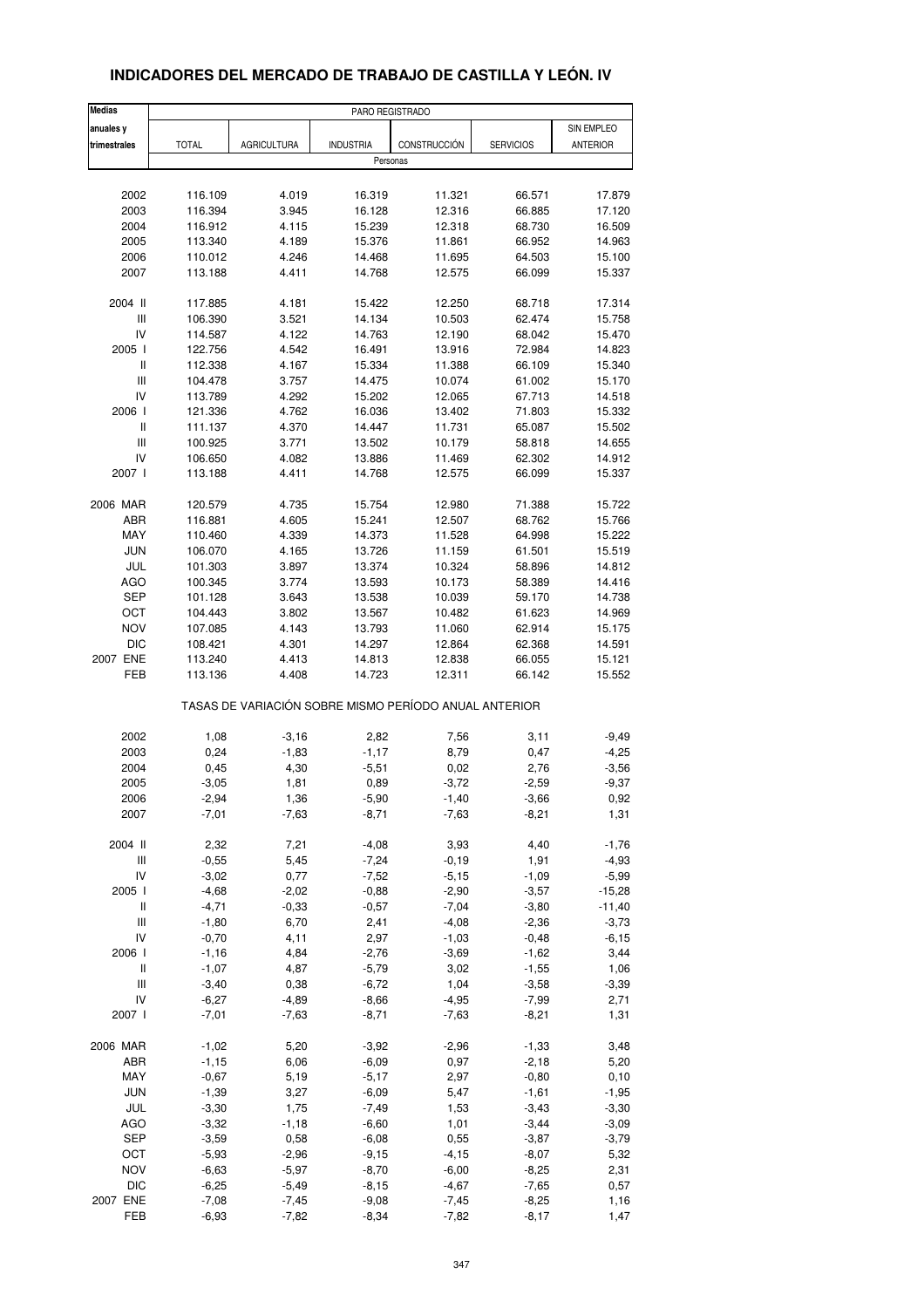# INDICADORES DEL MERCADO DE TRABAJO DE CASTILLA Y LEÓN. IV

| Medias anuales y trimestrales | PARO REGISTRADO | | | | | |
|---|---|---|---|---|---|---|
| | TOTAL | AGRICULTURA | INDUSTRIA | CONSTRUCCIÓN | SERVICIOS | SIN EMPLEO ANTERIOR |
| | Personas | | | | | |
| 2002 | 116.109 | 4.019 | 16.319 | 11.321 | 66.571 | 17.879 |
| 2003 | 116.394 | 3.945 | 16.128 | 12.316 | 66.885 | 17.120 |
| 2004 | 116.912 | 4.115 | 15.239 | 12.318 | 68.730 | 16.509 |
| 2005 | 113.340 | 4.189 | 15.376 | 11.861 | 66.952 | 14.963 |
| 2006 | 110.012 | 4.246 | 14.468 | 11.695 | 64.503 | 15.100 |
| 2007 | 113.188 | 4.411 | 14.768 | 12.575 | 66.099 | 15.337 |
| 2004 II | 117.885 | 4.181 | 15.422 | 12.250 | 68.718 | 17.314 |
| III | 106.390 | 3.521 | 14.134 | 10.503 | 62.474 | 15.758 |
| IV | 114.587 | 4.122 | 14.763 | 12.190 | 68.042 | 15.470 |
| 2005 I | 122.756 | 4.542 | 16.491 | 13.916 | 72.984 | 14.823 |
| II | 112.338 | 4.167 | 15.334 | 11.388 | 66.109 | 15.340 |
| III | 104.478 | 3.757 | 14.475 | 10.074 | 61.002 | 15.170 |
| IV | 113.789 | 4.292 | 15.202 | 12.065 | 67.713 | 14.518 |
| 2006 I | 121.336 | 4.762 | 16.036 | 13.402 | 71.803 | 15.332 |
| II | 111.137 | 4.370 | 14.447 | 11.731 | 65.087 | 15.502 |
| III | 100.925 | 3.771 | 13.502 | 10.179 | 58.818 | 14.655 |
| IV | 106.650 | 4.082 | 13.886 | 11.469 | 62.302 | 14.912 |
| 2007 I | 113.188 | 4.411 | 14.768 | 12.575 | 66.099 | 15.337 |
| 2006 MAR | 120.579 | 4.735 | 15.754 | 12.980 | 71.388 | 15.722 |
| ABR | 116.881 | 4.605 | 15.241 | 12.507 | 68.762 | 15.766 |
| MAY | 110.460 | 4.339 | 14.373 | 11.528 | 64.998 | 15.222 |
| JUN | 106.070 | 4.165 | 13.726 | 11.159 | 61.501 | 15.519 |
| JUL | 101.303 | 3.897 | 13.374 | 10.324 | 58.896 | 14.812 |
| AGO | 100.345 | 3.774 | 13.593 | 10.173 | 58.389 | 14.416 |
| SEP | 101.128 | 3.643 | 13.538 | 10.039 | 59.170 | 14.738 |
| OCT | 104.443 | 3.802 | 13.567 | 10.482 | 61.623 | 14.969 |
| NOV | 107.085 | 4.143 | 13.793 | 11.060 | 62.914 | 15.175 |
| DIC | 108.421 | 4.301 | 14.297 | 12.864 | 62.368 | 14.591 |
| 2007 ENE | 113.240 | 4.413 | 14.813 | 12.838 | 66.055 | 15.121 |
| FEB | 113.136 | 4.408 | 14.723 | 12.311 | 66.142 | 15.552 |
| | TASAS DE VARIACIÓN SOBRE MISMO PERÍODO ANUAL ANTERIOR | | | | | |
| 2002 | 1,08 | -3,16 | 2,82 | 7,56 | 3,11 | -9,49 |
| 2003 | 0,24 | -1,83 | -1,17 | 8,79 | 0,47 | -4,25 |
| 2004 | 0,45 | 4,30 | -5,51 | 0,02 | 2,76 | -3,56 |
| 2005 | -3,05 | 1,81 | 0,89 | -3,72 | -2,59 | -9,37 |
| 2006 | -2,94 | 1,36 | -5,90 | -1,40 | -3,66 | 0,92 |
| 2007 | -7,01 | -7,63 | -8,71 | -7,63 | -8,21 | 1,31 |
| 2004 II | 2,32 | 7,21 | -4,08 | 3,93 | 4,40 | -1,76 |
| III | -0,55 | 5,45 | -7,24 | -0,19 | 1,91 | -4,93 |
| IV | -3,02 | 0,77 | -7,52 | -5,15 | -1,09 | -5,99 |
| 2005 I | -4,68 | -2,02 | -0,88 | -2,90 | -3,57 | -15,28 |
| II | -4,71 | -0,33 | -0,57 | -7,04 | -3,80 | -11,40 |
| III | -1,80 | 6,70 | 2,41 | -4,08 | -2,36 | -3,73 |
| IV | -0,70 | 4,11 | 2,97 | -1,03 | -0,48 | -6,15 |
| 2006 I | -1,16 | 4,84 | -2,76 | -3,69 | -1,62 | 3,44 |
| II | -1,07 | 4,87 | -5,79 | 3,02 | -1,55 | 1,06 |
| III | -3,40 | 0,38 | -6,72 | 1,04 | -3,58 | -3,39 |
| IV | -6,27 | -4,89 | -8,66 | -4,95 | -7,99 | 2,71 |
| 2007 I | -7,01 | -7,63 | -8,71 | -7,63 | -8,21 | 1,31 |
| 2006 MAR | -1,02 | 5,20 | -3,92 | -2,96 | -1,33 | 3,48 |
| ABR | -1,15 | 6,06 | -6,09 | 0,97 | -2,18 | 5,20 |
| MAY | -0,67 | 5,19 | -5,17 | 2,97 | -0,80 | 0,10 |
| JUN | -1,39 | 3,27 | -6,09 | 5,47 | -1,61 | -1,95 |
| JUL | -3,30 | 1,75 | -7,49 | 1,53 | -3,43 | -3,30 |
| AGO | -3,32 | -1,18 | -6,60 | 1,01 | -3,44 | -3,09 |
| SEP | -3,59 | 0,58 | -6,08 | 0,55 | -3,87 | -3,79 |
| OCT | -5,93 | -2,96 | -9,15 | -4,15 | -8,07 | 5,32 |
| NOV | -6,63 | -5,97 | -8,70 | -6,00 | -8,25 | 2,31 |
| DIC | -6,25 | -5,49 | -8,15 | -4,67 | -7,65 | 0,57 |
| 2007 ENE | -7,08 | -7,45 | -9,08 | -7,45 | -8,25 | 1,16 |
| FEB | -6,93 | -7,82 | -8,34 | -7,82 | -8,17 | 1,47 |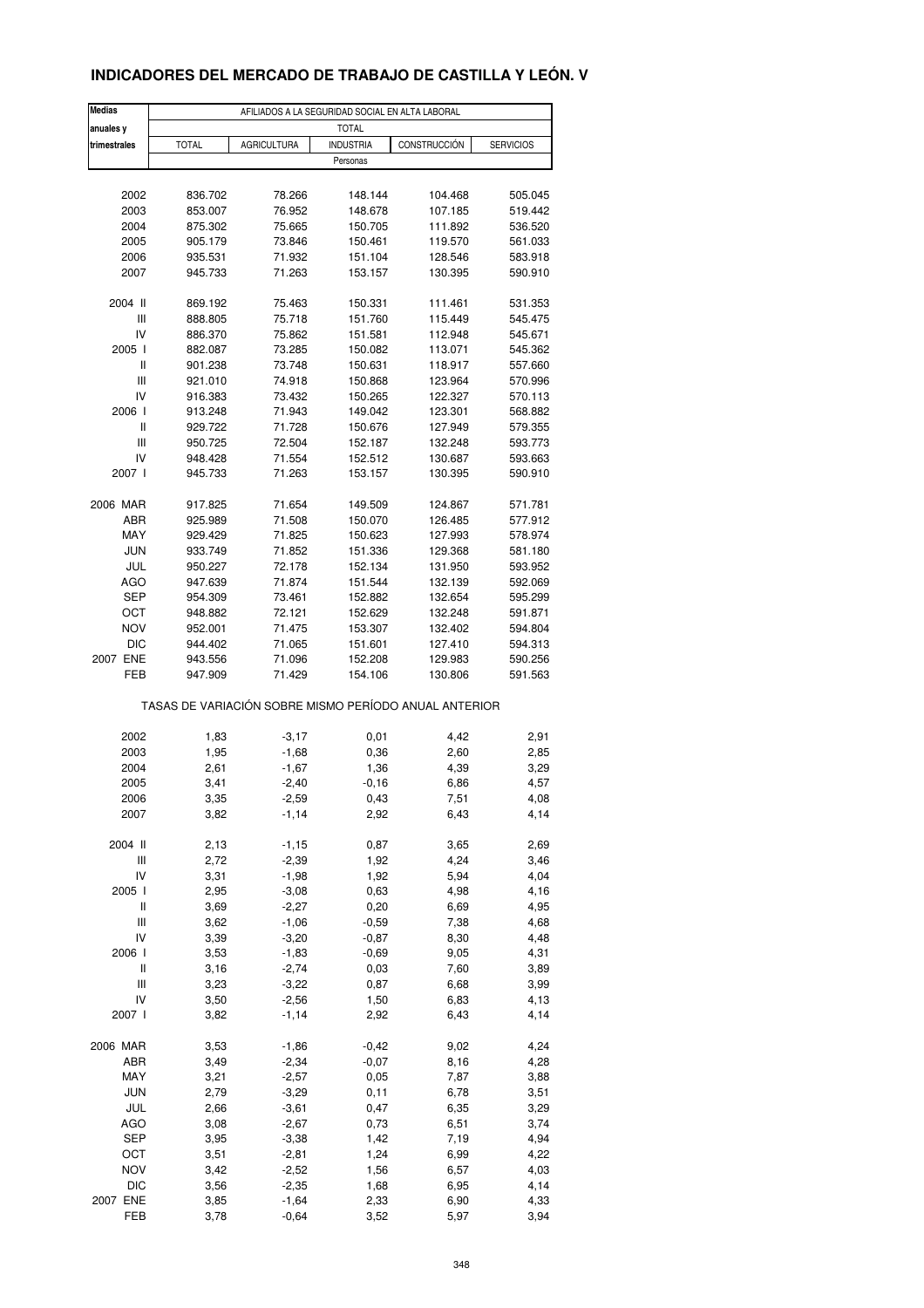# INDICADORES DEL MERCADO DE TRABAJO DE CASTILLA Y LEÓN. V

| Medias anuales y trimestrales | AFILIADOS A LA SEGURIDAD SOCIAL EN ALTA LABORAL | | | | |
|---|---|---|---|---|---|
| | TOTAL | | | | |
| | TOTAL | AGRICULTURA | INDUSTRIA | CONSTRUCCIÓN | SERVICIOS |
| | Personas | | | | |
| 2002 | 836.702 | 78.266 | 148.144 | 104.468 | 505.045 |
| 2003 | 853.007 | 76.952 | 148.678 | 107.185 | 519.442 |
| 2004 | 875.302 | 75.665 | 150.705 | 111.892 | 536.520 |
| 2005 | 905.179 | 73.846 | 150.461 | 119.570 | 561.033 |
| 2006 | 935.531 | 71.932 | 151.104 | 128.546 | 583.918 |
| 2007 | 945.733 | 71.263 | 153.157 | 130.395 | 590.910 |
| 2004 II | 869.192 | 75.463 | 150.331 | 111.461 | 531.353 |
| III | 888.805 | 75.718 | 151.760 | 115.449 | 545.475 |
| IV | 886.370 | 75.862 | 151.581 | 112.948 | 545.671 |
| 2005 I | 882.087 | 73.285 | 150.082 | 113.071 | 545.362 |
| II | 901.238 | 73.748 | 150.631 | 118.917 | 557.660 |
| III | 921.010 | 74.918 | 150.868 | 123.964 | 570.996 |
| IV | 916.383 | 73.432 | 150.265 | 122.327 | 570.113 |
| 2006 I | 913.248 | 71.943 | 149.042 | 123.301 | 568.882 |
| II | 929.722 | 71.728 | 150.676 | 127.949 | 579.355 |
| III | 950.725 | 72.504 | 152.187 | 132.248 | 593.773 |
| IV | 948.428 | 71.554 | 152.512 | 130.687 | 593.663 |
| 2007 I | 945.733 | 71.263 | 153.157 | 130.395 | 590.910 |
| 2006 MAR | 917.825 | 71.654 | 149.509 | 124.867 | 571.781 |
| ABR | 925.989 | 71.508 | 150.070 | 126.485 | 577.912 |
| MAY | 929.429 | 71.825 | 150.623 | 127.993 | 578.974 |
| JUN | 933.749 | 71.852 | 151.336 | 129.368 | 581.180 |
| JUL | 950.227 | 72.178 | 152.134 | 131.950 | 593.952 |
| AGO | 947.639 | 71.874 | 151.544 | 132.139 | 592.069 |
| SEP | 954.309 | 73.461 | 152.882 | 132.654 | 595.299 |
| OCT | 948.882 | 72.121 | 152.629 | 132.248 | 591.871 |
| NOV | 952.001 | 71.475 | 153.307 | 132.402 | 594.804 |
| DIC | 944.402 | 71.065 | 151.601 | 127.410 | 594.313 |
| 2007 ENE | 943.556 | 71.096 | 152.208 | 129.983 | 590.256 |
| FEB | 947.909 | 71.429 | 154.106 | 130.806 | 591.563 |
| | TASAS DE VARIACIÓN SOBRE MISMO PERÍODO ANUAL ANTERIOR | | | | |
| 2002 | 1,83 | -3,17 | 0,01 | 4,42 | 2,91 |
| 2003 | 1,95 | -1,68 | 0,36 | 2,60 | 2,85 |
| 2004 | 2,61 | -1,67 | 1,36 | 4,39 | 3,29 |
| 2005 | 3,41 | -2,40 | -0,16 | 6,86 | 4,57 |
| 2006 | 3,35 | -2,59 | 0,43 | 7,51 | 4,08 |
| 2007 | 3,82 | -1,14 | 2,92 | 6,43 | 4,14 |
| 2004 II | 2,13 | -1,15 | 0,87 | 3,65 | 2,69 |
| III | 2,72 | -2,39 | 1,92 | 4,24 | 3,46 |
| IV | 3,31 | -1,98 | 1,92 | 5,94 | 4,04 |
| 2005 I | 2,95 | -3,08 | 0,63 | 4,98 | 4,16 |
| II | 3,69 | -2,27 | 0,20 | 6,69 | 4,95 |
| III | 3,62 | -1,06 | -0,59 | 7,38 | 4,68 |
| IV | 3,39 | -3,20 | -0,87 | 8,30 | 4,48 |
| 2006 I | 3,53 | -1,83 | -0,69 | 9,05 | 4,31 |
| II | 3,16 | -2,74 | 0,03 | 7,60 | 3,89 |
| III | 3,23 | -3,22 | 0,87 | 6,68 | 3,99 |
| IV | 3,50 | -2,56 | 1,50 | 6,83 | 4,13 |
| 2007 I | 3,82 | -1,14 | 2,92 | 6,43 | 4,14 |
| 2006 MAR | 3,53 | -1,86 | -0,42 | 9,02 | 4,24 |
| ABR | 3,49 | -2,34 | -0,07 | 8,16 | 4,28 |
| MAY | 3,21 | -2,57 | 0,05 | 7,87 | 3,88 |
| JUN | 2,79 | -3,29 | 0,11 | 6,78 | 3,51 |
| JUL | 2,66 | -3,61 | 0,47 | 6,35 | 3,29 |
| AGO | 3,08 | -2,67 | 0,73 | 6,51 | 3,74 |
| SEP | 3,95 | -3,38 | 1,42 | 7,19 | 4,94 |
| OCT | 3,51 | -2,81 | 1,24 | 6,99 | 4,22 |
| NOV | 3,42 | -2,52 | 1,56 | 6,57 | 4,03 |
| DIC | 3,56 | -2,35 | 1,68 | 6,95 | 4,14 |
| 2007 ENE | 3,85 | -1,64 | 2,33 | 6,90 | 4,33 |
| FEB | 3,78 | -0,64 | 3,52 | 5,97 | 3,94 |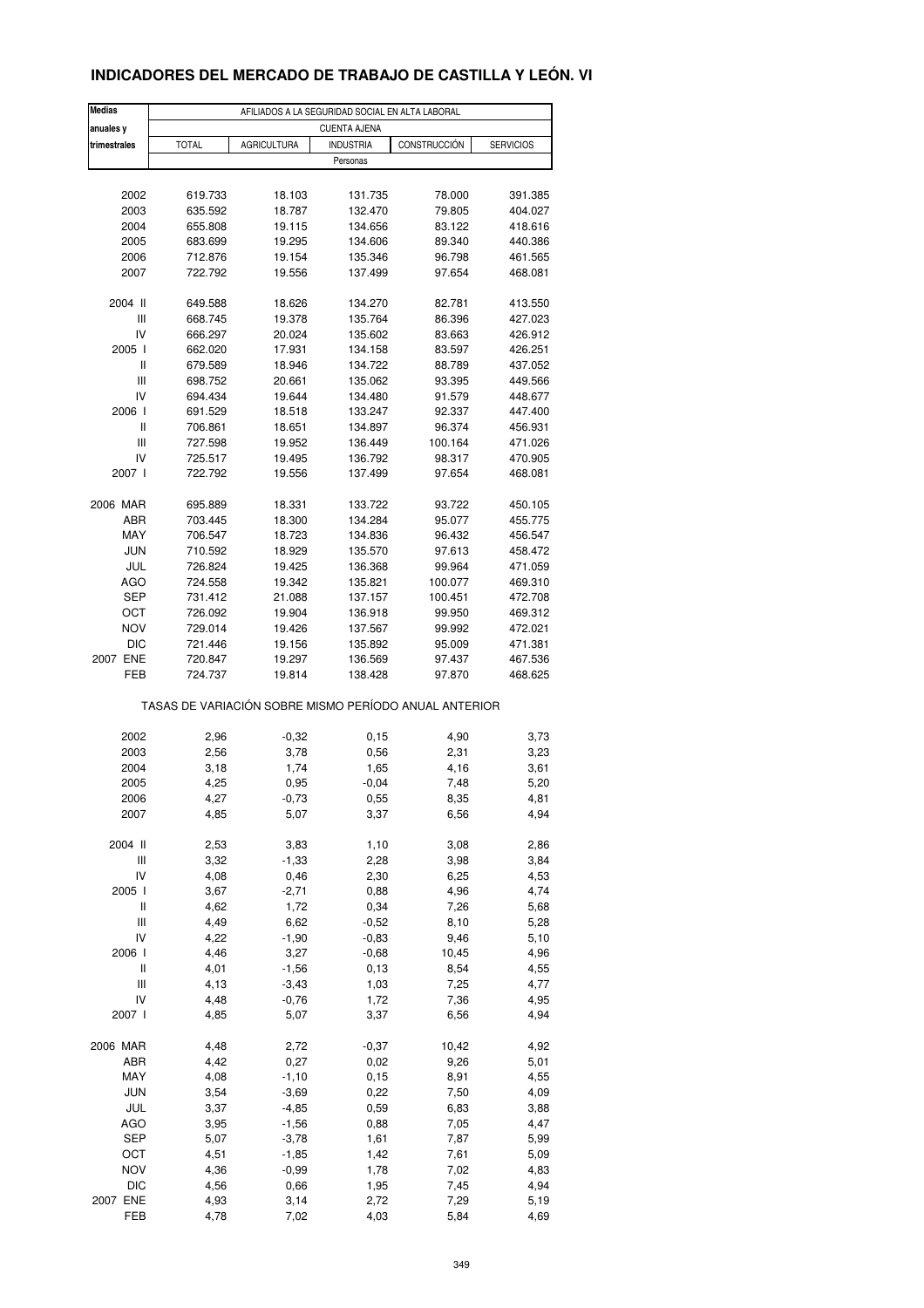# INDICADORES DEL MERCADO DE TRABAJO DE CASTILLA Y LEÓN. VI

| Medias anuales y trimestrales | AFILIADOS A LA SEGURIDAD SOCIAL EN ALTA LABORAL | | | | |
|---|---|---|---|---|---|
| | CUENTA AJENA | | | | |
| | TOTAL | AGRICULTURA | INDUSTRIA | CONSTRUCCIÓN | SERVICIOS |
| | Personas | | | | |
| 2002 | 619.733 | 18.103 | 131.735 | 78.000 | 391.385 |
| 2003 | 635.592 | 18.787 | 132.470 | 79.805 | 404.027 |
| 2004 | 655.808 | 19.115 | 134.656 | 83.122 | 418.616 |
| 2005 | 683.699 | 19.295 | 134.606 | 89.340 | 440.386 |
| 2006 | 712.876 | 19.154 | 135.346 | 96.798 | 461.565 |
| 2007 | 722.792 | 19.556 | 137.499 | 97.654 | 468.081 |
| 2004 II | 649.588 | 18.626 | 134.270 | 82.781 | 413.550 |
| III | 668.745 | 19.378 | 135.764 | 86.396 | 427.023 |
| IV | 666.297 | 20.024 | 135.602 | 83.663 | 426.912 |
| 2005 I | 662.020 | 17.931 | 134.158 | 83.597 | 426.251 |
| II | 679.589 | 18.946 | 134.722 | 88.789 | 437.052 |
| III | 698.752 | 20.661 | 135.062 | 93.395 | 449.566 |
| IV | 694.434 | 19.644 | 134.480 | 91.579 | 448.677 |
| 2006 I | 691.529 | 18.518 | 133.247 | 92.337 | 447.400 |
| II | 706.861 | 18.651 | 134.897 | 96.374 | 456.931 |
| III | 727.598 | 19.952 | 136.449 | 100.164 | 471.026 |
| IV | 725.517 | 19.495 | 136.792 | 98.317 | 470.905 |
| 2007 I | 722.792 | 19.556 | 137.499 | 97.654 | 468.081 |
| 2006 MAR | 695.889 | 18.331 | 133.722 | 93.722 | 450.105 |
| ABR | 703.445 | 18.300 | 134.284 | 95.077 | 455.775 |
| MAY | 706.547 | 18.723 | 134.836 | 96.432 | 456.547 |
| JUN | 710.592 | 18.929 | 135.570 | 97.613 | 458.472 |
| JUL | 726.824 | 19.425 | 136.368 | 99.964 | 471.059 |
| AGO | 724.558 | 19.342 | 135.821 | 100.077 | 469.310 |
| SEP | 731.412 | 21.088 | 137.157 | 100.451 | 472.708 |
| OCT | 726.092 | 19.904 | 136.918 | 99.950 | 469.312 |
| NOV | 729.014 | 19.426 | 137.567 | 99.992 | 472.021 |
| DIC | 721.446 | 19.156 | 135.892 | 95.009 | 471.381 |
| 2007 ENE | 720.847 | 19.297 | 136.569 | 97.437 | 467.536 |
| FEB | 724.737 | 19.814 | 138.428 | 97.870 | 468.625 |
| | TASAS DE VARIACIÓN SOBRE MISMO PERÍODO ANUAL ANTERIOR | | | | |
| 2002 | 2,96 | -0,32 | 0,15 | 4,90 | 3,73 |
| 2003 | 2,56 | 3,78 | 0,56 | 2,31 | 3,23 |
| 2004 | 3,18 | 1,74 | 1,65 | 4,16 | 3,61 |
| 2005 | 4,25 | 0,95 | -0,04 | 7,48 | 5,20 |
| 2006 | 4,27 | -0,73 | 0,55 | 8,35 | 4,81 |
| 2007 | 4,85 | 5,07 | 3,37 | 6,56 | 4,94 |
| 2004 II | 2,53 | 3,83 | 1,10 | 3,08 | 2,86 |
| III | 3,32 | -1,33 | 2,28 | 3,98 | 3,84 |
| IV | 4,08 | 0,46 | 2,30 | 6,25 | 4,53 |
| 2005 I | 3,67 | -2,71 | 0,88 | 4,96 | 4,74 |
| II | 4,62 | 1,72 | 0,34 | 7,26 | 5,68 |
| III | 4,49 | 6,62 | -0,52 | 8,10 | 5,28 |
| IV | 4,22 | -1,90 | -0,83 | 9,46 | 5,10 |
| 2006 I | 4,46 | 3,27 | -0,68 | 10,45 | 4,96 |
| II | 4,01 | -1,56 | 0,13 | 8,54 | 4,55 |
| III | 4,13 | -3,43 | 1,03 | 7,25 | 4,77 |
| IV | 4,48 | -0,76 | 1,72 | 7,36 | 4,95 |
| 2007 I | 4,85 | 5,07 | 3,37 | 6,56 | 4,94 |
| 2006 MAR | 4,48 | 2,72 | -0,37 | 10,42 | 4,92 |
| ABR | 4,42 | 0,27 | 0,02 | 9,26 | 5,01 |
| MAY | 4,08 | -1,10 | 0,15 | 8,91 | 4,55 |
| JUN | 3,54 | -3,69 | 0,22 | 7,50 | 4,09 |
| JUL | 3,37 | -4,85 | 0,59 | 6,83 | 3,88 |
| AGO | 3,95 | -1,56 | 0,88 | 7,05 | 4,47 |
| SEP | 5,07 | -3,78 | 1,61 | 7,87 | 5,99 |
| OCT | 4,51 | -1,85 | 1,42 | 7,61 | 5,09 |
| NOV | 4,36 | -0,99 | 1,78 | 7,02 | 4,83 |
| DIC | 4,56 | 0,66 | 1,95 | 7,45 | 4,94 |
| 2007 ENE | 4,93 | 3,14 | 2,72 | 7,29 | 5,19 |
| FEB | 4,78 | 7,02 | 4,03 | 5,84 | 4,69 |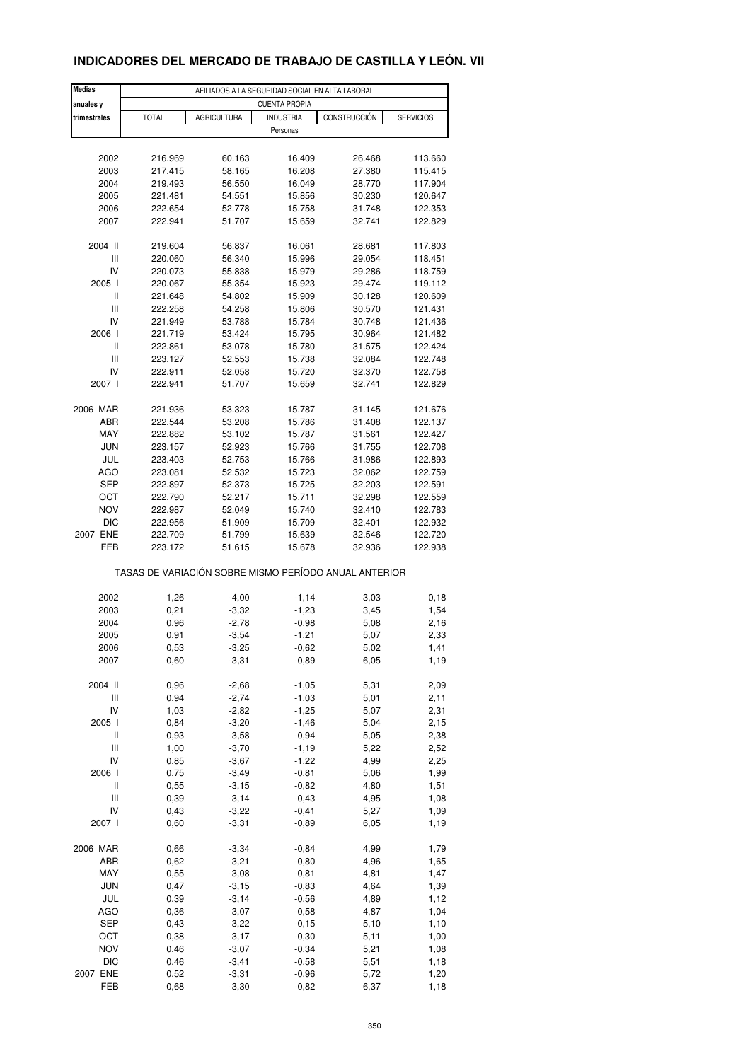# INDICADORES DEL MERCADO DE TRABAJO DE CASTILLA Y LEÓN. VII

| Medias anuales y trimestrales | AFILIADOS A LA SEGURIDAD SOCIAL EN ALTA LABORAL | | | | |
|---|---|---|---|---|---|
| | CUENTA PROPIA | | | | |
| | TOTAL | AGRICULTURA | INDUSTRIA | CONSTRUCCIÓN | SERVICIOS |
| | Personas | | | | |
| 2002 | 216.969 | 60.163 | 16.409 | 26.468 | 113.660 |
| 2003 | 217.415 | 58.165 | 16.208 | 27.380 | 115.415 |
| 2004 | 219.493 | 56.550 | 16.049 | 28.770 | 117.904 |
| 2005 | 221.481 | 54.551 | 15.856 | 30.230 | 120.647 |
| 2006 | 222.654 | 52.778 | 15.758 | 31.748 | 122.353 |
| 2007 | 222.941 | 51.707 | 15.659 | 32.741 | 122.829 |
| 2004 II | 219.604 | 56.837 | 16.061 | 28.681 | 117.803 |
| III | 220.060 | 56.340 | 15.996 | 29.054 | 118.451 |
| IV | 220.073 | 55.838 | 15.979 | 29.286 | 118.759 |
| 2005 I | 220.067 | 55.354 | 15.923 | 29.474 | 119.112 |
| II | 221.648 | 54.802 | 15.909 | 30.128 | 120.609 |
| III | 222.258 | 54.258 | 15.806 | 30.570 | 121.431 |
| IV | 221.949 | 53.788 | 15.784 | 30.748 | 121.436 |
| 2006 I | 221.719 | 53.424 | 15.795 | 30.964 | 121.482 |
| II | 222.861 | 53.078 | 15.780 | 31.575 | 122.424 |
| III | 223.127 | 52.553 | 15.738 | 32.084 | 122.748 |
| IV | 222.911 | 52.058 | 15.720 | 32.370 | 122.758 |
| 2007 I | 222.941 | 51.707 | 15.659 | 32.741 | 122.829 |
| 2006 MAR | 221.936 | 53.323 | 15.787 | 31.145 | 121.676 |
| ABR | 222.544 | 53.208 | 15.786 | 31.408 | 122.137 |
| MAY | 222.882 | 53.102 | 15.787 | 31.561 | 122.427 |
| JUN | 223.157 | 52.923 | 15.766 | 31.755 | 122.708 |
| JUL | 223.403 | 52.753 | 15.766 | 31.986 | 122.893 |
| AGO | 223.081 | 52.532 | 15.723 | 32.062 | 122.759 |
| SEP | 222.897 | 52.373 | 15.725 | 32.203 | 122.591 |
| OCT | 222.790 | 52.217 | 15.711 | 32.298 | 122.559 |
| NOV | 222.987 | 52.049 | 15.740 | 32.410 | 122.783 |
| DIC | 222.956 | 51.909 | 15.709 | 32.401 | 122.932 |
| 2007 ENE | 222.709 | 51.799 | 15.639 | 32.546 | 122.720 |
| FEB | 223.172 | 51.615 | 15.678 | 32.936 | 122.938 |
| | TASAS DE VARIACIÓN SOBRE MISMO PERÍODO ANUAL ANTERIOR | | | | |
| 2002 | -1,26 | -4,00 | -1,14 | 3,03 | 0,18 |
| 2003 | 0,21 | -3,32 | -1,23 | 3,45 | 1,54 |
| 2004 | 0,96 | -2,78 | -0,98 | 5,08 | 2,16 |
| 2005 | 0,91 | -3,54 | -1,21 | 5,07 | 2,33 |
| 2006 | 0,53 | -3,25 | -0,62 | 5,02 | 1,41 |
| 2007 | 0,60 | -3,31 | -0,89 | 6,05 | 1,19 |
| 2004 II | 0,96 | -2,68 | -1,05 | 5,31 | 2,09 |
| III | 0,94 | -2,74 | -1,03 | 5,01 | 2,11 |
| IV | 1,03 | -2,82 | -1,25 | 5,07 | 2,31 |
| 2005 I | 0,84 | -3,20 | -1,46 | 5,04 | 2,15 |
| II | 0,93 | -3,58 | -0,94 | 5,05 | 2,38 |
| III | 1,00 | -3,70 | -1,19 | 5,22 | 2,52 |
| IV | 0,85 | -3,67 | -1,22 | 4,99 | 2,25 |
| 2006 I | 0,75 | -3,49 | -0,81 | 5,06 | 1,99 |
| II | 0,55 | -3,15 | -0,82 | 4,80 | 1,51 |
| III | 0,39 | -3,14 | -0,43 | 4,95 | 1,08 |
| IV | 0,43 | -3,22 | -0,41 | 5,27 | 1,09 |
| 2007 I | 0,60 | -3,31 | -0,89 | 6,05 | 1,19 |
| 2006 MAR | 0,66 | -3,34 | -0,84 | 4,99 | 1,79 |
| ABR | 0,62 | -3,21 | -0,80 | 4,96 | 1,65 |
| MAY | 0,55 | -3,08 | -0,81 | 4,81 | 1,47 |
| JUN | 0,47 | -3,15 | -0,83 | 4,64 | 1,39 |
| JUL | 0,39 | -3,14 | -0,56 | 4,89 | 1,12 |
| AGO | 0,36 | -3,07 | -0,58 | 4,87 | 1,04 |
| SEP | 0,43 | -3,22 | -0,15 | 5,10 | 1,10 |
| OCT | 0,38 | -3,17 | -0,30 | 5,11 | 1,00 |
| NOV | 0,46 | -3,07 | -0,34 | 5,21 | 1,08 |
| DIC | 0,46 | -3,41 | -0,58 | 5,51 | 1,18 |
| 2007 ENE | 0,52 | -3,31 | -0,96 | 5,72 | 1,20 |
| FEB | 0,68 | -3,30 | -0,82 | 6,37 | 1,18 |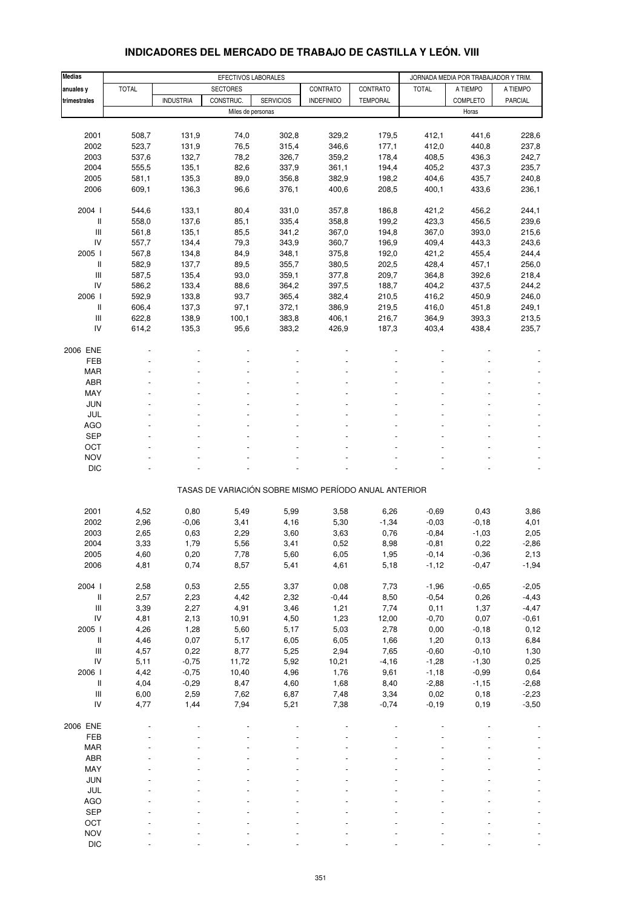## INDICADORES DEL MERCADO DE TRABAJO DE CASTILLA Y LEÓN. VIII

| Medias anuales y trimestrales | EFECTIVOS LABORALES | | | | | | JORNADA MEDIA POR TRABAJADOR Y TRIM. | | |
|---|---|---|---|---|---|---|---|---|---|
| | TOTAL | SECTORES | | | CONTRATO | CONTRATO | TOTAL | A TIEMPO | A TIEMPO |
| | | INDUSTRIA | CONSTRUC. | SERVICIOS | INDEFINIDO | TEMPORAL | | COMPLETO | PARCIAL |
| | Miles de personas | | | | | | Horas | | |
| 2001 | 508,7 | 131,9 | 74,0 | 302,8 | 329,2 | 179,5 | 412,1 | 441,6 | 228,6 |
| 2002 | 523,7 | 131,9 | 76,5 | 315,4 | 346,6 | 177,1 | 412,0 | 440,8 | 237,8 |
| 2003 | 537,6 | 132,7 | 78,2 | 326,7 | 359,2 | 178,4 | 408,5 | 436,3 | 242,7 |
| 2004 | 555,5 | 135,1 | 82,6 | 337,9 | 361,1 | 194,4 | 405,2 | 437,3 | 235,7 |
| 2005 | 581,1 | 135,3 | 89,0 | 356,8 | 382,9 | 198,2 | 404,6 | 435,7 | 240,8 |
| 2006 | 609,1 | 136,3 | 96,6 | 376,1 | 400,6 | 208,5 | 400,1 | 433,6 | 236,1 |
| 2004 I | 544,6 | 133,1 | 80,4 | 331,0 | 357,8 | 186,8 | 421,2 | 456,2 | 244,1 |
| II | 558,0 | 137,6 | 85,1 | 335,4 | 358,8 | 199,2 | 423,3 | 456,5 | 239,6 |
| III | 561,8 | 135,1 | 85,5 | 341,2 | 367,0 | 194,8 | 367,0 | 393,0 | 215,6 |
| IV | 557,7 | 134,4 | 79,3 | 343,9 | 360,7 | 196,9 | 409,4 | 443,3 | 243,6 |
| 2005 I | 567,8 | 134,8 | 84,9 | 348,1 | 375,8 | 192,0 | 421,2 | 455,4 | 244,4 |
| II | 582,9 | 137,7 | 89,5 | 355,7 | 380,5 | 202,5 | 428,4 | 457,1 | 256,0 |
| III | 587,5 | 135,4 | 93,0 | 359,1 | 377,8 | 209,7 | 364,8 | 392,6 | 218,4 |
| IV | 586,2 | 133,4 | 88,6 | 364,2 | 397,5 | 188,7 | 404,2 | 437,5 | 244,2 |
| 2006 I | 592,9 | 133,8 | 93,7 | 365,4 | 382,4 | 210,5 | 416,2 | 450,9 | 246,0 |
| II | 606,4 | 137,3 | 97,1 | 372,1 | 386,9 | 219,5 | 416,0 | 451,8 | 249,1 |
| III | 622,8 | 138,9 | 100,1 | 383,8 | 406,1 | 216,7 | 364,9 | 393,3 | 213,5 |
| IV | 614,2 | 135,3 | 95,6 | 383,2 | 426,9 | 187,3 | 403,4 | 438,4 | 235,7 |
| 2006 ENE | - | - | - | - | - | - | - | - | - |
| FEB | - | - | - | - | - | - | - | - | - |
| MAR | - | - | - | - | - | - | - | - | - |
| ABR | - | - | - | - | - | - | - | - | - |
| MAY | - | - | - | - | - | - | - | - | - |
| JUN | - | - | - | - | - | - | - | - | - |
| JUL | - | - | - | - | - | - | - | - | - |
| AGO | - | - | - | - | - | - | - | - | - |
| SEP | - | - | - | - | - | - | - | - | - |
| OCT | - | - | - | - | - | - | - | - | - |
| NOV | - | - | - | - | - | - | - | - | - |
| DIC | - | - | - | - | - | - | - | - | - |
| | TASAS DE VARIACIÓN SOBRE MISMO PERÍODO ANUAL ANTERIOR | | | | | | | | |
| 2001 | 4,52 | 0,80 | 5,49 | 5,99 | 3,58 | 6,26 | -0,69 | 0,43 | 3,86 |
| 2002 | 2,96 | -0,06 | 3,41 | 4,16 | 5,30 | -1,34 | -0,03 | -0,18 | 4,01 |
| 2003 | 2,65 | 0,63 | 2,29 | 3,60 | 3,63 | 0,76 | -0,84 | -1,03 | 2,05 |
| 2004 | 3,33 | 1,79 | 5,56 | 3,41 | 0,52 | 8,98 | -0,81 | 0,22 | -2,86 |
| 2005 | 4,60 | 0,20 | 7,78 | 5,60 | 6,05 | 1,95 | -0,14 | -0,36 | 2,13 |
| 2006 | 4,81 | 0,74 | 8,57 | 5,41 | 4,61 | 5,18 | -1,12 | -0,47 | -1,94 |
| 2004 I | 2,58 | 0,53 | 2,55 | 3,37 | 0,08 | 7,73 | -1,96 | -0,65 | -2,05 |
| II | 2,57 | 2,23 | 4,42 | 2,32 | -0,44 | 8,50 | -0,54 | 0,26 | -4,43 |
| III | 3,39 | 2,27 | 4,91 | 3,46 | 1,21 | 7,74 | 0,11 | 1,37 | -4,47 |
| IV | 4,81 | 2,13 | 10,91 | 4,50 | 1,23 | 12,00 | -0,70 | 0,07 | -0,61 |
| 2005 I | 4,26 | 1,28 | 5,60 | 5,17 | 5,03 | 2,78 | 0,00 | -0,18 | 0,12 |
| II | 4,46 | 0,07 | 5,17 | 6,05 | 6,05 | 1,66 | 1,20 | 0,13 | 6,84 |
| III | 4,57 | 0,22 | 8,77 | 5,25 | 2,94 | 7,65 | -0,60 | -0,10 | 1,30 |
| IV | 5,11 | -0,75 | 11,72 | 5,92 | 10,21 | -4,16 | -1,28 | -1,30 | 0,25 |
| 2006 I | 4,42 | -0,75 | 10,40 | 4,96 | 1,76 | 9,61 | -1,18 | -0,99 | 0,64 |
| II | 4,04 | -0,29 | 8,47 | 4,60 | 1,68 | 8,40 | -2,88 | -1,15 | -2,68 |
| III | 6,00 | 2,59 | 7,62 | 6,87 | 7,48 | 3,34 | 0,02 | 0,18 | -2,23 |
| IV | 4,77 | 1,44 | 7,94 | 5,21 | 7,38 | -0,74 | -0,19 | 0,19 | -3,50 |
| 2006 ENE | - | - | - | - | - | - | - | - | - |
| FEB | - | - | - | - | - | - | - | - | - |
| MAR | - | - | - | - | - | - | - | - | - |
| ABR | - | - | - | - | - | - | - | - | - |
| MAY | - | - | - | - | - | - | - | - | - |
| JUN | - | - | - | - | - | - | - | - | - |
| JUL | - | - | - | - | - | - | - | - | - |
| AGO | - | - | - | - | - | - | - | - | - |
| SEP | - | - | - | - | - | - | - | - | - |
| OCT | - | - | - | - | - | - | - | - | - |
| NOV | - | - | - | - | - | - | - | - | - |
| DIC | - | - | - | - | - | - | - | - | - |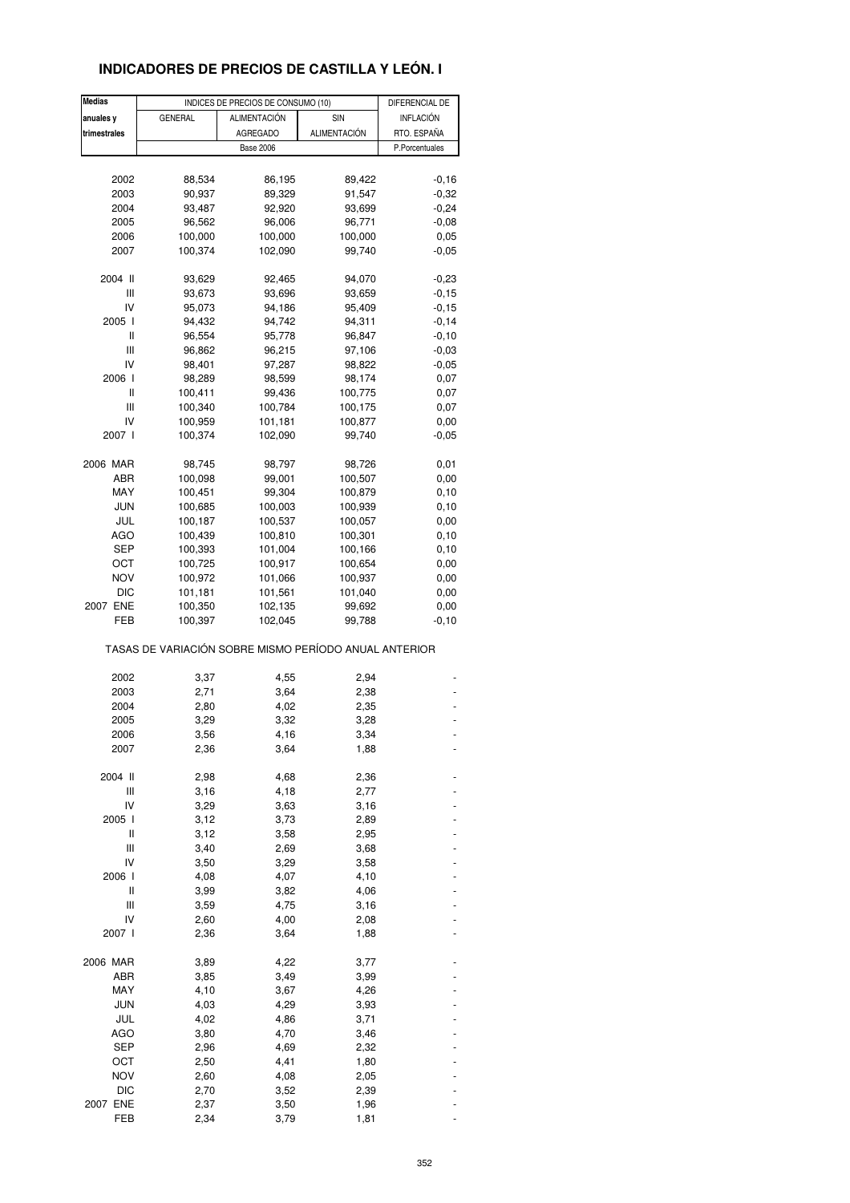# INDICADORES DE PRECIOS DE CASTILLA Y LEÓN. I

| Medias anuales y trimestrales | INDICES DE PRECIOS DE CONSUMO (10) | | | DIFERENCIAL DE INFLACIÓN RTO. ESPAÑA |
|---|---|---|---|---|
| | GENERAL | ALIMENTACIÓN AGREGADO | SIN ALIMENTACIÓN | |
| | Base 2006 | | | P.Porcentuales |
| 2002 | 88,534 | 86,195 | 89,422 | -0,16 |
| 2003 | 90,937 | 89,329 | 91,547 | -0,32 |
| 2004 | 93,487 | 92,920 | 93,699 | -0,24 |
| 2005 | 96,562 | 96,006 | 96,771 | -0,08 |
| 2006 | 100,000 | 100,000 | 100,000 | 0,05 |
| 2007 | 100,374 | 102,090 | 99,740 | -0,05 |
| 2004 II | 93,629 | 92,465 | 94,070 | -0,23 |
| III | 93,673 | 93,696 | 93,659 | -0,15 |
| IV | 95,073 | 94,186 | 95,409 | -0,15 |
| 2005 I | 94,432 | 94,742 | 94,311 | -0,14 |
| II | 96,554 | 95,778 | 96,847 | -0,10 |
| III | 96,862 | 96,215 | 97,106 | -0,03 |
| IV | 98,401 | 97,287 | 98,822 | -0,05 |
| 2006 I | 98,289 | 98,599 | 98,174 | 0,07 |
| II | 100,411 | 99,436 | 100,775 | 0,07 |
| III | 100,340 | 100,784 | 100,175 | 0,07 |
| IV | 100,959 | 101,181 | 100,877 | 0,00 |
| 2007 I | 100,374 | 102,090 | 99,740 | -0,05 |
| 2006 MAR | 98,745 | 98,797 | 98,726 | 0,01 |
| ABR | 100,098 | 99,001 | 100,507 | 0,00 |
| MAY | 100,451 | 99,304 | 100,879 | 0,10 |
| JUN | 100,685 | 100,003 | 100,939 | 0,10 |
| JUL | 100,187 | 100,537 | 100,057 | 0,00 |
| AGO | 100,439 | 100,810 | 100,301 | 0,10 |
| SEP | 100,393 | 101,004 | 100,166 | 0,10 |
| OCT | 100,725 | 100,917 | 100,654 | 0,00 |
| NOV | 100,972 | 101,066 | 100,937 | 0,00 |
| DIC | 101,181 | 101,561 | 101,040 | 0,00 |
| 2007 ENE | 100,350 | 102,135 | 99,692 | 0,00 |
| FEB | 100,397 | 102,045 | 99,788 | -0,10 |
| TASAS DE VARIACIÓN SOBRE MISMO PERÍODO ANUAL ANTERIOR | | | | |
| 2002 | 3,37 | 4,55 | 2,94 | - |
| 2003 | 2,71 | 3,64 | 2,38 | - |
| 2004 | 2,80 | 4,02 | 2,35 | - |
| 2005 | 3,29 | 3,32 | 3,28 | - |
| 2006 | 3,56 | 4,16 | 3,34 | - |
| 2007 | 2,36 | 3,64 | 1,88 | - |
| 2004 II | 2,98 | 4,68 | 2,36 | - |
| III | 3,16 | 4,18 | 2,77 | - |
| IV | 3,29 | 3,63 | 3,16 | - |
| 2005 I | 3,12 | 3,73 | 2,89 | - |
| II | 3,12 | 3,58 | 2,95 | - |
| III | 3,40 | 2,69 | 3,68 | - |
| IV | 3,50 | 3,29 | 3,58 | - |
| 2006 I | 4,08 | 4,07 | 4,10 | - |
| II | 3,99 | 3,82 | 4,06 | - |
| III | 3,59 | 4,75 | 3,16 | - |
| IV | 2,60 | 4,00 | 2,08 | - |
| 2007 I | 2,36 | 3,64 | 1,88 | - |
| 2006 MAR | 3,89 | 4,22 | 3,77 | - |
| ABR | 3,85 | 3,49 | 3,99 | - |
| MAY | 4,10 | 3,67 | 4,26 | - |
| JUN | 4,03 | 4,29 | 3,93 | - |
| JUL | 4,02 | 4,86 | 3,71 | - |
| AGO | 3,80 | 4,70 | 3,46 | - |
| SEP | 2,96 | 4,69 | 2,32 | - |
| OCT | 2,50 | 4,41 | 1,80 | - |
| NOV | 2,60 | 4,08 | 2,05 | - |
| DIC | 2,70 | 3,52 | 2,39 | - |
| 2007 ENE | 2,37 | 3,50 | 1,96 | - |
| FEB | 2,34 | 3,79 | 1,81 | - |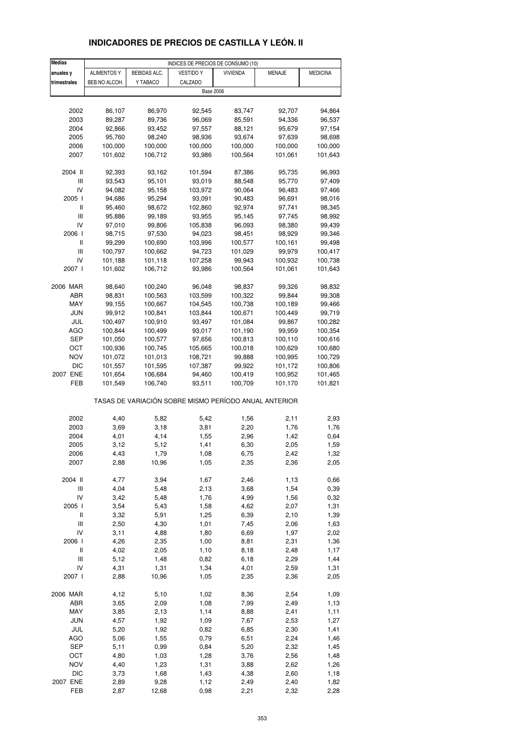## INDICADORES DE PRECIOS DE CASTILLA Y LEÓN. II

| Medias anuales y trimestrales | INDICES DE PRECIOS DE CONSUMO (10) | | | | | |
|---|---|---|---|---|---|---|
| | ALIMENTOS Y BEB.NO ALCOH. | BEBIDAS ALC. Y TABACO | VESTIDO Y CALZADO | VIVIENDA | MENAJE | MEDICINA |
| | Base 2006 | | | | | |
| 2002 | 86,107 | 86,970 | 92,545 | 83,747 | 92,707 | 94,864 |
| 2003 | 89,287 | 89,736 | 96,069 | 85,591 | 94,336 | 96,537 |
| 2004 | 92,866 | 93,452 | 97,557 | 88,121 | 95,679 | 97,154 |
| 2005 | 95,760 | 98,240 | 98,936 | 93,674 | 97,639 | 98,698 |
| 2006 | 100,000 | 100,000 | 100,000 | 100,000 | 100,000 | 100,000 |
| 2007 | 101,602 | 106,712 | 93,986 | 100,564 | 101,061 | 101,643 |
| 2004 II | 92,393 | 93,162 | 101,594 | 87,386 | 95,735 | 96,993 |
| III | 93,543 | 95,101 | 93,019 | 88,548 | 95,770 | 97,409 |
| IV | 94,082 | 95,158 | 103,972 | 90,064 | 96,483 | 97,466 |
| 2005 I | 94,686 | 95,294 | 93,091 | 90,483 | 96,691 | 98,016 |
| II | 95,460 | 98,672 | 102,860 | 92,974 | 97,741 | 98,345 |
| III | 95,886 | 99,189 | 93,955 | 95,145 | 97,745 | 98,992 |
| IV | 97,010 | 99,806 | 105,838 | 96,093 | 98,380 | 99,439 |
| 2006 I | 98,715 | 97,530 | 94,023 | 98,451 | 98,929 | 99,346 |
| II | 99,299 | 100,690 | 103,996 | 100,577 | 100,161 | 99,498 |
| III | 100,797 | 100,662 | 94,723 | 101,029 | 99,979 | 100,417 |
| IV | 101,188 | 101,118 | 107,258 | 99,943 | 100,932 | 100,738 |
| 2007 I | 101,602 | 106,712 | 93,986 | 100,564 | 101,061 | 101,643 |
| 2006 MAR | 98,640 | 100,240 | 96,048 | 98,837 | 99,326 | 98,832 |
| ABR | 98,831 | 100,563 | 103,599 | 100,322 | 99,844 | 99,308 |
| MAY | 99,155 | 100,667 | 104,545 | 100,738 | 100,189 | 99,466 |
| JUN | 99,912 | 100,841 | 103,844 | 100,671 | 100,449 | 99,719 |
| JUL | 100,497 | 100,910 | 93,497 | 101,084 | 99,867 | 100,282 |
| AGO | 100,844 | 100,499 | 93,017 | 101,190 | 99,959 | 100,354 |
| SEP | 101,050 | 100,577 | 97,656 | 100,813 | 100,110 | 100,616 |
| OCT | 100,936 | 100,745 | 105,665 | 100,018 | 100,629 | 100,680 |
| NOV | 101,072 | 101,013 | 108,721 | 99,888 | 100,995 | 100,729 |
| DIC | 101,557 | 101,595 | 107,387 | 99,922 | 101,172 | 100,806 |
| 2007 ENE | 101,654 | 106,684 | 94,460 | 100,419 | 100,952 | 101,465 |
| FEB | 101,549 | 106,740 | 93,511 | 100,709 | 101,170 | 101,821 |
| | TASAS DE VARIACIÓN SOBRE MISMO PERÍODO ANUAL ANTERIOR | | | | | |
| 2002 | 4,40 | 5,82 | 5,42 | 1,56 | 2,11 | 2,93 |
| 2003 | 3,69 | 3,18 | 3,81 | 2,20 | 1,76 | 1,76 |
| 2004 | 4,01 | 4,14 | 1,55 | 2,96 | 1,42 | 0,64 |
| 2005 | 3,12 | 5,12 | 1,41 | 6,30 | 2,05 | 1,59 |
| 2006 | 4,43 | 1,79 | 1,08 | 6,75 | 2,42 | 1,32 |
| 2007 | 2,88 | 10,96 | 1,05 | 2,35 | 2,36 | 2,05 |
| 2004 II | 4,77 | 3,94 | 1,67 | 2,46 | 1,13 | 0,66 |
| III | 4,04 | 5,48 | 2,13 | 3,68 | 1,54 | 0,39 |
| IV | 3,42 | 5,48 | 1,76 | 4,99 | 1,56 | 0,32 |
| 2005 I | 3,54 | 5,43 | 1,58 | 4,62 | 2,07 | 1,31 |
| II | 3,32 | 5,91 | 1,25 | 6,39 | 2,10 | 1,39 |
| III | 2,50 | 4,30 | 1,01 | 7,45 | 2,06 | 1,63 |
| IV | 3,11 | 4,88 | 1,80 | 6,69 | 1,97 | 2,02 |
| 2006 I | 4,26 | 2,35 | 1,00 | 8,81 | 2,31 | 1,36 |
| II | 4,02 | 2,05 | 1,10 | 8,18 | 2,48 | 1,17 |
| III | 5,12 | 1,48 | 0,82 | 6,18 | 2,29 | 1,44 |
| IV | 4,31 | 1,31 | 1,34 | 4,01 | 2,59 | 1,31 |
| 2007 I | 2,88 | 10,96 | 1,05 | 2,35 | 2,36 | 2,05 |
| 2006 MAR | 4,12 | 5,10 | 1,02 | 8,36 | 2,54 | 1,09 |
| ABR | 3,65 | 2,09 | 1,08 | 7,99 | 2,49 | 1,13 |
| MAY | 3,85 | 2,13 | 1,14 | 8,88 | 2,41 | 1,11 |
| JUN | 4,57 | 1,92 | 1,09 | 7,67 | 2,53 | 1,27 |
| JUL | 5,20 | 1,92 | 0,82 | 6,85 | 2,30 | 1,41 |
| AGO | 5,06 | 1,55 | 0,79 | 6,51 | 2,24 | 1,46 |
| SEP | 5,11 | 0,99 | 0,84 | 5,20 | 2,32 | 1,45 |
| OCT | 4,80 | 1,03 | 1,28 | 3,76 | 2,56 | 1,48 |
| NOV | 4,40 | 1,23 | 1,31 | 3,88 | 2,62 | 1,26 |
| DIC | 3,73 | 1,68 | 1,43 | 4,38 | 2,60 | 1,18 |
| 2007 ENE | 2,89 | 9,28 | 1,12 | 2,49 | 2,40 | 1,82 |
| FEB | 2,87 | 12,68 | 0,98 | 2,21 | 2,32 | 2,28 |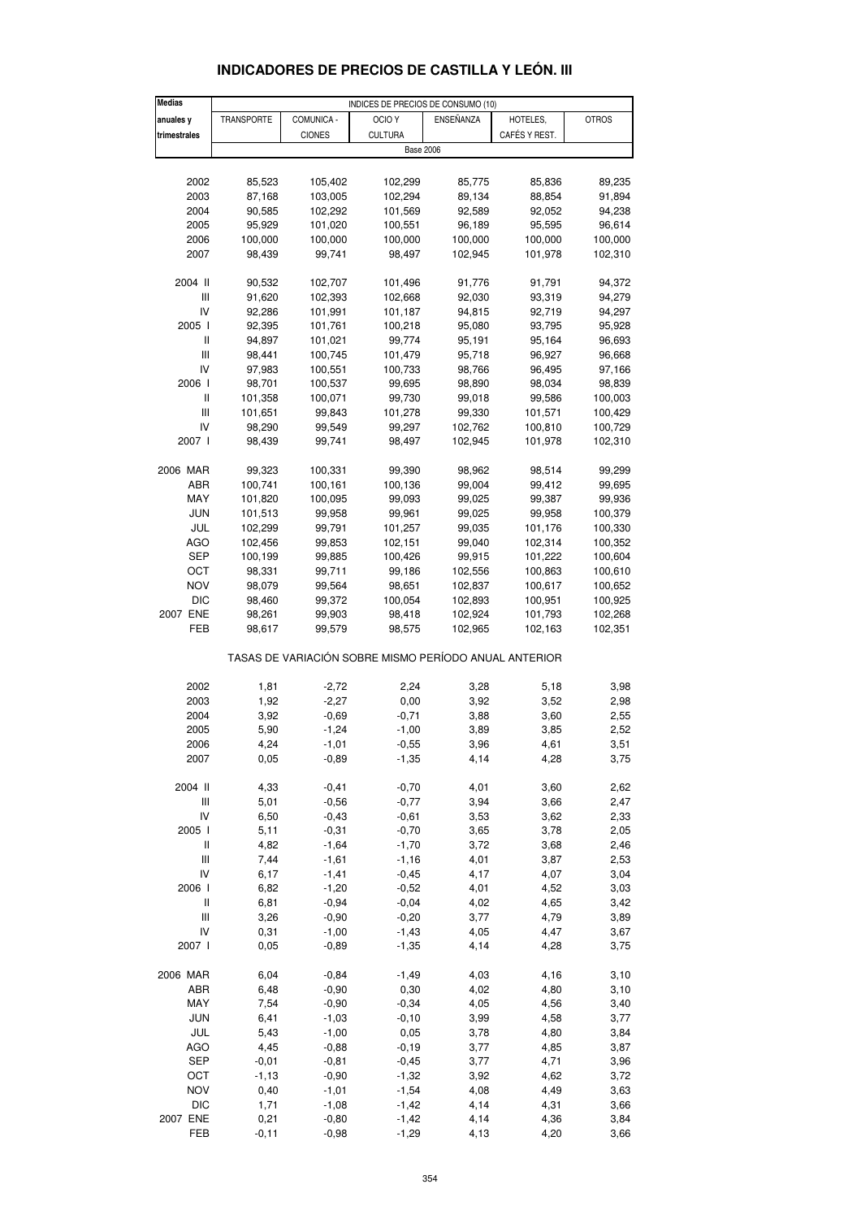# INDICADORES DE PRECIOS DE CASTILLA Y LEÓN. III

| Medias anuales y trimestrales | INDICES DE PRECIOS DE CONSUMO (10) | | | | | |
|---|---|---|---|---|---|---|
| | TRANSPORTE | COMUNICA - CIONES | OCIO Y CULTURA | ENSEÑANZA | HOTELES, CAFÉS Y REST. | OTROS |
| | Base 2006 | | | | | |
| 2002 | 85,523 | 105,402 | 102,299 | 85,775 | 85,836 | 89,235 |
| 2003 | 87,168 | 103,005 | 102,294 | 89,134 | 88,854 | 91,894 |
| 2004 | 90,585 | 102,292 | 101,569 | 92,589 | 92,052 | 94,238 |
| 2005 | 95,929 | 101,020 | 100,551 | 96,189 | 95,595 | 96,614 |
| 2006 | 100,000 | 100,000 | 100,000 | 100,000 | 100,000 | 100,000 |
| 2007 | 98,439 | 99,741 | 98,497 | 102,945 | 101,978 | 102,310 |
| 2004 II | 90,532 | 102,707 | 101,496 | 91,776 | 91,791 | 94,372 |
| III | 91,620 | 102,393 | 102,668 | 92,030 | 93,319 | 94,279 |
| IV | 92,286 | 101,991 | 101,187 | 94,815 | 92,719 | 94,297 |
| 2005 I | 92,395 | 101,761 | 100,218 | 95,080 | 93,795 | 95,928 |
| II | 94,897 | 101,021 | 99,774 | 95,191 | 95,164 | 96,693 |
| III | 98,441 | 100,745 | 101,479 | 95,718 | 96,927 | 96,668 |
| IV | 97,983 | 100,551 | 100,733 | 98,766 | 96,495 | 97,166 |
| 2006 I | 98,701 | 100,537 | 99,695 | 98,890 | 98,034 | 98,839 |
| II | 101,358 | 100,071 | 99,730 | 99,018 | 99,586 | 100,003 |
| III | 101,651 | 99,843 | 101,278 | 99,330 | 101,571 | 100,429 |
| IV | 98,290 | 99,549 | 99,297 | 102,762 | 100,810 | 100,729 |
| 2007 I | 98,439 | 99,741 | 98,497 | 102,945 | 101,978 | 102,310 |
| 2006 MAR | 99,323 | 100,331 | 99,390 | 98,962 | 98,514 | 99,299 |
| ABR | 100,741 | 100,161 | 100,136 | 99,004 | 99,412 | 99,695 |
| MAY | 101,820 | 100,095 | 99,093 | 99,025 | 99,387 | 99,936 |
| JUN | 101,513 | 99,958 | 99,961 | 99,025 | 99,958 | 100,379 |
| JUL | 102,299 | 99,791 | 101,257 | 99,035 | 101,176 | 100,330 |
| AGO | 102,456 | 99,853 | 102,151 | 99,040 | 102,314 | 100,352 |
| SEP | 100,199 | 99,885 | 100,426 | 99,915 | 101,222 | 100,604 |
| OCT | 98,331 | 99,711 | 99,186 | 102,556 | 100,863 | 100,610 |
| NOV | 98,079 | 99,564 | 98,651 | 102,837 | 100,617 | 100,652 |
| DIC | 98,460 | 99,372 | 100,054 | 102,893 | 100,951 | 100,925 |
| 2007 ENE | 98,261 | 99,903 | 98,418 | 102,924 | 101,793 | 102,268 |
| FEB | 98,617 | 99,579 | 98,575 | 102,965 | 102,163 | 102,351 |
| | TASAS DE VARIACIÓN SOBRE MISMO PERÍODO ANUAL ANTERIOR | | | | | |
| 2002 | 1,81 | -2,72 | 2,24 | 3,28 | 5,18 | 3,98 |
| 2003 | 1,92 | -2,27 | 0,00 | 3,92 | 3,52 | 2,98 |
| 2004 | 3,92 | -0,69 | -0,71 | 3,88 | 3,60 | 2,55 |
| 2005 | 5,90 | -1,24 | -1,00 | 3,89 | 3,85 | 2,52 |
| 2006 | 4,24 | -1,01 | -0,55 | 3,96 | 4,61 | 3,51 |
| 2007 | 0,05 | -0,89 | -1,35 | 4,14 | 4,28 | 3,75 |
| 2004 II | 4,33 | -0,41 | -0,70 | 4,01 | 3,60 | 2,62 |
| III | 5,01 | -0,56 | -0,77 | 3,94 | 3,66 | 2,47 |
| IV | 6,50 | -0,43 | -0,61 | 3,53 | 3,62 | 2,33 |
| 2005 I | 5,11 | -0,31 | -0,70 | 3,65 | 3,78 | 2,05 |
| II | 4,82 | -1,64 | -1,70 | 3,72 | 3,68 | 2,46 |
| III | 7,44 | -1,61 | -1,16 | 4,01 | 3,87 | 2,53 |
| IV | 6,17 | -1,41 | -0,45 | 4,17 | 4,07 | 3,04 |
| 2006 I | 6,82 | -1,20 | -0,52 | 4,01 | 4,52 | 3,03 |
| II | 6,81 | -0,94 | -0,04 | 4,02 | 4,65 | 3,42 |
| III | 3,26 | -0,90 | -0,20 | 3,77 | 4,79 | 3,89 |
| IV | 0,31 | -1,00 | -1,43 | 4,05 | 4,47 | 3,67 |
| 2007 I | 0,05 | -0,89 | -1,35 | 4,14 | 4,28 | 3,75 |
| 2006 MAR | 6,04 | -0,84 | -1,49 | 4,03 | 4,16 | 3,10 |
| ABR | 6,48 | -0,90 | 0,30 | 4,02 | 4,80 | 3,10 |
| MAY | 7,54 | -0,90 | -0,34 | 4,05 | 4,56 | 3,40 |
| JUN | 6,41 | -1,03 | -0,10 | 3,99 | 4,58 | 3,77 |
| JUL | 5,43 | -1,00 | 0,05 | 3,78 | 4,80 | 3,84 |
| AGO | 4,45 | -0,88 | -0,19 | 3,77 | 4,85 | 3,87 |
| SEP | -0,01 | -0,81 | -0,45 | 3,77 | 4,71 | 3,96 |
| OCT | -1,13 | -0,90 | -1,32 | 3,92 | 4,62 | 3,72 |
| NOV | 0,40 | -1,01 | -1,54 | 4,08 | 4,49 | 3,63 |
| DIC | 1,71 | -1,08 | -1,42 | 4,14 | 4,31 | 3,66 |
| 2007 ENE | 0,21 | -0,80 | -1,42 | 4,14 | 4,36 | 3,84 |
| FEB | -0,11 | -0,98 | -1,29 | 4,13 | 4,20 | 3,66 |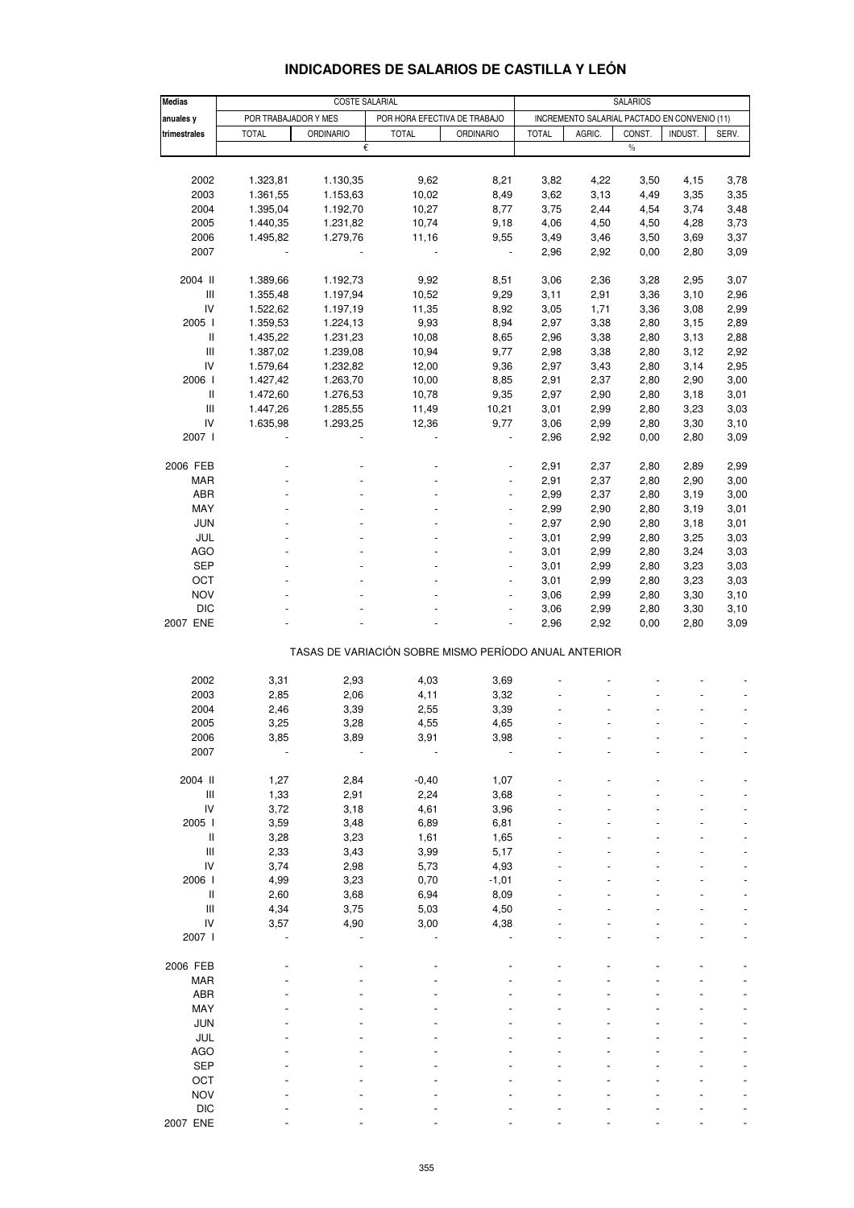# INDICADORES DE SALARIOS DE CASTILLA Y LEÓN

| Medias anuales y trimestrales | COSTE SALARIAL | | | | SALARIOS | | | | |
|---|---|---|---|---|---|---|---|---|---|
| | POR TRABAJADOR Y MES | | POR HORA EFECTIVA DE TRABAJO | | INCREMENTO SALARIAL PACTADO EN CONVENIO (11) | | | | |
| | TOTAL | ORDINARIO | TOTAL | ORDINARIO | TOTAL | AGRIC. | CONST. | INDUST. | SERV. |
| | € | | | | % | | | | |
| 2002 | 1.323,81 | 1.130,35 | 9,62 | 8,21 | 3,82 | 4,22 | 3,50 | 4,15 | 3,78 |
| 2003 | 1.361,55 | 1.153,63 | 10,02 | 8,49 | 3,62 | 3,13 | 4,49 | 3,35 | 3,35 |
| 2004 | 1.395,04 | 1.192,70 | 10,27 | 8,77 | 3,75 | 2,44 | 4,54 | 3,74 | 3,48 |
| 2005 | 1.440,35 | 1.231,82 | 10,74 | 9,18 | 4,06 | 4,50 | 4,50 | 4,28 | 3,73 |
| 2006 | 1.495,82 | 1.279,76 | 11,16 | 9,55 | 3,49 | 3,46 | 3,50 | 3,69 | 3,37 |
| 2007 | - | - | - | - | 2,96 | 2,92 | 0,00 | 2,80 | 3,09 |
| 2004 II | 1.389,66 | 1.192,73 | 9,92 | 8,51 | 3,06 | 2,36 | 3,28 | 2,95 | 3,07 |
| III | 1.355,48 | 1.197,94 | 10,52 | 9,29 | 3,11 | 2,91 | 3,36 | 3,10 | 2,96 |
| IV | 1.522,62 | 1.197,19 | 11,35 | 8,92 | 3,05 | 1,71 | 3,36 | 3,08 | 2,99 |
| 2005 I | 1.359,53 | 1.224,13 | 9,93 | 8,94 | 2,97 | 3,38 | 2,80 | 3,15 | 2,89 |
| II | 1.435,22 | 1.231,23 | 10,08 | 8,65 | 2,96 | 3,38 | 2,80 | 3,13 | 2,88 |
| III | 1.387,02 | 1.239,08 | 10,94 | 9,77 | 2,98 | 3,38 | 2,80 | 3,12 | 2,92 |
| IV | 1.579,64 | 1.232,82 | 12,00 | 9,36 | 2,97 | 3,43 | 2,80 | 3,14 | 2,95 |
| 2006 I | 1.427,42 | 1.263,70 | 10,00 | 8,85 | 2,91 | 2,37 | 2,80 | 2,90 | 3,00 |
| II | 1.472,60 | 1.276,53 | 10,78 | 9,35 | 2,97 | 2,90 | 2,80 | 3,18 | 3,01 |
| III | 1.447,26 | 1.285,55 | 11,49 | 10,21 | 3,01 | 2,99 | 2,80 | 3,23 | 3,03 |
| IV | 1.635,98 | 1.293,25 | 12,36 | 9,77 | 3,06 | 2,99 | 2,80 | 3,30 | 3,10 |
| 2007 I | - | - | - | - | 2,96 | 2,92 | 0,00 | 2,80 | 3,09 |
| 2006 FEB | - | - | - | - | 2,91 | 2,37 | 2,80 | 2,89 | 2,99 |
| MAR | - | - | - | - | 2,91 | 2,37 | 2,80 | 2,90 | 3,00 |
| ABR | - | - | - | - | 2,99 | 2,37 | 2,80 | 3,19 | 3,00 |
| MAY | - | - | - | - | 2,99 | 2,90 | 2,80 | 3,19 | 3,01 |
| JUN | - | - | - | - | 2,97 | 2,90 | 2,80 | 3,18 | 3,01 |
| JUL | - | - | - | - | 3,01 | 2,99 | 2,80 | 3,25 | 3,03 |
| AGO | - | - | - | - | 3,01 | 2,99 | 2,80 | 3,24 | 3,03 |
| SEP | - | - | - | - | 3,01 | 2,99 | 2,80 | 3,23 | 3,03 |
| OCT | - | - | - | - | 3,01 | 2,99 | 2,80 | 3,23 | 3,03 |
| NOV | - | - | - | - | 3,06 | 2,99 | 2,80 | 3,30 | 3,10 |
| DIC | - | - | - | - | 3,06 | 2,99 | 2,80 | 3,30 | 3,10 |
| 2007 ENE | - | - | - | - | 2,96 | 2,92 | 0,00 | 2,80 | 3,09 |
| TASAS DE VARIACIÓN SOBRE MISMO PERÍODO ANUAL ANTERIOR | | | | | | | | | |
| 2002 | 3,31 | 2,93 | 4,03 | 3,69 | - | - | - | - | - |
| 2003 | 2,85 | 2,06 | 4,11 | 3,32 | - | - | - | - | - |
| 2004 | 2,46 | 3,39 | 2,55 | 3,39 | - | - | - | - | - |
| 2005 | 3,25 | 3,28 | 4,55 | 4,65 | - | - | - | - | - |
| 2006 | 3,85 | 3,89 | 3,91 | 3,98 | - | - | - | - | - |
| 2007 | - | - | - | - | - | - | - | - | - |
| 2004 II | 1,27 | 2,84 | -0,40 | 1,07 | - | - | - | - | - |
| III | 1,33 | 2,91 | 2,24 | 3,68 | - | - | - | - | - |
| IV | 3,72 | 3,18 | 4,61 | 3,96 | - | - | - | - | - |
| 2005 I | 3,59 | 3,48 | 6,89 | 6,81 | - | - | - | - | - |
| II | 3,28 | 3,23 | 1,61 | 1,65 | - | - | - | - | - |
| III | 2,33 | 3,43 | 3,99 | 5,17 | - | - | - | - | - |
| IV | 3,74 | 2,98 | 5,73 | 4,93 | - | - | - | - | - |
| 2006 I | 4,99 | 3,23 | 0,70 | -1,01 | - | - | - | - | - |
| II | 2,60 | 3,68 | 6,94 | 8,09 | - | - | - | - | - |
| III | 4,34 | 3,75 | 5,03 | 4,50 | - | - | - | - | - |
| IV | 3,57 | 4,90 | 3,00 | 4,38 | - | - | - | - | - |
| 2007 I | - | - | - | - | - | - | - | - | - |
| 2006 FEB | - | - | - | - | - | - | - | - | - |
| MAR | - | - | - | - | - | - | - | - | - |
| ABR | - | - | - | - | - | - | - | - | - |
| MAY | - | - | - | - | - | - | - | - | - |
| JUN | - | - | - | - | - | - | - | - | - |
| JUL | - | - | - | - | - | - | - | - | - |
| AGO | - | - | - | - | - | - | - | - | - |
| SEP | - | - | - | - | - | - | - | - | - |
| OCT | - | - | - | - | - | - | - | - | - |
| NOV | - | - | - | - | - | - | - | - | - |
| DIC | - | - | - | - | - | - | - | - | - |
| 2007 ENE | - | - | - | - | - | - | - | - | - |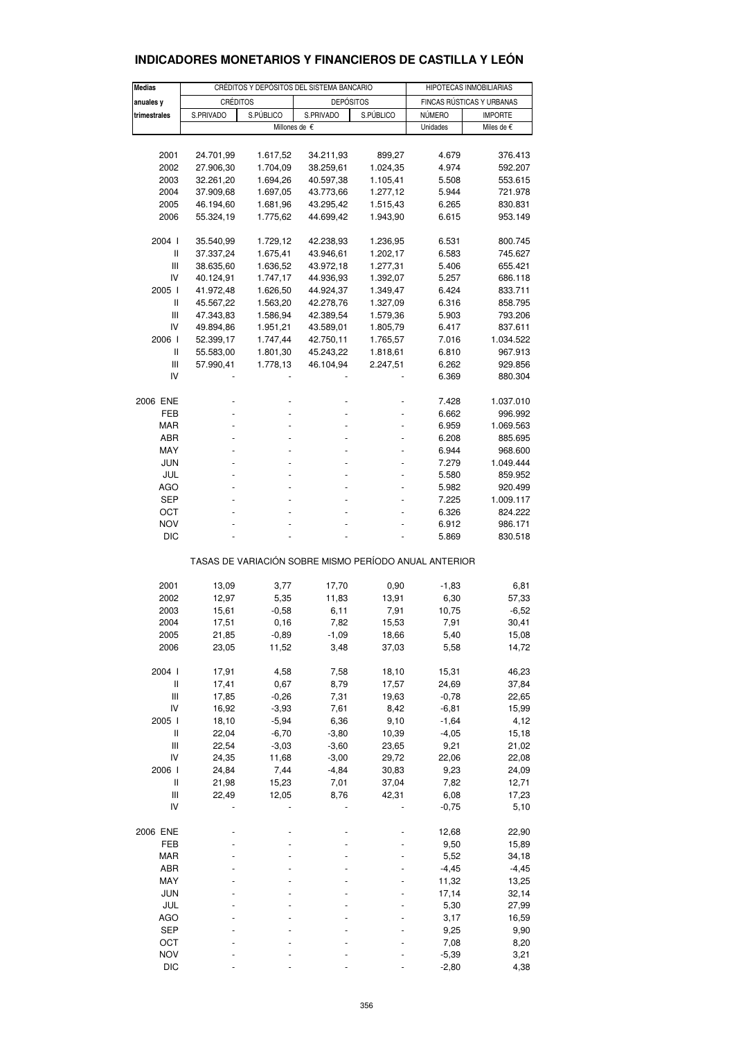# INDICADORES MONETARIOS Y FINANCIEROS DE CASTILLA Y LEÓN

| Medias anuales y trimestrales | CRÉDITOS Y DEPÓSITOS DEL SISTEMA BANCARIO | | | | HIPOTECAS INMOBILIARIAS | |
|---|---|---|---|---|---|---|
| | CRÉDITOS | | DEPÓSITOS | | FINCAS RÚSTICAS Y URBANAS | |
| | S.PRIVADO | S.PÚBLICO | S.PRIVADO | S.PÚBLICO | NÚMERO | IMPORTE |
| | Millones de € | | | | Unidades | Miles de € |
| 2001 | 24.701,99 | 1.617,52 | 34.211,93 | 899,27 | 4.679 | 376.413 |
| 2002 | 27.906,30 | 1.704,09 | 38.259,61 | 1.024,35 | 4.974 | 592.207 |
| 2003 | 32.261,20 | 1.694,26 | 40.597,38 | 1.105,41 | 5.508 | 553.615 |
| 2004 | 37.909,68 | 1.697,05 | 43.773,66 | 1.277,12 | 5.944 | 721.978 |
| 2005 | 46.194,60 | 1.681,96 | 43.295,42 | 1.515,43 | 6.265 | 830.831 |
| 2006 | 55.324,19 | 1.775,62 | 44.699,42 | 1.943,90 | 6.615 | 953.149 |
| 2004 I | 35.540,99 | 1.729,12 | 42.238,93 | 1.236,95 | 6.531 | 800.745 |
| II | 37.337,24 | 1.675,41 | 43.946,61 | 1.202,17 | 6.583 | 745.627 |
| III | 38.635,60 | 1.636,52 | 43.972,18 | 1.277,31 | 5.406 | 655.421 |
| IV | 40.124,91 | 1.747,17 | 44.936,93 | 1.392,07 | 5.257 | 686.118 |
| 2005 I | 41.972,48 | 1.626,50 | 44.924,37 | 1.349,47 | 6.424 | 833.711 |
| II | 45.567,22 | 1.563,20 | 42.278,76 | 1.327,09 | 6.316 | 858.795 |
| III | 47.343,83 | 1.586,94 | 42.389,54 | 1.579,36 | 5.903 | 793.206 |
| IV | 49.894,86 | 1.951,21 | 43.589,01 | 1.805,79 | 6.417 | 837.611 |
| 2006 I | 52.399,17 | 1.747,44 | 42.750,11 | 1.765,57 | 7.016 | 1.034.522 |
| II | 55.583,00 | 1.801,30 | 45.243,22 | 1.818,61 | 6.810 | 967.913 |
| III | 57.990,41 | 1.778,13 | 46.104,94 | 2.247,51 | 6.262 | 929.856 |
| IV | - | - | - | - | 6.369 | 880.304 |
| 2006 ENE | - | - | - | - | 7.428 | 1.037.010 |
| FEB | - | - | - | - | 6.662 | 996.992 |
| MAR | - | - | - | - | 6.959 | 1.069.563 |
| ABR | - | - | - | - | 6.208 | 885.695 |
| MAY | - | - | - | - | 6.944 | 968.600 |
| JUN | - | - | - | - | 7.279 | 1.049.444 |
| JUL | - | - | - | - | 5.580 | 859.952 |
| AGO | - | - | - | - | 5.982 | 920.499 |
| SEP | - | - | - | - | 7.225 | 1.009.117 |
| OCT | - | - | - | - | 6.326 | 824.222 |
| NOV | - | - | - | - | 6.912 | 986.171 |
| DIC | - | - | - | - | 5.869 | 830.518 |
| **TASAS DE VARIACIÓN SOBRE MISMO PERÍODO ANUAL ANTERIOR** | | | | | | |
| 2001 | 13,09 | 3,77 | 17,70 | 0,90 | -1,83 | 6,81 |
| 2002 | 12,97 | 5,35 | 11,83 | 13,91 | 6,30 | 57,33 |
| 2003 | 15,61 | -0,58 | 6,11 | 7,91 | 10,75 | -6,52 |
| 2004 | 17,51 | 0,16 | 7,82 | 15,53 | 7,91 | 30,41 |
| 2005 | 21,85 | -0,89 | -1,09 | 18,66 | 5,40 | 15,08 |
| 2006 | 23,05 | 11,52 | 3,48 | 37,03 | 5,58 | 14,72 |
| 2004 I | 17,91 | 4,58 | 7,58 | 18,10 | 15,31 | 46,23 |
| II | 17,41 | 0,67 | 8,79 | 17,57 | 24,69 | 37,84 |
| III | 17,85 | -0,26 | 7,31 | 19,63 | -0,78 | 22,65 |
| IV | 16,92 | -3,93 | 7,61 | 8,42 | -6,81 | 15,99 |
| 2005 I | 18,10 | -5,94 | 6,36 | 9,10 | -1,64 | 4,12 |
| II | 22,04 | -6,70 | -3,80 | 10,39 | -4,05 | 15,18 |
| III | 22,54 | -3,03 | -3,60 | 23,65 | 9,21 | 21,02 |
| IV | 24,35 | 11,68 | -3,00 | 29,72 | 22,06 | 22,08 |
| 2006 I | 24,84 | 7,44 | -4,84 | 30,83 | 9,23 | 24,09 |
| II | 21,98 | 15,23 | 7,01 | 37,04 | 7,82 | 12,71 |
| III | 22,49 | 12,05 | 8,76 | 42,31 | 6,08 | 17,23 |
| IV | - | - | - | - | -0,75 | 5,10 |
| 2006 ENE | - | - | - | - | 12,68 | 22,90 |
| FEB | - | - | - | - | 9,50 | 15,89 |
| MAR | - | - | - | - | 5,52 | 34,18 |
| ABR | - | - | - | - | -4,45 | -4,45 |
| MAY | - | - | - | - | 11,32 | 13,25 |
| JUN | - | - | - | - | 17,14 | 32,14 |
| JUL | - | - | - | - | 5,30 | 27,99 |
| AGO | - | - | - | - | 3,17 | 16,59 |
| SEP | - | - | - | - | 9,25 | 9,90 |
| OCT | - | - | - | - | 7,08 | 8,20 |
| NOV | - | - | - | - | -5,39 | 3,21 |
| DIC | - | - | - | - | -2,80 | 4,38 |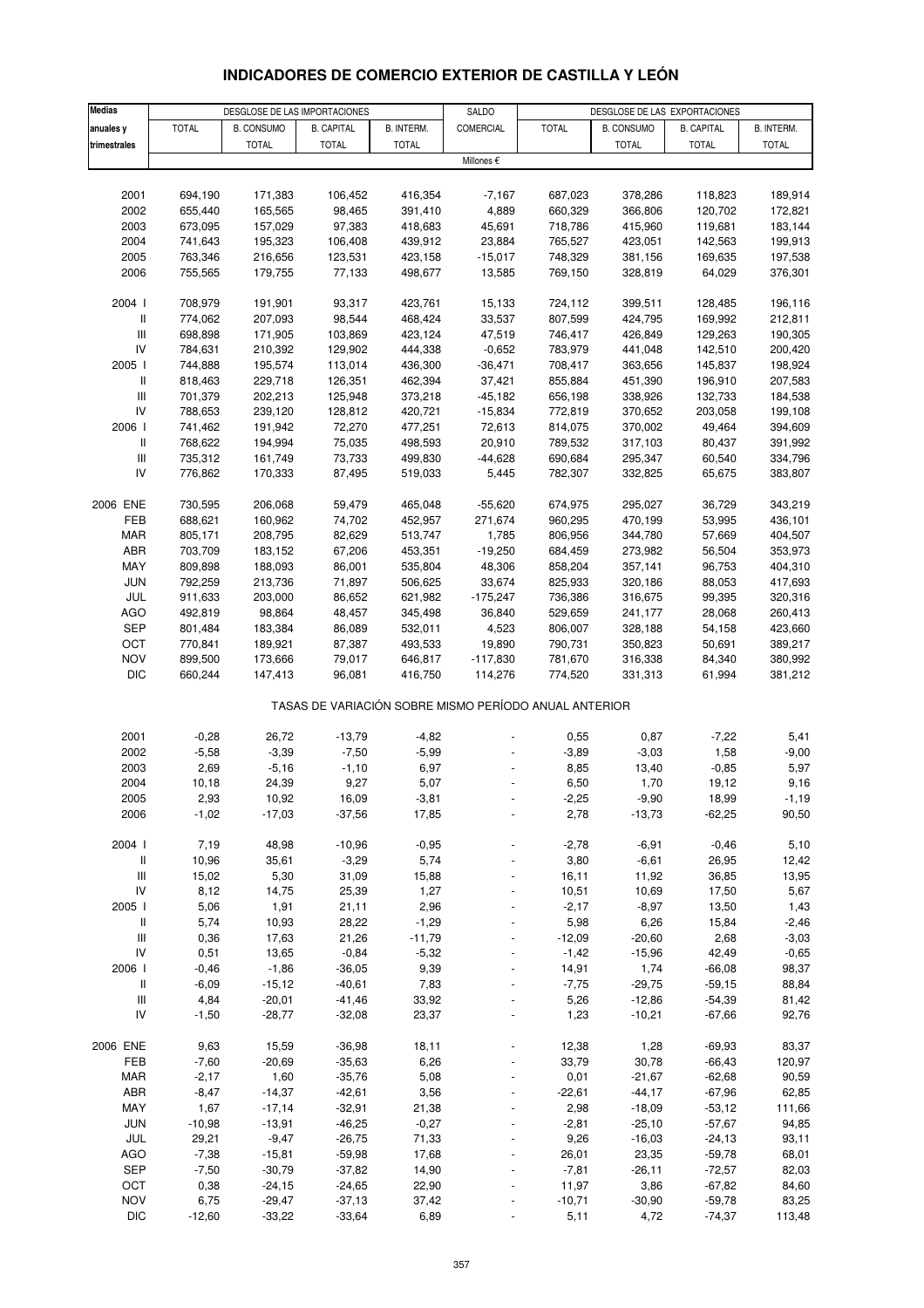# INDICADORES DE COMERCIO EXTERIOR DE CASTILLA Y LEÓN

| Medias anuales y trimestrales | DESGLOSE DE LAS IMPORTACIONES | | | | SALDO | DESGLOSE DE LAS EXPORTACIONES | | | |
|---|---|---|---|---|---|---|---|---|---|
| | TOTAL | B. CONSUMO TOTAL | B. CAPITAL TOTAL | B. INTERM. TOTAL | COMERCIAL | TOTAL | B. CONSUMO TOTAL | B. CAPITAL TOTAL | B. INTERM. TOTAL |
| | | | | | Millones € | | | | |
| 2001 | 694,190 | 171,383 | 106,452 | 416,354 | -7,167 | 687,023 | 378,286 | 118,823 | 189,914 |
| 2002 | 655,440 | 165,565 | 98,465 | 391,410 | 4,889 | 660,329 | 366,806 | 120,702 | 172,821 |
| 2003 | 673,095 | 157,029 | 97,383 | 418,683 | 45,691 | 718,786 | 415,960 | 119,681 | 183,144 |
| 2004 | 741,643 | 195,323 | 106,408 | 439,912 | 23,884 | 765,527 | 423,051 | 142,563 | 199,913 |
| 2005 | 763,346 | 216,656 | 123,531 | 423,158 | -15,017 | 748,329 | 381,156 | 169,635 | 197,538 |
| 2006 | 755,565 | 179,755 | 77,133 | 498,677 | 13,585 | 769,150 | 328,819 | 64,029 | 376,301 |
| 2004 I | 708,979 | 191,901 | 93,317 | 423,761 | 15,133 | 724,112 | 399,511 | 128,485 | 196,116 |
| II | 774,062 | 207,093 | 98,544 | 468,424 | 33,537 | 807,599 | 424,795 | 169,992 | 212,811 |
| III | 698,898 | 171,905 | 103,869 | 423,124 | 47,519 | 746,417 | 426,849 | 129,263 | 190,305 |
| IV | 784,631 | 210,392 | 129,902 | 444,338 | -0,652 | 783,979 | 441,048 | 142,510 | 200,420 |
| 2005 I | 744,888 | 195,574 | 113,014 | 436,300 | -36,471 | 708,417 | 363,656 | 145,837 | 198,924 |
| II | 818,463 | 229,718 | 126,351 | 462,394 | 37,421 | 855,884 | 451,390 | 196,910 | 207,583 |
| III | 701,379 | 202,213 | 125,948 | 373,218 | -45,182 | 656,198 | 338,926 | 132,733 | 184,538 |
| IV | 788,653 | 239,120 | 128,812 | 420,721 | -15,834 | 772,819 | 370,652 | 203,058 | 199,108 |
| 2006 I | 741,462 | 191,942 | 72,270 | 477,251 | 72,613 | 814,075 | 370,002 | 49,464 | 394,609 |
| II | 768,622 | 194,994 | 75,035 | 498,593 | 20,910 | 789,532 | 317,103 | 80,437 | 391,992 |
| III | 735,312 | 161,749 | 73,733 | 499,830 | -44,628 | 690,684 | 295,347 | 60,540 | 334,796 |
| IV | 776,862 | 170,333 | 87,495 | 519,033 | 5,445 | 782,307 | 332,825 | 65,675 | 383,807 |
| 2006 ENE | 730,595 | 206,068 | 59,479 | 465,048 | -55,620 | 674,975 | 295,027 | 36,729 | 343,219 |
| FEB | 688,621 | 160,962 | 74,702 | 452,957 | 271,674 | 960,295 | 470,199 | 53,995 | 436,101 |
| MAR | 805,171 | 208,795 | 82,629 | 513,747 | 1,785 | 806,956 | 344,780 | 57,669 | 404,507 |
| ABR | 703,709 | 183,152 | 67,206 | 453,351 | -19,250 | 684,459 | 273,982 | 56,504 | 353,973 |
| MAY | 809,898 | 188,093 | 86,001 | 535,804 | 48,306 | 858,204 | 357,141 | 96,753 | 404,310 |
| JUN | 792,259 | 213,736 | 71,897 | 506,625 | 33,674 | 825,933 | 320,186 | 88,053 | 417,693 |
| JUL | 911,633 | 203,000 | 86,652 | 621,982 | -175,247 | 736,386 | 316,675 | 99,395 | 320,316 |
| AGO | 492,819 | 98,864 | 48,457 | 345,498 | 36,840 | 529,659 | 241,177 | 28,068 | 260,413 |
| SEP | 801,484 | 183,384 | 86,089 | 532,011 | 4,523 | 806,007 | 328,188 | 54,158 | 423,660 |
| OCT | 770,841 | 189,921 | 87,387 | 493,533 | 19,890 | 790,731 | 350,823 | 50,691 | 389,217 |
| NOV | 899,500 | 173,666 | 79,017 | 646,817 | -117,830 | 781,670 | 316,338 | 84,340 | 380,992 |
| DIC | 660,244 | 147,413 | 96,081 | 416,750 | 114,276 | 774,520 | 331,313 | 61,994 | 381,212 |
| | TASAS DE VARIACIÓN SOBRE MISMO PERÍODO ANUAL ANTERIOR | | | | | | | | |
| 2001 | -0,28 | 26,72 | -13,79 | -4,82 | - | 0,55 | 0,87 | -7,22 | 5,41 |
| 2002 | -5,58 | -3,39 | -7,50 | -5,99 | - | -3,89 | -3,03 | 1,58 | -9,00 |
| 2003 | 2,69 | -5,16 | -1,10 | 6,97 | - | 8,85 | 13,40 | -0,85 | 5,97 |
| 2004 | 10,18 | 24,39 | 9,27 | 5,07 | - | 6,50 | 1,70 | 19,12 | 9,16 |
| 2005 | 2,93 | 10,92 | 16,09 | -3,81 | - | -2,25 | -9,90 | 18,99 | -1,19 |
| 2006 | -1,02 | -17,03 | -37,56 | 17,85 | - | 2,78 | -13,73 | -62,25 | 90,50 |
| 2004 I | 7,19 | 48,98 | -10,96 | -0,95 | - | -2,78 | -6,91 | -0,46 | 5,10 |
| II | 10,96 | 35,61 | -3,29 | 5,74 | - | 3,80 | -6,61 | 26,95 | 12,42 |
| III | 15,02 | 5,30 | 31,09 | 15,88 | - | 16,11 | 11,92 | 36,85 | 13,95 |
| IV | 8,12 | 14,75 | 25,39 | 1,27 | - | 10,51 | 10,69 | 17,50 | 5,67 |
| 2005 I | 5,06 | 1,91 | 21,11 | 2,96 | - | -2,17 | -8,97 | 13,50 | 1,43 |
| II | 5,74 | 10,93 | 28,22 | -1,29 | - | 5,98 | 6,26 | 15,84 | -2,46 |
| III | 0,36 | 17,63 | 21,26 | -11,79 | - | -12,09 | -20,60 | 2,68 | -3,03 |
| IV | 0,51 | 13,65 | -0,84 | -5,32 | - | -1,42 | -15,96 | 42,49 | -0,65 |
| 2006 I | -0,46 | -1,86 | -36,05 | 9,39 | - | 14,91 | 1,74 | -66,08 | 98,37 |
| II | -6,09 | -15,12 | -40,61 | 7,83 | - | -7,75 | -29,75 | -59,15 | 88,84 |
| III | 4,84 | -20,01 | -41,46 | 33,92 | - | 5,26 | -12,86 | -54,39 | 81,42 |
| IV | -1,50 | -28,77 | -32,08 | 23,37 | - | 1,23 | -10,21 | -67,66 | 92,76 |
| 2006 ENE | 9,63 | 15,59 | -36,98 | 18,11 | - | 12,38 | 1,28 | -69,93 | 83,37 |
| FEB | -7,60 | -20,69 | -35,63 | 6,26 | - | 33,79 | 30,78 | -66,43 | 120,97 |
| MAR | -2,17 | 1,60 | -35,76 | 5,08 | - | 0,01 | -21,67 | -62,68 | 90,59 |
| ABR | -8,47 | -14,37 | -42,61 | 3,56 | - | -22,61 | -44,17 | -67,96 | 62,85 |
| MAY | 1,67 | -17,14 | -32,91 | 21,38 | - | 2,98 | -18,09 | -53,12 | 111,66 |
| JUN | -10,98 | -13,91 | -46,25 | -0,27 | - | -2,81 | -25,10 | -57,67 | 94,85 |
| JUL | 29,21 | -9,47 | -26,75 | 71,33 | - | 9,26 | -16,03 | -24,13 | 93,11 |
| AGO | -7,38 | -15,81 | -59,98 | 17,68 | - | 26,01 | 23,35 | -59,78 | 68,01 |
| SEP | -7,50 | -30,79 | -37,82 | 14,90 | - | -7,81 | -26,11 | -72,57 | 82,03 |
| OCT | 0,38 | -24,15 | -24,65 | 22,90 | - | 11,97 | 3,86 | -67,82 | 84,60 |
| NOV | 6,75 | -29,47 | -37,13 | 37,42 | - | -10,71 | -30,90 | -59,78 | 83,25 |
| DIC | -12,60 | -33,22 | -33,64 | 6,89 | - | 5,11 | 4,72 | -74,37 | 113,48 |